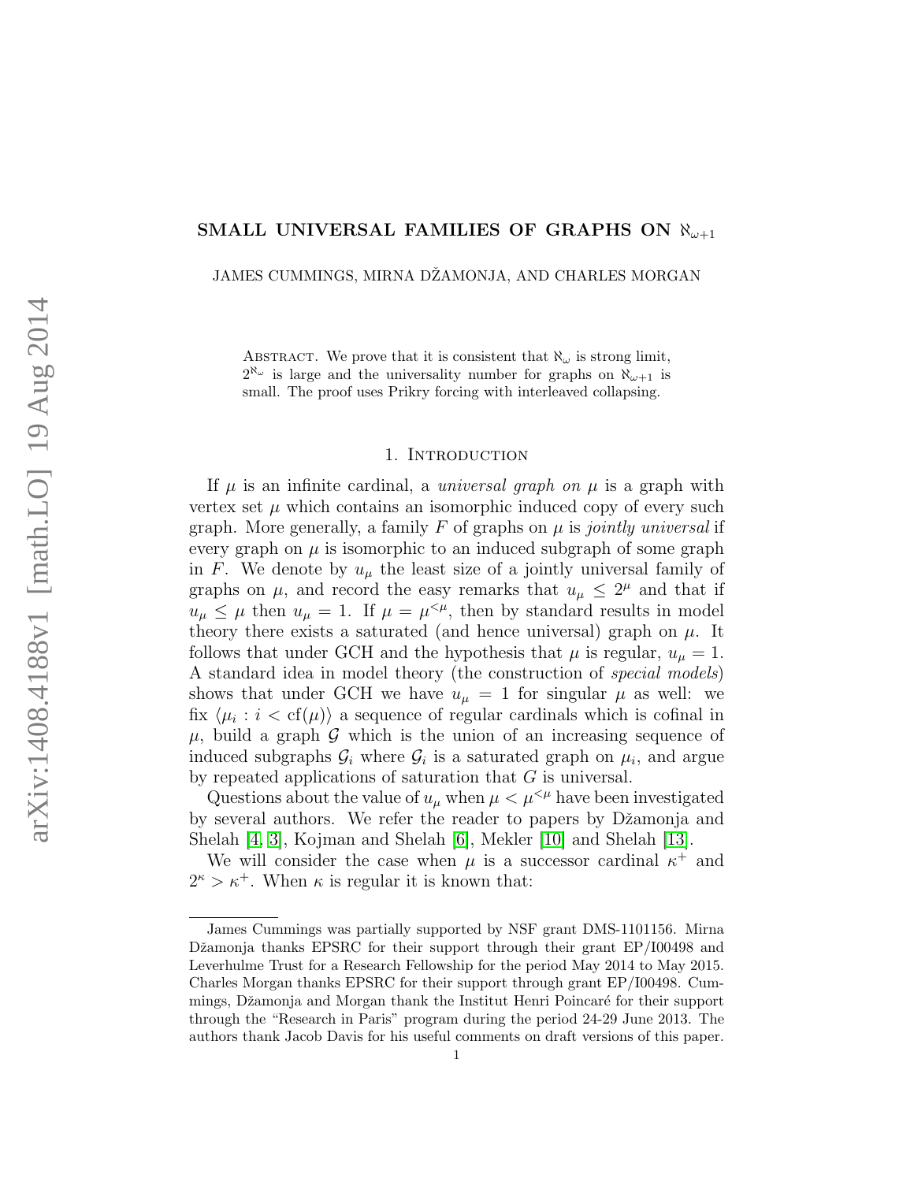# SMALL UNIVERSAL FAMILIES OF GRAPHS ON $\aleph_{\omega+1}$

JAMES CUMMINGS, MIRNA DŽAMONJA, AND CHARLES MORGAN

Abstract. We prove that it is consistent that $\aleph_\omega$ is strong limit, $2^{\aleph_\omega}$ is large and the universality number for graphs on $\aleph_{\omega+1}$ is small. The proof uses Prikry forcing with interleaved collapsing.

## 1. Introduction

If $\mu$ is an infinite cardinal, a *universal graph on* $\mu$ is a graph with vertex set $\mu$ which contains an isomorphic induced copy of every such graph. More generally, a family $F$ of graphs on $\mu$ is *jointly universal* if every graph on $\mu$ is isomorphic to an induced subgraph of some graph in $F$. We denote by $u_\mu$ the least size of a jointly universal family of graphs on $\mu$, and record the easy remarks that $u_\mu \leq 2^\mu$ and that if $u_\mu \leq \mu$ then $u_\mu = 1$. If $\mu = \mu^{<\mu}$, then by standard results in model theory there exists a saturated (and hence universal) graph on $\mu$. It follows that under GCH and the hypothesis that $\mu$ is regular, $u_\mu = 1$. A standard idea in model theory (the construction of *special models*) shows that under GCH we have $u_\mu = 1$ for singular $\mu$ as well: we fix $\langle \mu_i : i < \mathrm{cf}(\mu) \rangle$ a sequence of regular cardinals which is cofinal in $\mu$, build a graph $\mathcal{G}$ which is the union of an increasing sequence of induced subgraphs $\mathcal{G}_i$ where $\mathcal{G}_i$ is a saturated graph on $\mu_i$, and argue by repeated applications of saturation that $G$ is universal.

Questions about the value of $u_\mu$ when $\mu < \mu^{<\mu}$ have been investigated by several authors. We refer the reader to papers by Džamonja and Shelah [4, 3], Kojman and Shelah [6], Mekler [10] and Shelah [13].

We will consider the case when $\mu$ is a successor cardinal $\kappa^+$ and $2^\kappa > \kappa^+$. When $\kappa$ is regular it is known that:

---

James Cummings was partially supported by NSF grant DMS-1101156. Mirna Džamonja thanks EPSRC for their support through their grant EP/I00498 and Leverhulme Trust for a Research Fellowship for the period May 2014 to May 2015. Charles Morgan thanks EPSRC for their support through grant EP/I00498. Cummings, Džamonja and Morgan thank the Institut Henri Poincaré for their support through the "Research in Paris" program during the period 24-29 June 2013. The authors thank Jacob Davis for his useful comments on draft versions of this paper.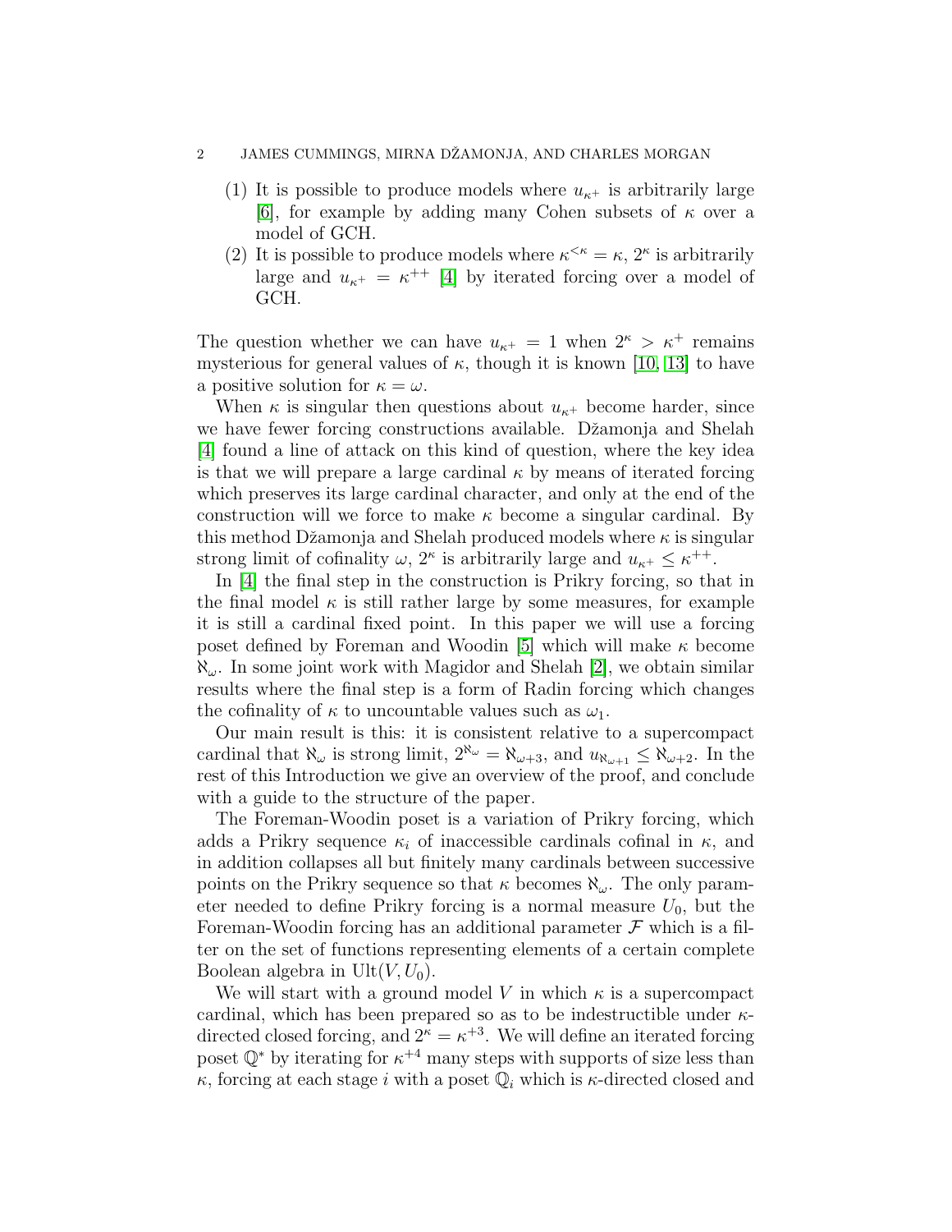(1) It is possible to produce models where $u_{\kappa^+}$ is arbitrarily large [6], for example by adding many Cohen subsets of $\kappa$ over a model of GCH.
(2) It is possible to produce models where $\kappa^{<\kappa} = \kappa$, $2^\kappa$ is arbitrarily large and $u_{\kappa^+} = \kappa^{++}$ [4] by iterated forcing over a model of GCH.

The question whether we can have $u_{\kappa^+} = 1$ when $2^\kappa > \kappa^+$ remains mysterious for general values of $\kappa$, though it is known [10, 13] to have a positive solution for $\kappa = \omega$.

When $\kappa$ is singular then questions about $u_{\kappa^+}$ become harder, since we have fewer forcing constructions available. Džamonja and Shelah [4] found a line of attack on this kind of question, where the key idea is that we will prepare a large cardinal $\kappa$ by means of iterated forcing which preserves its large cardinal character, and only at the end of the construction will we force to make $\kappa$ become a singular cardinal. By this method Džamonja and Shelah produced models where $\kappa$ is singular strong limit of cofinality $\omega$, $2^\kappa$ is arbitrarily large and $u_{\kappa^+} \leq \kappa^{++}$.

In [4] the final step in the construction is Prikry forcing, so that in the final model $\kappa$ is still rather large by some measures, for example it is still a cardinal fixed point. In this paper we will use a forcing poset defined by Foreman and Woodin [5] which will make $\kappa$ become $\aleph_\omega$. In some joint work with Magidor and Shelah [2], we obtain similar results where the final step is a form of Radin forcing which changes the cofinality of $\kappa$ to uncountable values such as $\omega_1$.

Our main result is this: it is consistent relative to a supercompact cardinal that $\aleph_\omega$ is strong limit, $2^{\aleph_\omega} = \aleph_{\omega+3}$, and $u_{\aleph_{\omega+1}} \leq \aleph_{\omega+2}$. In the rest of this Introduction we give an overview of the proof, and conclude with a guide to the structure of the paper.

The Foreman-Woodin poset is a variation of Prikry forcing, which adds a Prikry sequence $\kappa_i$ of inaccessible cardinals cofinal in $\kappa$, and in addition collapses all but finitely many cardinals between successive points on the Prikry sequence so that $\kappa$ becomes $\aleph_\omega$. The only parameter needed to define Prikry forcing is a normal measure $U_0$, but the Foreman-Woodin forcing has an additional parameter $\mathcal{F}$ which is a filter on the set of functions representing elements of a certain complete Boolean algebra in $\mathrm{Ult}(V, U_0)$.

We will start with a ground model $V$ in which $\kappa$ is a supercompact cardinal, which has been prepared so as to be indestructible under $\kappa$-directed closed forcing, and $2^\kappa = \kappa^{+3}$. We will define an iterated forcing poset $\mathbb{Q}^*$ by iterating for $\kappa^{+4}$ many steps with supports of size less than $\kappa$, forcing at each stage $i$ with a poset $\mathbb{Q}_i$ which is $\kappa$-directed closed and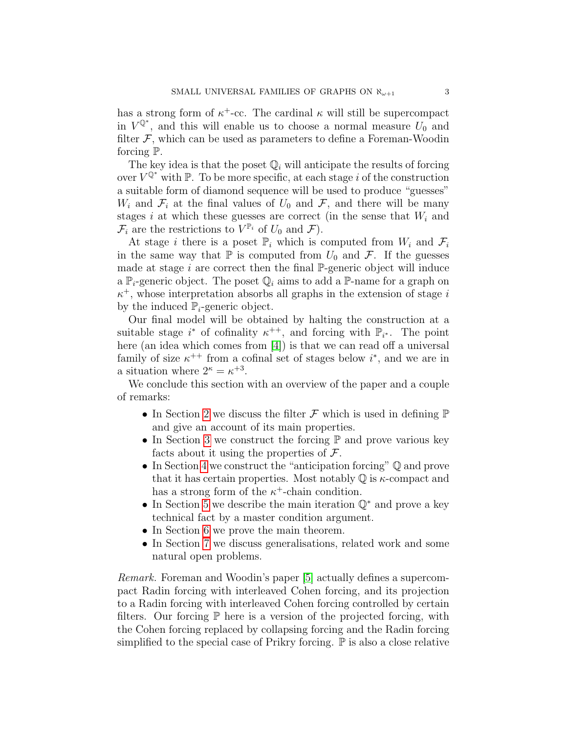has a strong form of $\kappa^+$-cc. The cardinal $\kappa$ will still be supercompact in $V^{\mathbb{Q}^*}$, and this will enable us to choose a normal measure $U_0$ and filter $\mathcal{F}$, which can be used as parameters to define a Foreman-Woodin forcing $\mathbb{P}$.

The key idea is that the poset $\mathbb{Q}_i$ will anticipate the results of forcing over $V^{\mathbb{Q}^*}$ with $\mathbb{P}$. To be more specific, at each stage $i$ of the construction a suitable form of diamond sequence will be used to produce "guesses" $W_i$ and $\mathcal{F}_i$ at the final values of $U_0$ and $\mathcal{F}$, and there will be many stages $i$ at which these guesses are correct (in the sense that $W_i$ and $\mathcal{F}_i$ are the restrictions to $V^{\mathbb{P}_i}$ of $U_0$ and $\mathcal{F}$).

At stage $i$ there is a poset $\mathbb{P}_i$ which is computed from $W_i$ and $\mathcal{F}_i$ in the same way that $\mathbb{P}$ is computed from $U_0$ and $\mathcal{F}$. If the guesses made at stage $i$ are correct then the final $\mathbb{P}$-generic object will induce a $\mathbb{P}_i$-generic object. The poset $\mathbb{Q}_i$ aims to add a $\mathbb{P}$-name for a graph on $\kappa^+$, whose interpretation absorbs all graphs in the extension of stage $i$ by the induced $\mathbb{P}_i$-generic object.

Our final model will be obtained by halting the construction at a suitable stage $i^*$ of cofinality $\kappa^{++}$, and forcing with $\mathbb{P}_{i^*}$. The point here (an idea which comes from [4]) is that we can read off a universal family of size $\kappa^{++}$ from a cofinal set of stages below $i^*$, and we are in a situation where $2^\kappa = \kappa^{+3}$.

We conclude this section with an overview of the paper and a couple of remarks:

- In Section 2 we discuss the filter $\mathcal{F}$ which is used in defining $\mathbb{P}$ and give an account of its main properties.
- In Section 3 we construct the forcing $\mathbb{P}$ and prove various key facts about it using the properties of $\mathcal{F}$.
- In Section 4 we construct the "anticipation forcing" $\mathbb{Q}$ and prove that it has certain properties. Most notably $\mathbb{Q}$ is $\kappa$-compact and has a strong form of the $\kappa^+$-chain condition.
- In Section 5 we describe the main iteration $\mathbb{Q}^*$ and prove a key technical fact by a master condition argument.
- In Section 6 we prove the main theorem.
- In Section 7 we discuss generalisations, related work and some natural open problems.

*Remark.* Foreman and Woodin's paper [5] actually defines a supercompact Radin forcing with interleaved Cohen forcing, and its projection to a Radin forcing with interleaved Cohen forcing controlled by certain filters. Our forcing $\mathbb{P}$ here is a version of the projected forcing, with the Cohen forcing replaced by collapsing forcing and the Radin forcing simplified to the special case of Prikry forcing. $\mathbb{P}$ is also a close relative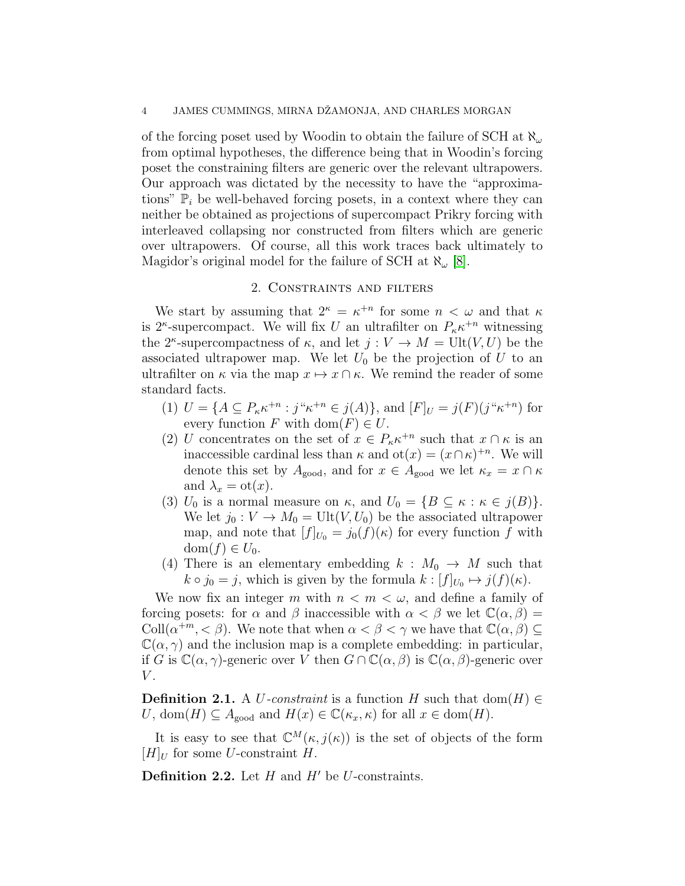of the forcing poset used by Woodin to obtain the failure of SCH at $\aleph_\omega$ from optimal hypotheses, the difference being that in Woodin's forcing poset the constraining filters are generic over the relevant ultrapowers. Our approach was dictated by the necessity to have the "approximations" $\mathbb{P}_i$ be well-behaved forcing posets, in a context where they can neither be obtained as projections of supercompact Prikry forcing with interleaved collapsing nor constructed from filters which are generic over ultrapowers. Of course, all this work traces back ultimately to Magidor's original model for the failure of SCH at $\aleph_\omega$ [8].

## 2. Constraints and filters

We start by assuming that $2^\kappa = \kappa^{+n}$ for some $n < \omega$ and that $\kappa$ is $2^\kappa$-supercompact. We will fix $U$ an ultrafilter on $P_\kappa \kappa^{+n}$ witnessing the $2^\kappa$-supercompactness of $\kappa$, and let $j : V \to M = \mathrm{Ult}(V, U)$ be the associated ultrapower map. We let $U_0$ be the projection of $U$ to an ultrafilter on $\kappa$ via the map $x \mapsto x \cap \kappa$. We remind the reader of some standard facts.

1. $U = \{A \subseteq P_\kappa \kappa^{+n} : j``\kappa^{+n} \in j(A)\}$, and $[F]_U = j(F)(j``\kappa^{+n})$ for every function $F$ with $\mathrm{dom}(F) \in U$.
2. $U$ concentrates on the set of $x \in P_\kappa \kappa^{+n}$ such that $x \cap \kappa$ is an inaccessible cardinal less than $\kappa$ and $\mathrm{ot}(x) = (x \cap \kappa)^{+n}$. We will denote this set by $A_{\mathrm{good}}$, and for $x \in A_{\mathrm{good}}$ we let $\kappa_x = x \cap \kappa$ and $\lambda_x = \mathrm{ot}(x)$.
3. $U_0$ is a normal measure on $\kappa$, and $U_0 = \{B \subseteq \kappa : \kappa \in j(B)\}$. We let $j_0 : V \to M_0 = \mathrm{Ult}(V, U_0)$ be the associated ultrapower map, and note that $[f]_{U_0} = j_0(f)(\kappa)$ for every function $f$ with $\mathrm{dom}(f) \in U_0$.
4. There is an elementary embedding $k : M_0 \to M$ such that $k \circ j_0 = j$, which is given by the formula $k : [f]_{U_0} \mapsto j(f)(\kappa)$.

We now fix an integer $m$ with $n < m < \omega$, and define a family of forcing posets: for $\alpha$ and $\beta$ inaccessible with $\alpha < \beta$ we let $\mathbb{C}(\alpha, \beta) = \mathrm{Coll}(\alpha^{+m}, < \beta)$. We note that when $\alpha < \beta < \gamma$ we have that $\mathbb{C}(\alpha, \beta) \subseteq \mathbb{C}(\alpha, \gamma)$ and the inclusion map is a complete embedding: in particular, if $G$ is $\mathbb{C}(\alpha, \gamma)$-generic over $V$ then $G \cap \mathbb{C}(\alpha, \beta)$ is $\mathbb{C}(\alpha, \beta)$-generic over $V$.

**Definition 2.1.** A *$U$-constraint* is a function $H$ such that $\mathrm{dom}(H) \in U$, $\mathrm{dom}(H) \subseteq A_{\mathrm{good}}$ and $H(x) \in \mathbb{C}(\kappa_x, \kappa)$ for all $x \in \mathrm{dom}(H)$.

It is easy to see that $\mathbb{C}^M(\kappa, j(\kappa))$ is the set of objects of the form $[H]_U$ for some $U$-constraint $H$.

**Definition 2.2.** Let $H$ and $H'$ be $U$-constraints.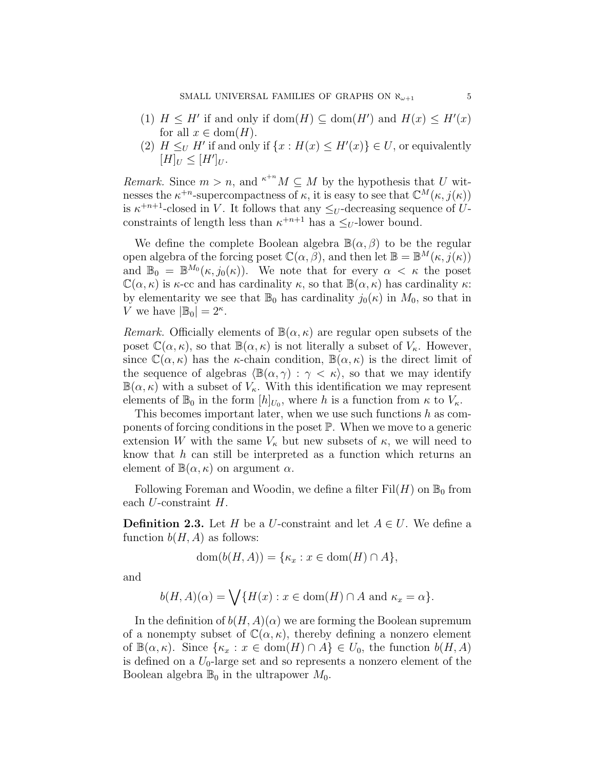(1) $H \leq H'$ if and only if $\text{dom}(H) \subseteq \text{dom}(H')$ and $H(x) \leq H'(x)$ for all $x \in \text{dom}(H)$.
(2) $H \leq_U H'$ if and only if $\{x : H(x) \leq H'(x)\} \in U$, or equivalently $[H]_U \leq [H']_U$.

*Remark.* Since $m > n$, and ${}^{\kappa^{+n}}M \subseteq M$ by the hypothesis that $U$ witnesses the $\kappa^{+n}$-supercompactness of $\kappa$, it is easy to see that $\mathbb{C}^M(\kappa, j(\kappa))$ is $\kappa^{+n+1}$-closed in $V$. It follows that any $\leq_U$-decreasing sequence of $U$-constraints of length less than $\kappa^{+n+1}$ has a $\leq_U$-lower bound.

We define the complete Boolean algebra $\mathbb{B}(\alpha, \beta)$ to be the regular open algebra of the forcing poset $\mathbb{C}(\alpha, \beta)$, and then let $\mathbb{B} = \mathbb{B}^M(\kappa, j(\kappa))$ and $\mathbb{B}_0 = \mathbb{B}^{M_0}(\kappa, j_0(\kappa))$. We note that for every $\alpha < \kappa$ the poset $\mathbb{C}(\alpha, \kappa)$ is $\kappa$-cc and has cardinality $\kappa$, so that $\mathbb{B}(\alpha, \kappa)$ has cardinality $\kappa$: by elementarity we see that $\mathbb{B}_0$ has cardinality $j_0(\kappa)$ in $M_0$, so that in $V$ we have $|\mathbb{B}_0| = 2^\kappa$.

*Remark.* Officially elements of $\mathbb{B}(\alpha, \kappa)$ are regular open subsets of the poset $\mathbb{C}(\alpha, \kappa)$, so that $\mathbb{B}(\alpha, \kappa)$ is not literally a subset of $V_\kappa$. However, since $\mathbb{C}(\alpha, \kappa)$ has the $\kappa$-chain condition, $\mathbb{B}(\alpha, \kappa)$ is the direct limit of the sequence of algebras $\langle \mathbb{B}(\alpha, \gamma) : \gamma < \kappa \rangle$, so that we may identify $\mathbb{B}(\alpha, \kappa)$ with a subset of $V_\kappa$. With this identification we may represent elements of $\mathbb{B}_0$ in the form $[h]_{U_0}$, where $h$ is a function from $\kappa$ to $V_\kappa$.

This becomes important later, when we use such functions $h$ as components of forcing conditions in the poset $\mathbb{P}$. When we move to a generic extension $W$ with the same $V_\kappa$ but new subsets of $\kappa$, we will need to know that $h$ can still be interpreted as a function which returns an element of $\mathbb{B}(\alpha, \kappa)$ on argument $\alpha$.

Following Foreman and Woodin, we define a filter $\text{Fil}(H)$ on $\mathbb{B}_0$ from each $U$-constraint $H$.

**Definition 2.3.** Let $H$ be a $U$-constraint and let $A \in U$. We define a function $b(H, A)$ as follows:

$$\text{dom}(b(H, A)) = \{\kappa_x : x \in \text{dom}(H) \cap A\},$$

and

$$b(H, A)(\alpha) = \bigvee \{H(x) : x \in \text{dom}(H) \cap A \text{ and } \kappa_x = \alpha\}.$$

In the definition of $b(H, A)(\alpha)$ we are forming the Boolean supremum of a nonempty subset of $\mathbb{C}(\alpha, \kappa)$, thereby defining a nonzero element of $\mathbb{B}(\alpha, \kappa)$. Since $\{\kappa_x : x \in \text{dom}(H) \cap A\} \in U_0$, the function $b(H, A)$ is defined on a $U_0$-large set and so represents a nonzero element of the Boolean algebra $\mathbb{B}_0$ in the ultrapower $M_0$.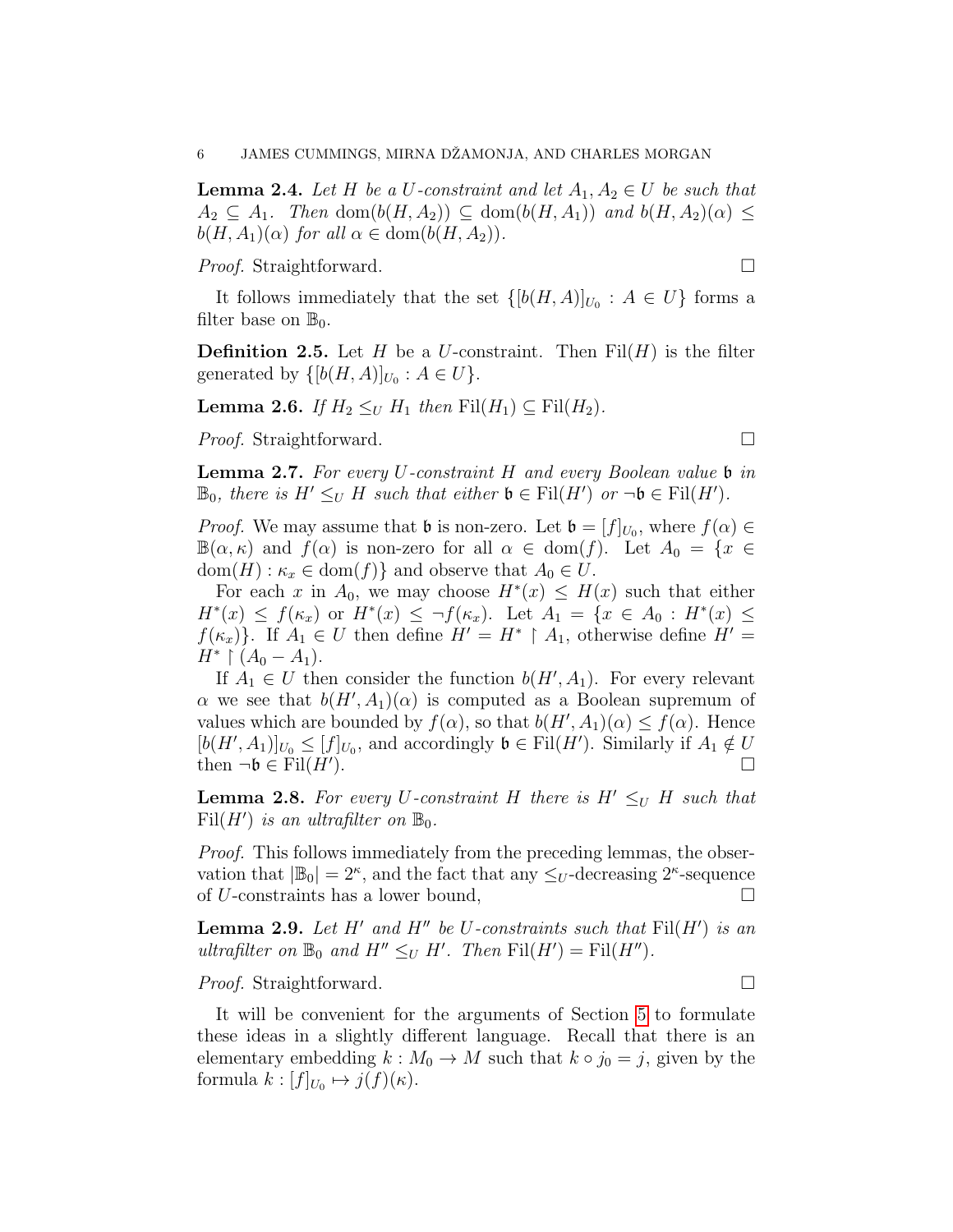**Lemma 2.4.** *Let $H$ be a $U$-constraint and let $A_1, A_2 \in U$ be such that $A_2 \subseteq A_1$. Then $\mathrm{dom}(b(H, A_2)) \subseteq \mathrm{dom}(b(H, A_1))$ and $b(H, A_2)(\alpha) \leq b(H, A_1)(\alpha)$ for all $\alpha \in \mathrm{dom}(b(H, A_2))$.*

*Proof.* Straightforward. □

It follows immediately that the set $\{[b(H, A)]_{U_0} : A \in U\}$ forms a filter base on $\mathbb{B}_0$.

**Definition 2.5.** Let $H$ be a $U$-constraint. Then $\mathrm{Fil}(H)$ is the filter generated by $\{[b(H, A)]_{U_0} : A \in U\}$.

**Lemma 2.6.** *If $H_2 \leq_U H_1$ then $\mathrm{Fil}(H_1) \subseteq \mathrm{Fil}(H_2)$.*

*Proof.* Straightforward. □

**Lemma 2.7.** *For every $U$-constraint $H$ and every Boolean value $\mathfrak{b}$ in $\mathbb{B}_0$, there is $H' \leq_U H$ such that either $\mathfrak{b} \in \mathrm{Fil}(H')$ or $\neg\mathfrak{b} \in \mathrm{Fil}(H')$.*

*Proof.* We may assume that $\mathfrak{b}$ is non-zero. Let $\mathfrak{b} = [f]_{U_0}$, where $f(\alpha) \in \mathbb{B}(\alpha, \kappa)$ and $f(\alpha)$ is non-zero for all $\alpha \in \mathrm{dom}(f)$. Let $A_0 = \{x \in \mathrm{dom}(H) : \kappa_x \in \mathrm{dom}(f)\}$ and observe that $A_0 \in U$.

For each $x$ in $A_0$, we may choose $H^*(x) \leq H(x)$ such that either $H^*(x) \leq f(\kappa_x)$ or $H^*(x) \leq \neg f(\kappa_x)$. Let $A_1 = \{x \in A_0 : H^*(x) \leq f(\kappa_x)\}$. If $A_1 \in U$ then define $H' = H^* \upharpoonright A_1$, otherwise define $H' = H^* \upharpoonright (A_0 - A_1)$.

If $A_1 \in U$ then consider the function $b(H', A_1)$. For every relevant $\alpha$ we see that $b(H', A_1)(\alpha)$ is computed as a Boolean supremum of values which are bounded by $f(\alpha)$, so that $b(H', A_1)(\alpha) \leq f(\alpha)$. Hence $[b(H', A_1)]_{U_0} \leq [f]_{U_0}$, and accordingly $\mathfrak{b} \in \mathrm{Fil}(H')$. Similarly if $A_1 \notin U$ then $\neg\mathfrak{b} \in \mathrm{Fil}(H')$. □

**Lemma 2.8.** *For every $U$-constraint $H$ there is $H' \leq_U H$ such that $\mathrm{Fil}(H')$ is an ultrafilter on $\mathbb{B}_0$.*

*Proof.* This follows immediately from the preceding lemmas, the observation that $|\mathbb{B}_0| = 2^\kappa$, and the fact that any $\leq_U$-decreasing $2^\kappa$-sequence of $U$-constraints has a lower bound, □

**Lemma 2.9.** *Let $H'$ and $H''$ be $U$-constraints such that $\mathrm{Fil}(H')$ is an ultrafilter on $\mathbb{B}_0$ and $H'' \leq_U H'$. Then $\mathrm{Fil}(H') = \mathrm{Fil}(H'')$.*

*Proof.* Straightforward. □

It will be convenient for the arguments of Section 5 to formulate these ideas in a slightly different language. Recall that there is an elementary embedding $k : M_0 \to M$ such that $k \circ j_0 = j$, given by the formula $k : [f]_{U_0} \mapsto j(f)(\kappa)$.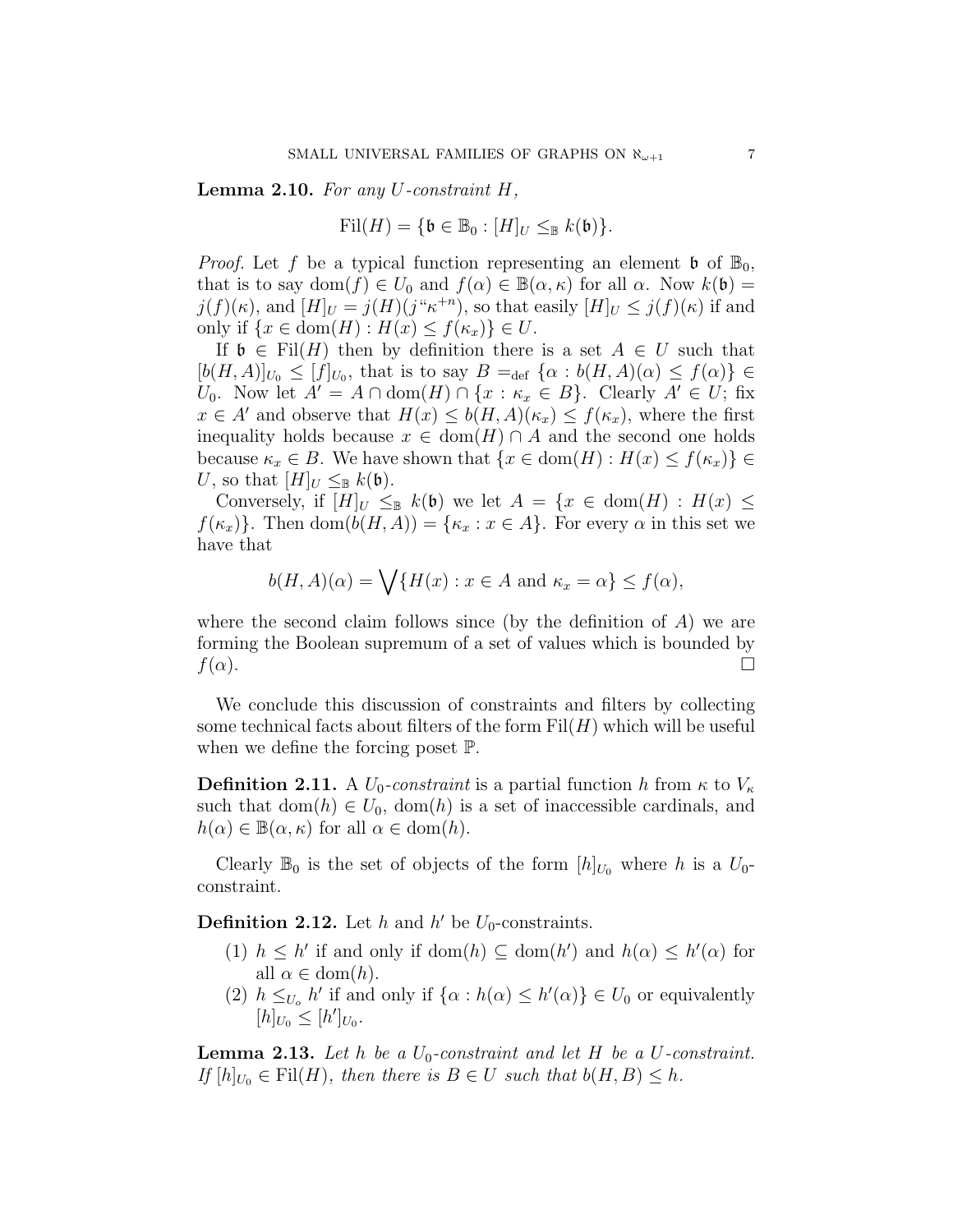**Lemma 2.10.** *For any $U$-constraint $H$,*

$$\mathrm{Fil}(H) = \{\mathfrak{b} \in \mathbb{B}_0 : [H]_U \leq_{\mathbb{B}} k(\mathfrak{b})\}.$$

*Proof.* Let $f$ be a typical function representing an element $\mathfrak{b}$ of $\mathbb{B}_0$, that is to say $\mathrm{dom}(f) \in U_0$ and $f(\alpha) \in \mathbb{B}(\alpha, \kappa)$ for all $\alpha$. Now $k(\mathfrak{b}) = j(f)(\kappa)$, and $[H]_U = j(H)(j``\kappa^{+n})$, so that easily $[H]_U \leq j(f)(\kappa)$ if and only if $\{x \in \mathrm{dom}(H) : H(x) \leq f(\kappa_x)\} \in U$.

If $\mathfrak{b} \in \mathrm{Fil}(H)$ then by definition there is a set $A \in U$ such that $[b(H, A)]_{U_0} \leq [f]_{U_0}$, that is to say $B =_{\mathrm{def}} \{\alpha : b(H, A)(\alpha) \leq f(\alpha)\} \in U_0$. Now let $A' = A \cap \mathrm{dom}(H) \cap \{x : \kappa_x \in B\}$. Clearly $A' \in U$; fix $x \in A'$ and observe that $H(x) \leq b(H, A)(\kappa_x) \leq f(\kappa_x)$, where the first inequality holds because $x \in \mathrm{dom}(H) \cap A$ and the second one holds because $\kappa_x \in B$. We have shown that $\{x \in \mathrm{dom}(H) : H(x) \leq f(\kappa_x)\} \in U$, so that $[H]_U \leq_{\mathbb{B}} k(\mathfrak{b})$.

Conversely, if $[H]_U \leq_{\mathbb{B}} k(\mathfrak{b})$ we let $A = \{x \in \mathrm{dom}(H) : H(x) \leq f(\kappa_x)\}$. Then $\mathrm{dom}(b(H, A)) = \{\kappa_x : x \in A\}$. For every $\alpha$ in this set we have that

$$b(H, A)(\alpha) = \bigvee\{H(x) : x \in A \text{ and } \kappa_x = \alpha\} \leq f(\alpha),$$

where the second claim follows since (by the definition of $A$) we are forming the Boolean supremum of a set of values which is bounded by $f(\alpha)$. $\square$

We conclude this discussion of constraints and filters by collecting some technical facts about filters of the form $\mathrm{Fil}(H)$ which will be useful when we define the forcing poset $\mathbb{P}$.

**Definition 2.11.** A *$U_0$-constraint* is a partial function $h$ from $\kappa$ to $V_\kappa$ such that $\mathrm{dom}(h) \in U_0$, $\mathrm{dom}(h)$ is a set of inaccessible cardinals, and $h(\alpha) \in \mathbb{B}(\alpha, \kappa)$ for all $\alpha \in \mathrm{dom}(h)$.

Clearly $\mathbb{B}_0$ is the set of objects of the form $[h]_{U_0}$ where $h$ is a $U_0$-constraint.

**Definition 2.12.** Let $h$ and $h'$ be $U_0$-constraints.

1. $h \leq h'$ if and only if $\mathrm{dom}(h) \subseteq \mathrm{dom}(h')$ and $h(\alpha) \leq h'(\alpha)$ for all $\alpha \in \mathrm{dom}(h)$.
2. $h \leq_{U_o} h'$ if and only if $\{\alpha : h(\alpha) \leq h'(\alpha)\} \in U_0$ or equivalently $[h]_{U_0} \leq [h']_{U_0}$.

**Lemma 2.13.** *Let $h$ be a $U_0$-constraint and let $H$ be a $U$-constraint. If $[h]_{U_0} \in \mathrm{Fil}(H)$, then there is $B \in U$ such that $b(H, B) \leq h$.*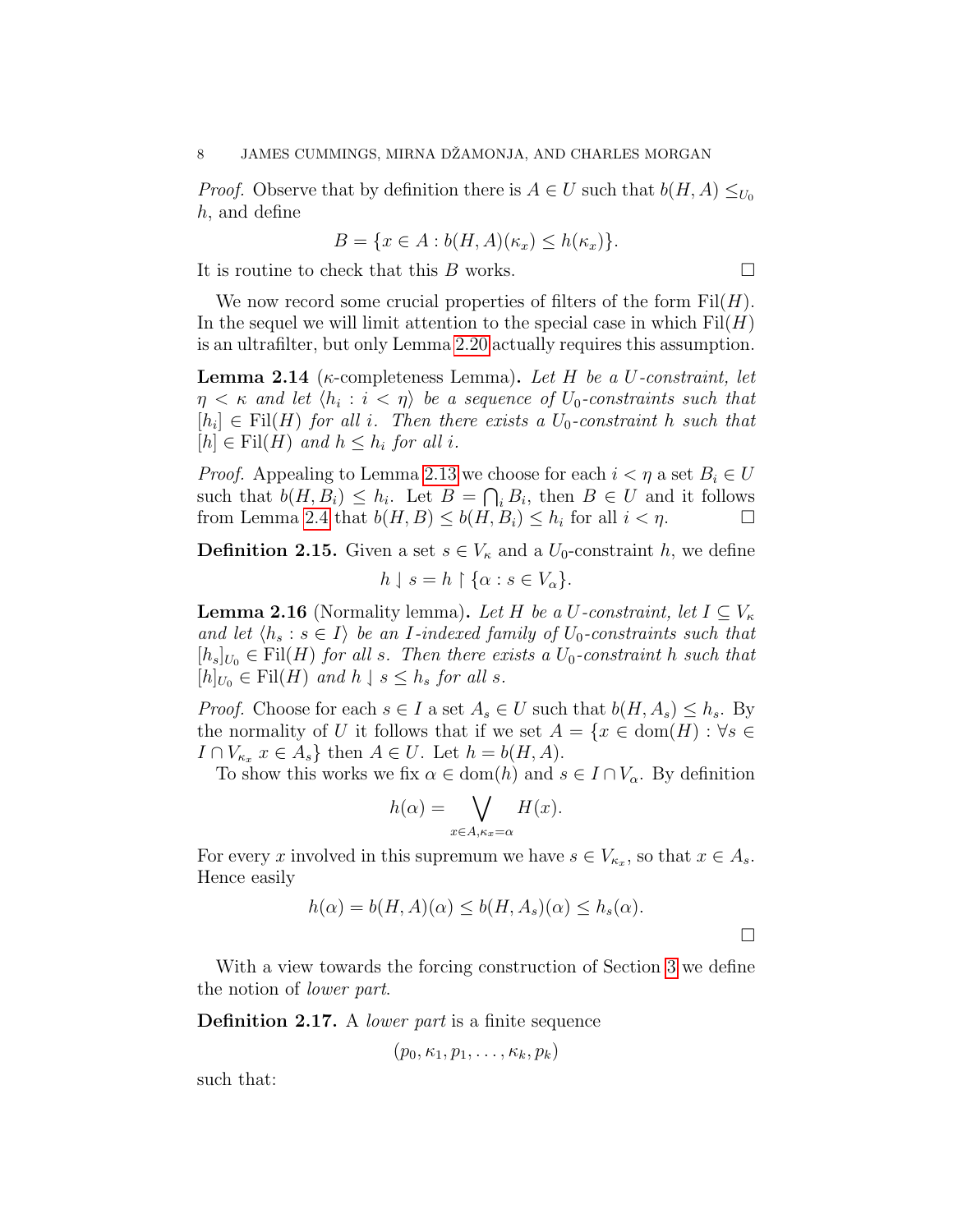*Proof.* Observe that by definition there is $A \in U$ such that $b(H, A) \leq_{U_0} h$, and define

$$B = \{x \in A : b(H, A)(\kappa_x) \leq h(\kappa_x)\}.$$

It is routine to check that this $B$ works. □

We now record some crucial properties of filters of the form $\mathrm{Fil}(H)$. In the sequel we will limit attention to the special case in which $\mathrm{Fil}(H)$ is an ultrafilter, but only Lemma 2.20 actually requires this assumption.

**Lemma 2.14** ($\kappa$-completeness Lemma)**.** *Let $H$ be a $U$-constraint, let $\eta < \kappa$ and let $\langle h_i : i < \eta \rangle$ be a sequence of $U_0$-constraints such that $[h_i] \in \mathrm{Fil}(H)$ for all $i$. Then there exists a $U_0$-constraint $h$ such that $[h] \in \mathrm{Fil}(H)$ and $h \leq h_i$ for all $i$.*

*Proof.* Appealing to Lemma 2.13 we choose for each $i < \eta$ a set $B_i \in U$ such that $b(H, B_i) \leq h_i$. Let $B = \bigcap_i B_i$, then $B \in U$ and it follows from Lemma 2.4 that $b(H, B) \leq b(H, B_i) \leq h_i$ for all $i < \eta$. □

**Definition 2.15.** Given a set $s \in V_\kappa$ and a $U_0$-constraint $h$, we define

$$h \downharpoonright s = h \upharpoonright \{\alpha : s \in V_\alpha\}.$$

**Lemma 2.16** (Normality lemma)**.** *Let $H$ be a $U$-constraint, let $I \subseteq V_\kappa$ and let $\langle h_s : s \in I \rangle$ be an $I$-indexed family of $U_0$-constraints such that $[h_s]_{U_0} \in \mathrm{Fil}(H)$ for all $s$. Then there exists a $U_0$-constraint $h$ such that $[h]_{U_0} \in \mathrm{Fil}(H)$ and $h \downharpoonright s \leq h_s$ for all $s$.*

*Proof.* Choose for each $s \in I$ a set $A_s \in U$ such that $b(H, A_s) \leq h_s$. By the normality of $U$ it follows that if we set $A = \{x \in \mathrm{dom}(H) : \forall s \in I \cap V_{\kappa_x}\ x \in A_s\}$ then $A \in U$. Let $h = b(H, A)$.

To show this works we fix $\alpha \in \mathrm{dom}(h)$ and $s \in I \cap V_\alpha$. By definition

$$h(\alpha) = \bigvee_{x \in A, \kappa_x = \alpha} H(x).$$

For every $x$ involved in this supremum we have $s \in V_{\kappa_x}$, so that $x \in A_s$. Hence easily

$$h(\alpha) = b(H, A)(\alpha) \leq b(H, A_s)(\alpha) \leq h_s(\alpha).$$

□

With a view towards the forcing construction of Section 3 we define the notion of *lower part*.

**Definition 2.17.** A *lower part* is a finite sequence

$$(p_0, \kappa_1, p_1, \ldots, \kappa_k, p_k)$$

such that: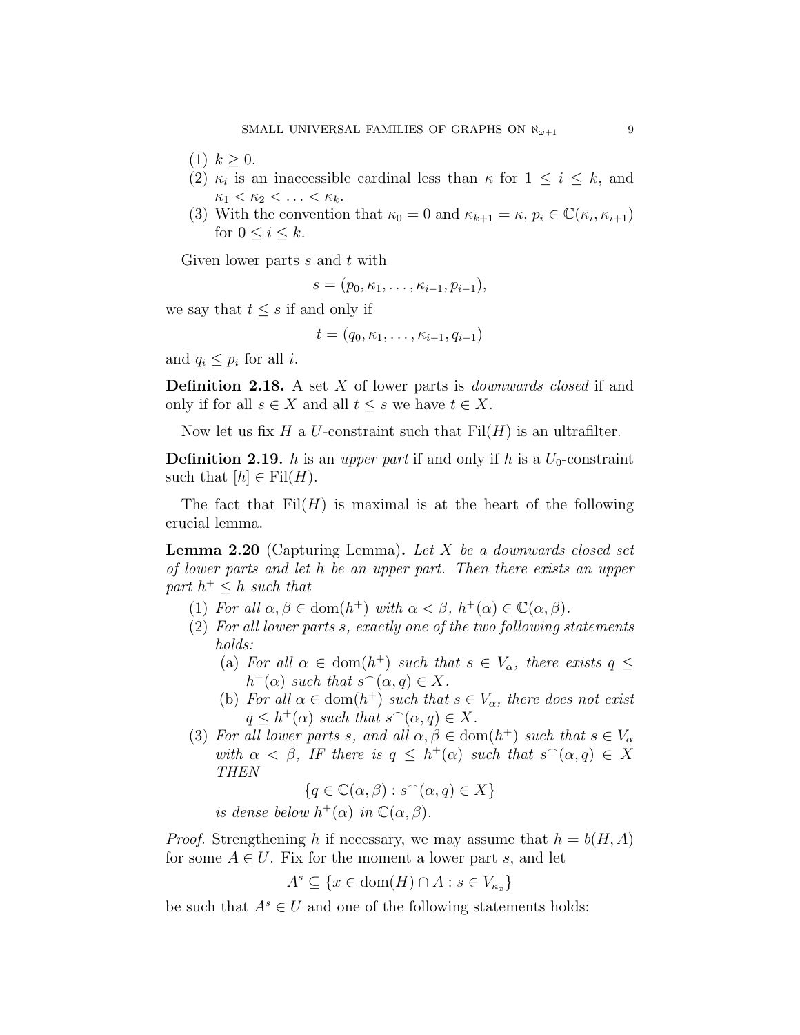(1) $k \geq 0$.
(2) $\kappa_i$ is an inaccessible cardinal less than $\kappa$ for $1 \leq i \leq k$, and $\kappa_1 < \kappa_2 < \ldots < \kappa_k$.
(3) With the convention that $\kappa_0 = 0$ and $\kappa_{k+1} = \kappa$, $p_i \in \mathbb{C}(\kappa_i, \kappa_{i+1})$ for $0 \leq i \leq k$.

Given lower parts $s$ and $t$ with

$$s = (p_0, \kappa_1, \ldots, \kappa_{i-1}, p_{i-1}),$$

we say that $t \leq s$ if and only if

$$t = (q_0, \kappa_1, \ldots, \kappa_{i-1}, q_{i-1})$$

and $q_i \leq p_i$ for all $i$.

**Definition 2.18.** A set $X$ of lower parts is *downwards closed* if and only if for all $s \in X$ and all $t \leq s$ we have $t \in X$.

Now let us fix $H$ a $U$-constraint such that $\mathrm{Fil}(H)$ is an ultrafilter.

**Definition 2.19.** $h$ is an *upper part* if and only if $h$ is a $U_0$-constraint such that $[h] \in \mathrm{Fil}(H)$.

The fact that $\mathrm{Fil}(H)$ is maximal is at the heart of the following crucial lemma.

**Lemma 2.20** (Capturing Lemma)**.** *Let $X$ be a downwards closed set of lower parts and let $h$ be an upper part. Then there exists an upper part $h^+ \leq h$ such that*

(1) *For all $\alpha, \beta \in \mathrm{dom}(h^+)$ with $\alpha < \beta$, $h^+(\alpha) \in \mathbb{C}(\alpha, \beta)$.*
(2) *For all lower parts $s$, exactly one of the two following statements holds:*
   (a) *For all $\alpha \in \mathrm{dom}(h^+)$ such that $s \in V_\alpha$, there exists $q \leq h^+(\alpha)$ such that $s^\frown(\alpha, q) \in X$.*
   (b) *For all $\alpha \in \mathrm{dom}(h^+)$ such that $s \in V_\alpha$, there does not exist $q \leq h^+(\alpha)$ such that $s^\frown(\alpha, q) \in X$.*
(3) *For all lower parts $s$, and all $\alpha, \beta \in \mathrm{dom}(h^+)$ such that $s \in V_\alpha$ with $\alpha < \beta$, IF there is $q \leq h^+(\alpha)$ such that $s^\frown(\alpha, q) \in X$ THEN*

$$\{q \in \mathbb{C}(\alpha, \beta) : s^\frown(\alpha, q) \in X\}$$

*is dense below $h^+(\alpha)$ in $\mathbb{C}(\alpha, \beta)$.*

*Proof.* Strengthening $h$ if necessary, we may assume that $h = b(H, A)$ for some $A \in U$. Fix for the moment a lower part $s$, and let

$$A^s \subseteq \{x \in \mathrm{dom}(H) \cap A : s \in V_{\kappa_x}\}$$

be such that $A^s \in U$ and one of the following statements holds: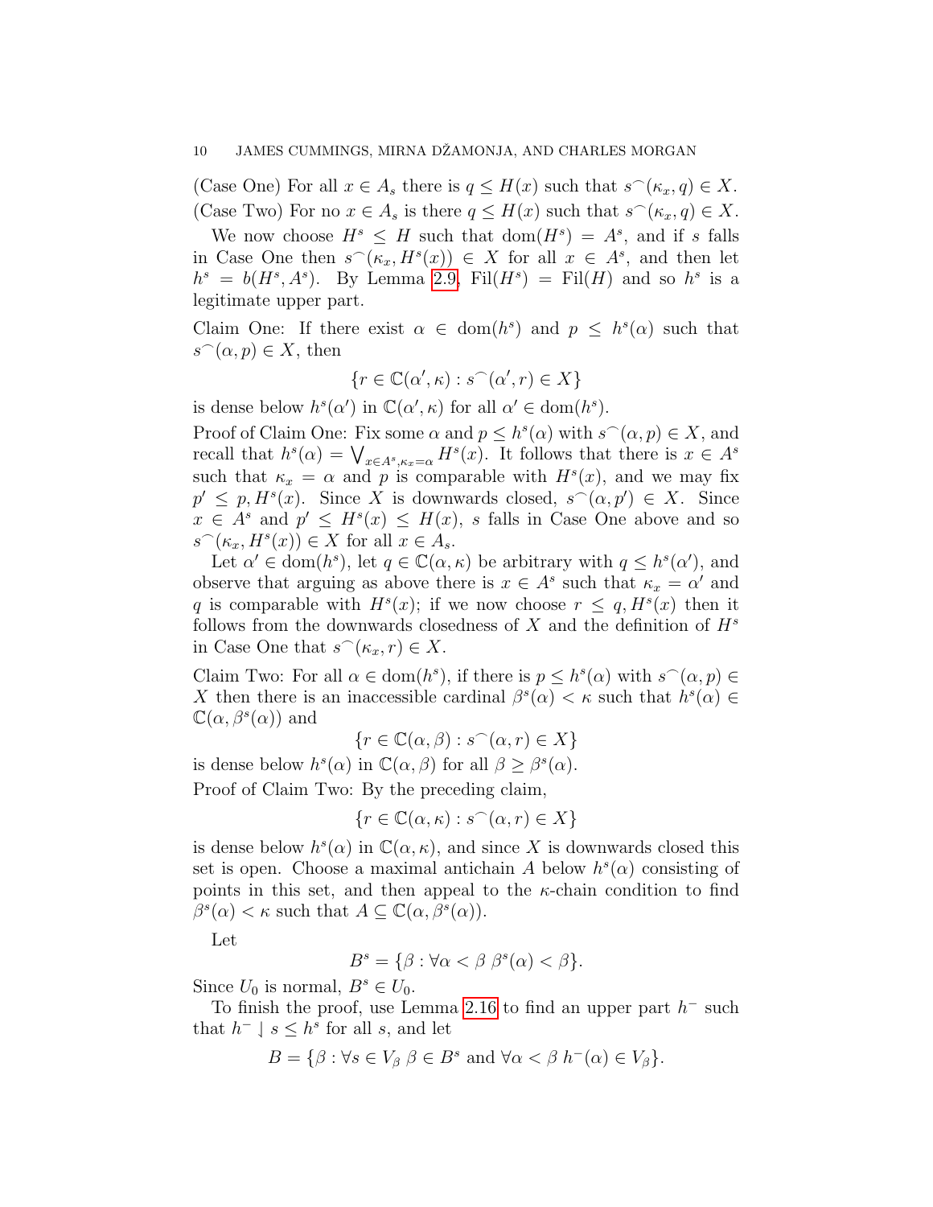(Case One) For all $x \in A_s$ there is $q \leq H(x)$ such that $s^\frown(\kappa_x, q) \in X$.

(Case Two) For no $x \in A_s$ is there $q \leq H(x)$ such that $s^\frown(\kappa_x, q) \in X$.

We now choose $H^s \leq H$ such that $\mathrm{dom}(H^s) = A^s$, and if $s$ falls in Case One then $s^\frown(\kappa_x, H^s(x)) \in X$ for all $x \in A^s$, and then let $h^s = b(H^s, A^s)$. By Lemma 2.9, $\mathrm{Fil}(H^s) = \mathrm{Fil}(H)$ and so $h^s$ is a legitimate upper part.

Claim One: If there exist $\alpha \in \mathrm{dom}(h^s)$ and $p \leq h^s(\alpha)$ such that $s^\frown(\alpha, p) \in X$, then

$$\{r \in \mathbb{C}(\alpha', \kappa) : s^\frown(\alpha', r) \in X\}$$

is dense below $h^s(\alpha')$ in $\mathbb{C}(\alpha', \kappa)$ for all $\alpha' \in \mathrm{dom}(h^s)$.

Proof of Claim One: Fix some $\alpha$ and $p \leq h^s(\alpha)$ with $s^\frown(\alpha, p) \in X$, and recall that $h^s(\alpha) = \bigvee_{x \in A^s, \kappa_x = \alpha} H^s(x)$. It follows that there is $x \in A^s$ such that $\kappa_x = \alpha$ and $p$ is comparable with $H^s(x)$, and we may fix $p' \leq p, H^s(x)$. Since $X$ is downwards closed, $s^\frown(\alpha, p') \in X$. Since $x \in A^s$ and $p' \leq H^s(x) \leq H(x)$, $s$ falls in Case One above and so $s^\frown(\kappa_x, H^s(x)) \in X$ for all $x \in A_s$.

Let $\alpha' \in \mathrm{dom}(h^s)$, let $q \in \mathbb{C}(\alpha, \kappa)$ be arbitrary with $q \leq h^s(\alpha')$, and observe that arguing as above there is $x \in A^s$ such that $\kappa_x = \alpha'$ and $q$ is comparable with $H^s(x)$; if we now choose $r \leq q, H^s(x)$ then it follows from the downwards closedness of $X$ and the definition of $H^s$ in Case One that $s^\frown(\kappa_x, r) \in X$.

Claim Two: For all $\alpha \in \mathrm{dom}(h^s)$, if there is $p \leq h^s(\alpha)$ with $s^\frown(\alpha, p) \in X$ then there is an inaccessible cardinal $\beta^s(\alpha) < \kappa$ such that $h^s(\alpha) \in \mathbb{C}(\alpha, \beta^s(\alpha))$ and

$$\{r \in \mathbb{C}(\alpha, \beta) : s^\frown(\alpha, r) \in X\}$$

is dense below $h^s(\alpha)$ in $\mathbb{C}(\alpha, \beta)$ for all $\beta \geq \beta^s(\alpha)$.

Proof of Claim Two: By the preceding claim,

$$\{r \in \mathbb{C}(\alpha, \kappa) : s^\frown(\alpha, r) \in X\}$$

is dense below $h^s(\alpha)$ in $\mathbb{C}(\alpha, \kappa)$, and since $X$ is downwards closed this set is open. Choose a maximal antichain $A$ below $h^s(\alpha)$ consisting of points in this set, and then appeal to the $\kappa$-chain condition to find $\beta^s(\alpha) < \kappa$ such that $A \subseteq \mathbb{C}(\alpha, \beta^s(\alpha))$.

Let

$$B^s = \{\beta : \forall \alpha < \beta \ \beta^s(\alpha) < \beta\}.$$

Since $U_0$ is normal, $B^s \in U_0$.

To finish the proof, use Lemma 2.16 to find an upper part $h^-$ such that $h^- \downharpoonright s \leq h^s$ for all $s$, and let

$$B = \{\beta : \forall s \in V_\beta \ \beta \in B^s \text{ and } \forall \alpha < \beta \ h^-(\alpha) \in V_\beta\}.$$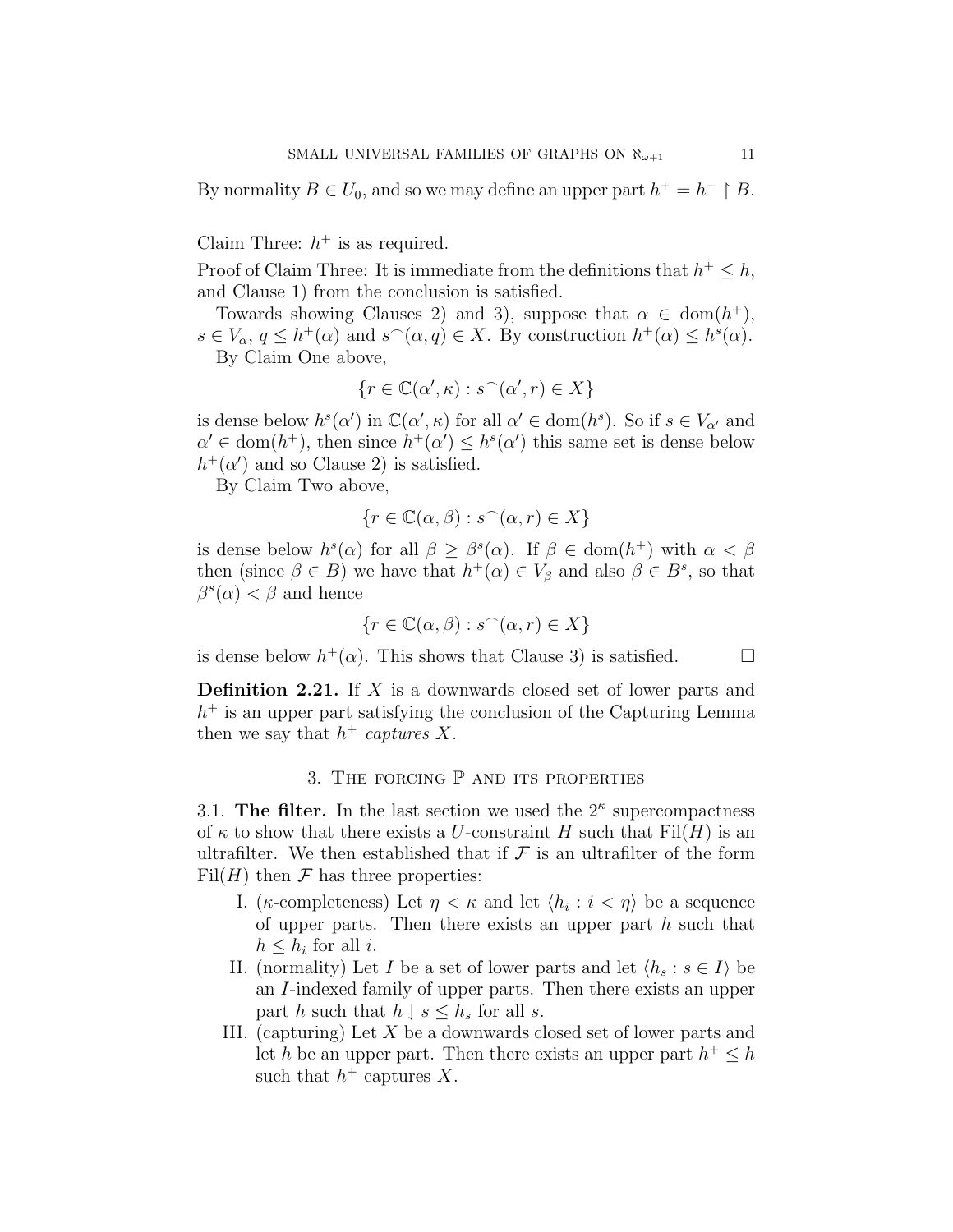By normality $B \in U_0$, and so we may define an upper part $h^+ = h^- \restriction B$.

Claim Three: $h^+$ is as required.

Proof of Claim Three: It is immediate from the definitions that $h^+ \leq h$, and Clause 1) from the conclusion is satisfied.

Towards showing Clauses 2) and 3), suppose that $\alpha \in \mathrm{dom}(h^+)$, $s \in V_\alpha$, $q \leq h^+(\alpha)$ and $s^\frown(\alpha, q) \in X$. By construction $h^+(\alpha) \leq h^s(\alpha)$.

By Claim One above,

$$\{r \in \mathbb{C}(\alpha', \kappa) : s^\frown(\alpha', r) \in X\}$$

is dense below $h^s(\alpha')$ in $\mathbb{C}(\alpha', \kappa)$ for all $\alpha' \in \mathrm{dom}(h^s)$. So if $s \in V_{\alpha'}$ and $\alpha' \in \mathrm{dom}(h^+)$, then since $h^+(\alpha') \leq h^s(\alpha')$ this same set is dense below $h^+(\alpha')$ and so Clause 2) is satisfied.

By Claim Two above,

$$\{r \in \mathbb{C}(\alpha, \beta) : s^\frown(\alpha, r) \in X\}$$

is dense below $h^s(\alpha)$ for all $\beta \geq \beta^s(\alpha)$. If $\beta \in \mathrm{dom}(h^+)$ with $\alpha < \beta$ then (since $\beta \in B$) we have that $h^+(\alpha) \in V_\beta$ and also $\beta \in B^s$, so that $\beta^s(\alpha) < \beta$ and hence

$$\{r \in \mathbb{C}(\alpha, \beta) : s^\frown(\alpha, r) \in X\}$$

is dense below $h^+(\alpha)$. This shows that Clause 3) is satisfied. □

**Definition 2.21.** If $X$ is a downwards closed set of lower parts and $h^+$ is an upper part satisfying the conclusion of the Capturing Lemma then we say that $h^+$ *captures* $X$.

## 3. The forcing $\mathbb{P}$ and its properties

3.1. **The filter.** In the last section we used the $2^\kappa$ supercompactness of $\kappa$ to show that there exists a $U$-constraint $H$ such that $\mathrm{Fil}(H)$ is an ultrafilter. We then established that if $\mathcal{F}$ is an ultrafilter of the form $\mathrm{Fil}(H)$ then $\mathcal{F}$ has three properties:

I. ($\kappa$-completeness) Let $\eta < \kappa$ and let $\langle h_i : i < \eta \rangle$ be a sequence of upper parts. Then there exists an upper part $h$ such that $h \leq h_i$ for all $i$.

II. (normality) Let $I$ be a set of lower parts and let $\langle h_s : s \in I \rangle$ be an $I$-indexed family of upper parts. Then there exists an upper part $h$ such that $h \downharpoonleft s \leq h_s$ for all $s$.

III. (capturing) Let $X$ be a downwards closed set of lower parts and let $h$ be an upper part. Then there exists an upper part $h^+ \leq h$ such that $h^+$ captures $X$.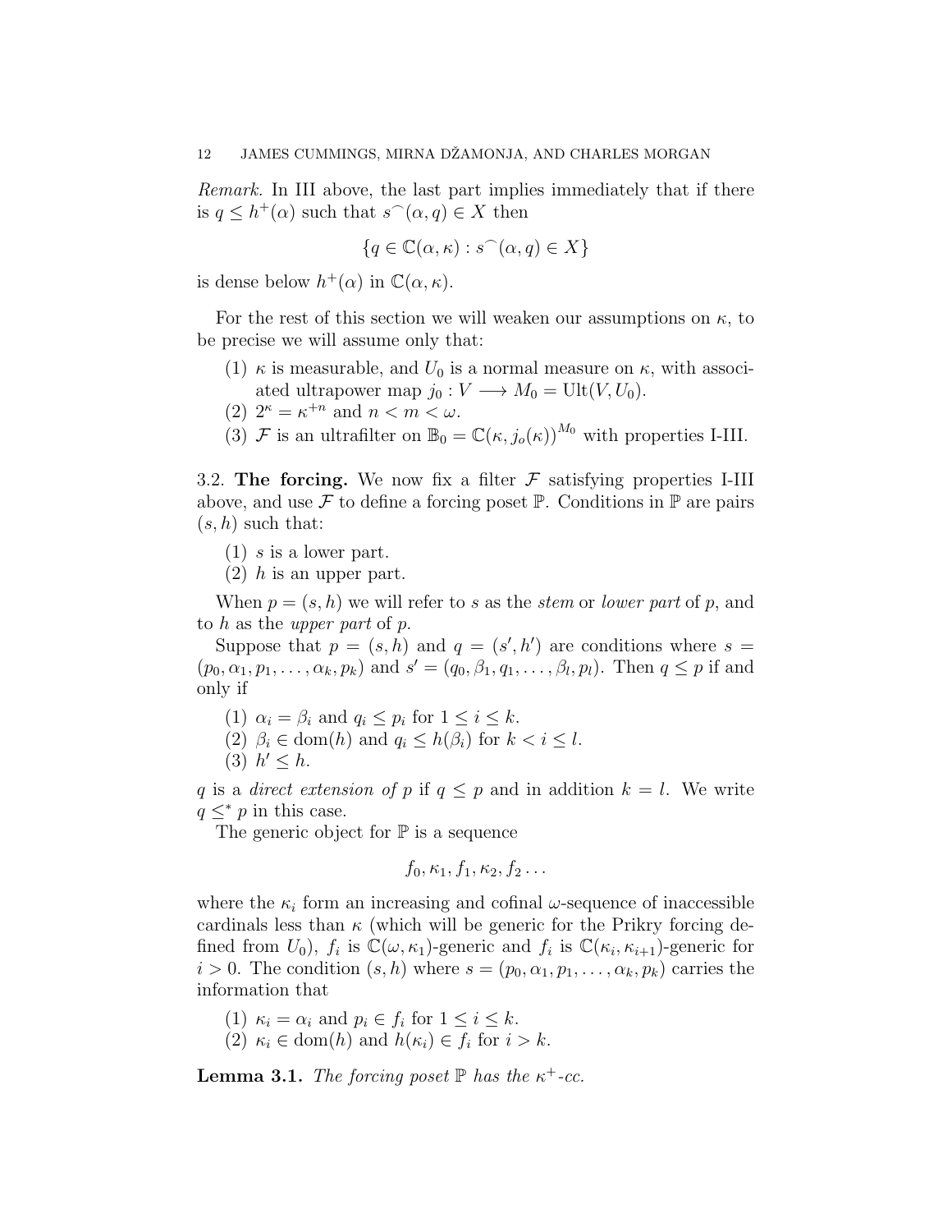*Remark.* In III above, the last part implies immediately that if there is $q \leq h^+(\alpha)$ such that $s^\frown(\alpha, q) \in X$ then

$$\{q \in \mathbb{C}(\alpha, \kappa) : s^\frown(\alpha, q) \in X\}$$

is dense below $h^+(\alpha)$ in $\mathbb{C}(\alpha, \kappa)$.

For the rest of this section we will weaken our assumptions on $\kappa$, to be precise we will assume only that:

1. $\kappa$ is measurable, and $U_0$ is a normal measure on $\kappa$, with associated ultrapower map $j_0 : V \longrightarrow M_0 = \mathrm{Ult}(V, U_0)$.
2. $2^\kappa = \kappa^{+n}$ and $n < m < \omega$.
3. $\mathcal{F}$ is an ultrafilter on $\mathbb{B}_0 = \mathbb{C}(\kappa, j_o(\kappa))^{M_0}$ with properties I-III.

3.2. **The forcing.** We now fix a filter $\mathcal{F}$ satisfying properties I-III above, and use $\mathcal{F}$ to define a forcing poset $\mathbb{P}$. Conditions in $\mathbb{P}$ are pairs $(s, h)$ such that:

1. $s$ is a lower part.
2. $h$ is an upper part.

When $p = (s, h)$ we will refer to $s$ as the *stem* or *lower part* of $p$, and to $h$ as the *upper part* of $p$.

Suppose that $p = (s, h)$ and $q = (s', h')$ are conditions where $s = (p_0, \alpha_1, p_1, \ldots, \alpha_k, p_k)$ and $s' = (q_0, \beta_1, q_1, \ldots, \beta_l, p_l)$. Then $q \leq p$ if and only if

1. $\alpha_i = \beta_i$ and $q_i \leq p_i$ for $1 \leq i \leq k$.
2. $\beta_i \in \mathrm{dom}(h)$ and $q_i \leq h(\beta_i)$ for $k < i \leq l$.
3. $h' \leq h$.

$q$ is a *direct extension of* $p$ if $q \leq p$ and in addition $k = l$. We write $q \leq^* p$ in this case.

The generic object for $\mathbb{P}$ is a sequence

$$f_0, \kappa_1, f_1, \kappa_2, f_2 \ldots$$

where the $\kappa_i$ form an increasing and cofinal $\omega$-sequence of inaccessible cardinals less than $\kappa$ (which will be generic for the Prikry forcing defined from $U_0$), $f_i$ is $\mathbb{C}(\omega, \kappa_1)$-generic and $f_i$ is $\mathbb{C}(\kappa_i, \kappa_{i+1})$-generic for $i > 0$. The condition $(s, h)$ where $s = (p_0, \alpha_1, p_1, \ldots, \alpha_k, p_k)$ carries the information that

1. $\kappa_i = \alpha_i$ and $p_i \in f_i$ for $1 \leq i \leq k$.
2. $\kappa_i \in \mathrm{dom}(h)$ and $h(\kappa_i) \in f_i$ for $i > k$.

**Lemma 3.1.** *The forcing poset $\mathbb{P}$ has the $\kappa^+$-cc.*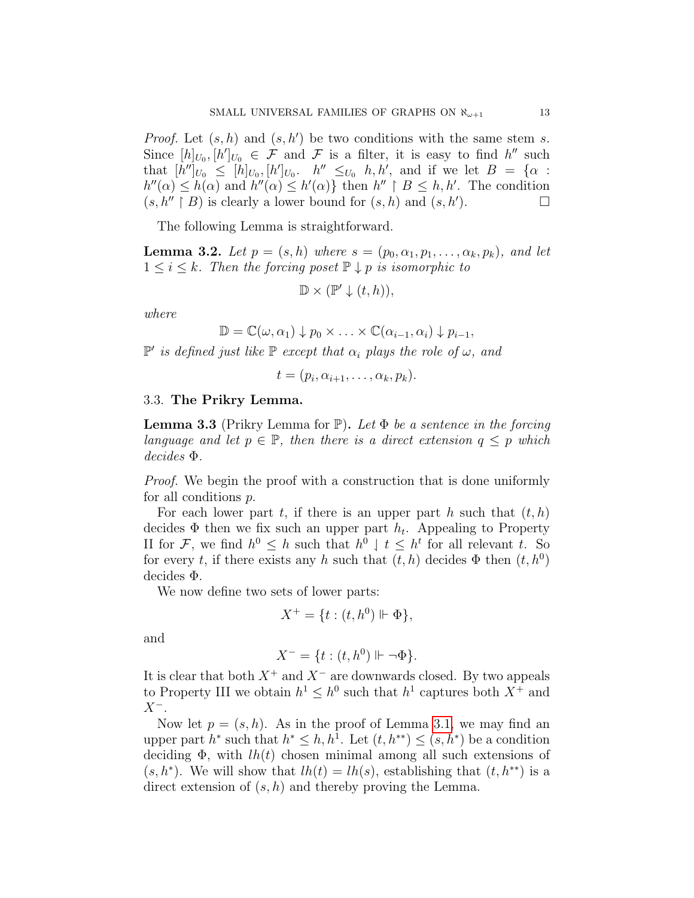*Proof.* Let $(s, h)$ and $(s, h')$ be two conditions with the same stem $s$. Since $[h]_{U_0}, [h']_{U_0} \in \mathcal{F}$ and $\mathcal{F}$ is a filter, it is easy to find $h''$ such that $[h'']_{U_0} \leq [h]_{U_0}, [h']_{U_0}$. $h'' \leq_{U_0} h, h'$, and if we let $B = \{\alpha : h''(\alpha) \leq h(\alpha) \text{ and } h''(\alpha) \leq h'(\alpha)\}$ then $h'' \restriction B \leq h, h'$. The condition $(s, h'' \restriction B)$ is clearly a lower bound for $(s, h)$ and $(s, h')$. □

The following Lemma is straightforward.

**Lemma 3.2.** *Let $p = (s, h)$ where $s = (p_0, \alpha_1, p_1, \ldots, \alpha_k, p_k)$, and let $1 \leq i \leq k$. Then the forcing poset $\mathbb{P} \downarrow p$ is isomorphic to*

$$\mathbb{D} \times (\mathbb{P}' \downarrow (t, h)),$$

*where*

$$\mathbb{D} = \mathbb{C}(\omega, \alpha_1) \downarrow p_0 \times \ldots \times \mathbb{C}(\alpha_{i-1}, \alpha_i) \downarrow p_{i-1},$$

*$\mathbb{P}'$ is defined just like $\mathbb{P}$ except that $\alpha_i$ plays the role of $\omega$, and*

$$t = (p_i, \alpha_{i+1}, \ldots, \alpha_k, p_k).$$

### 3.3. The Prikry Lemma.

**Lemma 3.3** (Prikry Lemma for $\mathbb{P}$)**.** *Let $\Phi$ be a sentence in the forcing language and let $p \in \mathbb{P}$, then there is a direct extension $q \leq p$ which decides $\Phi$.*

*Proof.* We begin the proof with a construction that is done uniformly for all conditions $p$.

For each lower part $t$, if there is an upper part $h$ such that $(t, h)$ decides $\Phi$ then we fix such an upper part $h_t$. Appealing to Property II for $\mathcal{F}$, we find $h^0 \leq h$ such that $h^0 \downarrow t \leq h^t$ for all relevant $t$. So for every $t$, if there exists any $h$ such that $(t, h)$ decides $\Phi$ then $(t, h^0)$ decides $\Phi$.

We now define two sets of lower parts:

$$X^+ = \{t : (t, h^0) \Vdash \Phi\},$$

and

$$X^- = \{t : (t, h^0) \Vdash \neg\Phi\}.$$

It is clear that both $X^+$ and $X^-$ are downwards closed. By two appeals to Property III we obtain $h^1 \leq h^0$ such that $h^1$ captures both $X^+$ and $X^-$.

Now let $p = (s, h)$. As in the proof of Lemma 3.1, we may find an upper part $h^*$ such that $h^* \leq h, h^1$. Let $(t, h^{**}) \leq (s, h^*)$ be a condition deciding $\Phi$, with $lh(t)$ chosen minimal among all such extensions of $(s, h^*)$. We will show that $lh(t) = lh(s)$, establishing that $(t, h^{**})$ is a direct extension of $(s, h)$ and thereby proving the Lemma.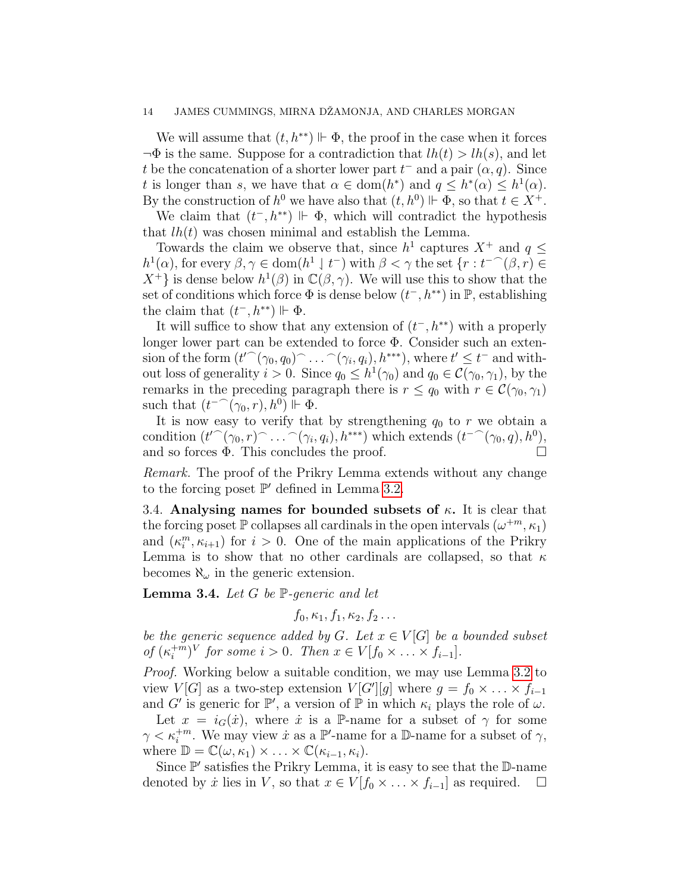We will assume that $(t, h^{**}) \Vdash \Phi$, the proof in the case when it forces $\neg\Phi$ is the same. Suppose for a contradiction that $lh(t) > lh(s)$, and let $t$ be the concatenation of a shorter lower part $t^-$ and a pair $(\alpha, q)$. Since $t$ is longer than $s$, we have that $\alpha \in \mathrm{dom}(h^*)$ and $q \leq h^*(\alpha) \leq h^1(\alpha)$. By the construction of $h^0$ we have also that $(t, h^0) \Vdash \Phi$, so that $t \in X^+$.

We claim that $(t^-, h^{**}) \Vdash \Phi$, which will contradict the hypothesis that $lh(t)$ was chosen minimal and establish the Lemma.

Towards the claim we observe that, since $h^1$ captures $X^+$ and $q \leq h^1(\alpha)$, for every $\beta, \gamma \in \mathrm{dom}(h^1 \downharpoonright t^-)$ with $\beta < \gamma$ the set $\{r : t^-{}^\frown(\beta, r) \in X^+\}$ is dense below $h^1(\beta)$ in $\mathbb{C}(\beta, \gamma)$. We will use this to show that the set of conditions which force $\Phi$ is dense below $(t^-, h^{**})$ in $\mathbb{P}$, establishing the claim that $(t^-, h^{**}) \Vdash \Phi$.

It will suffice to show that any extension of $(t^-, h^{**})$ with a properly longer lower part can be extended to force $\Phi$. Consider such an extension of the form $(t'{}^\frown(\gamma_0, q_0)^\frown \ldots {}^\frown(\gamma_i, q_i), h^{***})$, where $t' \leq t^-$ and without loss of generality $i > 0$. Since $q_0 \leq h^1(\gamma_0)$ and $q_0 \in \mathcal{C}(\gamma_0, \gamma_1)$, by the remarks in the preceding paragraph there is $r \leq q_0$ with $r \in \mathcal{C}(\gamma_0, \gamma_1)$ such that $(t^-{}^\frown(\gamma_0, r), h^0) \Vdash \Phi$.

It is now easy to verify that by strengthening $q_0$ to $r$ we obtain a condition $(t'{}^\frown(\gamma_0, r)^\frown \ldots {}^\frown(\gamma_i, q_i), h^{***})$ which extends $(t^-{}^\frown(\gamma_0, q), h^0)$, and so forces $\Phi$. This concludes the proof. $\square$

*Remark.* The proof of the Prikry Lemma extends without any change to the forcing poset $\mathbb{P}'$ defined in Lemma 3.2.

3.4. **Analysing names for bounded subsets of $\kappa$.** It is clear that the forcing poset $\mathbb{P}$ collapses all cardinals in the open intervals $(\omega^{+m}, \kappa_1)$ and $(\kappa_i^m, \kappa_{i+1})$ for $i > 0$. One of the main applications of the Prikry Lemma is to show that no other cardinals are collapsed, so that $\kappa$ becomes $\aleph_\omega$ in the generic extension.

**Lemma 3.4.** *Let $G$ be $\mathbb{P}$-generic and let*

$$f_0, \kappa_1, f_1, \kappa_2, f_2 \ldots$$

*be the generic sequence added by $G$. Let $x \in V[G]$ be a bounded subset of $(\kappa_i^{+m})^V$ for some $i > 0$. Then $x \in V[f_0 \times \ldots \times f_{i-1}]$.*

*Proof.* Working below a suitable condition, we may use Lemma 3.2 to view $V[G]$ as a two-step extension $V[G'][g]$ where $g = f_0 \times \ldots f_{i-1}$ and $G'$ is generic for $\mathbb{P}'$, a version of $\mathbb{P}$ in which $\kappa_i$ plays the role of $\omega$.

Let $x = i_G(\dot{x})$, where $\dot{x}$ is a $\mathbb{P}$-name for a subset of $\gamma$ for some $\gamma < \kappa_i^{+m}$. We may view $\dot{x}$ as a $\mathbb{P}'$-name for a $\mathbb{D}$-name for a subset of $\gamma$, where $\mathbb{D} = \mathbb{C}(\omega, \kappa_1) \times \ldots \times \mathbb{C}(\kappa_{i-1}, \kappa_i)$.

Since $\mathbb{P}'$ satisfies the Prikry Lemma, it is easy to see that the $\mathbb{D}$-name denoted by $\dot{x}$ lies in $V$, so that $x \in V[f_0 \times \ldots \times f_{i-1}]$ as required. $\square$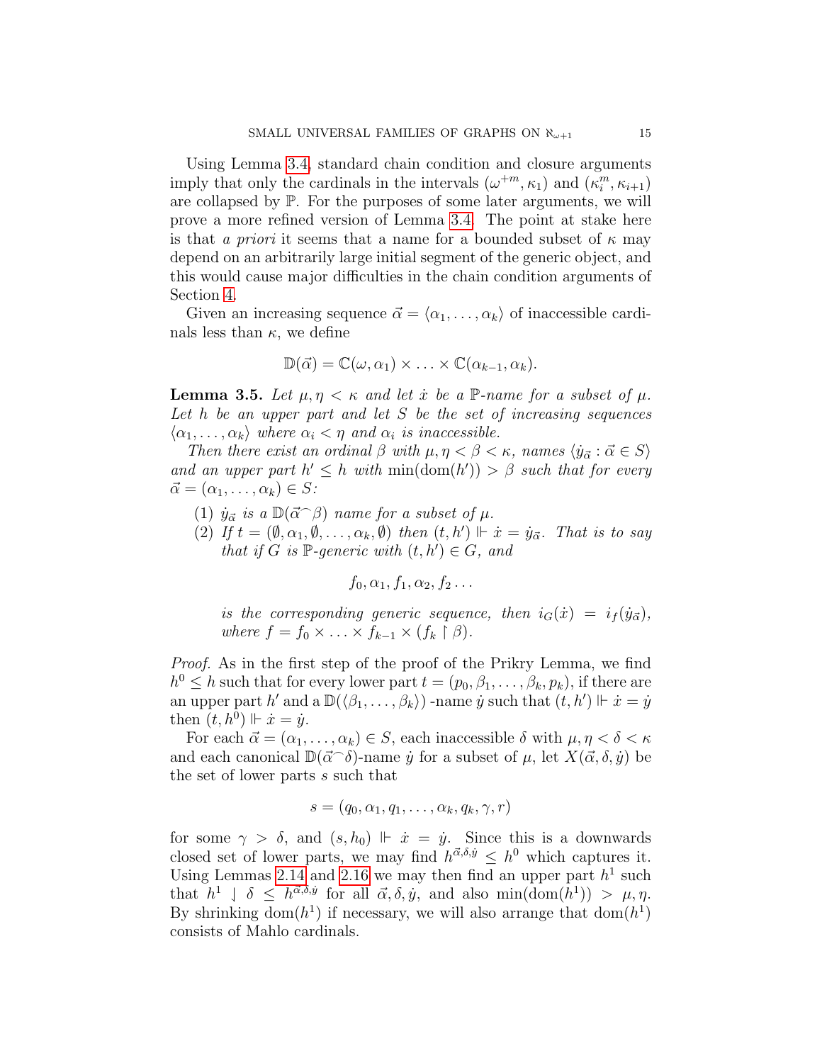Using Lemma 3.4, standard chain condition and closure arguments imply that only the cardinals in the intervals $(\omega^{+m}, \kappa_1)$ and $(\kappa_i^m, \kappa_{i+1})$ are collapsed by $\mathbb{P}$. For the purposes of some later arguments, we will prove a more refined version of Lemma 3.4. The point at stake here is that *a priori* it seems that a name for a bounded subset of $\kappa$ may depend on an arbitrarily large initial segment of the generic object, and this would cause major difficulties in the chain condition arguments of Section 4.

Given an increasing sequence $\vec{\alpha} = \langle \alpha_1, \ldots, \alpha_k \rangle$ of inaccessible cardinals less than $\kappa$, we define

$$\mathbb{D}(\vec{\alpha}) = \mathbb{C}(\omega, \alpha_1) \times \ldots \times \mathbb{C}(\alpha_{k-1}, \alpha_k).$$

**Lemma 3.5.** *Let $\mu, \eta < \kappa$ and let $\dot{x}$ be a $\mathbb{P}$-name for a subset of $\mu$. Let $h$ be an upper part and let $S$ be the set of increasing sequences $\langle \alpha_1, \ldots, \alpha_k \rangle$ where $\alpha_i < \eta$ and $\alpha_i$ is inaccessible.*

*Then there exist an ordinal $\beta$ with $\mu, \eta < \beta < \kappa$, names $\langle \dot{y}_{\vec{\alpha}} : \vec{\alpha} \in S \rangle$ and an upper part $h' \leq h$ with $\min(\mathrm{dom}(h')) > \beta$ such that for every $\vec{\alpha} = (\alpha_1, \ldots, \alpha_k) \in S$:*

1. *$\dot{y}_{\vec{\alpha}}$ is a $\mathbb{D}(\vec{\alpha}^\frown \beta)$ name for a subset of $\mu$.*
2. *If $t = (\emptyset, \alpha_1, \emptyset, \ldots, \alpha_k, \emptyset)$ then $(t, h') \Vdash \dot{x} = \dot{y}_{\vec{\alpha}}$. That is to say that if $G$ is $\mathbb{P}$-generic with $(t, h') \in G$, and*

$$f_0, \alpha_1, f_1, \alpha_2, f_2 \ldots$$

*is the corresponding generic sequence, then $i_G(\dot{x}) = i_f(\dot{y}_{\vec{\alpha}})$, where $f = f_0 \times \ldots \times f_{k-1} \times (f_k \restriction \beta)$.*

*Proof.* As in the first step of the proof of the Prikry Lemma, we find $h^0 \leq h$ such that for every lower part $t = (p_0, \beta_1, \ldots, \beta_k, p_k)$, if there are an upper part $h'$ and a $\mathbb{D}(\langle \beta_1, \ldots, \beta_k \rangle)$ -name $\dot{y}$ such that $(t, h') \Vdash \dot{x} = \dot{y}$ then $(t, h^0) \Vdash \dot{x} = \dot{y}$.

For each $\vec{\alpha} = (\alpha_1, \ldots, \alpha_k) \in S$, each inaccessible $\delta$ with $\mu, \eta < \delta < \kappa$ and each canonical $\mathbb{D}(\vec{\alpha}^\frown \delta)$-name $\dot{y}$ for a subset of $\mu$, let $X(\vec{\alpha}, \delta, \dot{y})$ be the set of lower parts $s$ such that

$$s = (q_0, \alpha_1, q_1, \ldots, \alpha_k, q_k, \gamma, r)$$

for some $\gamma > \delta$, and $(s, h_0) \Vdash \dot{x} = \dot{y}$. Since this is a downwards closed set of lower parts, we may find $h^{\vec{\alpha}, \delta, \dot{y}} \leq h^0$ which captures it. Using Lemmas 2.14 and 2.16 we may then find an upper part $h^1$ such that $h^1 \downarrow \delta \leq h^{\vec{\alpha}, \delta, \dot{y}}$ for all $\vec{\alpha}, \delta, \dot{y}$, and also $\min(\mathrm{dom}(h^1)) > \mu, \eta$. By shrinking $\mathrm{dom}(h^1)$ if necessary, we will also arrange that $\mathrm{dom}(h^1)$ consists of Mahlo cardinals.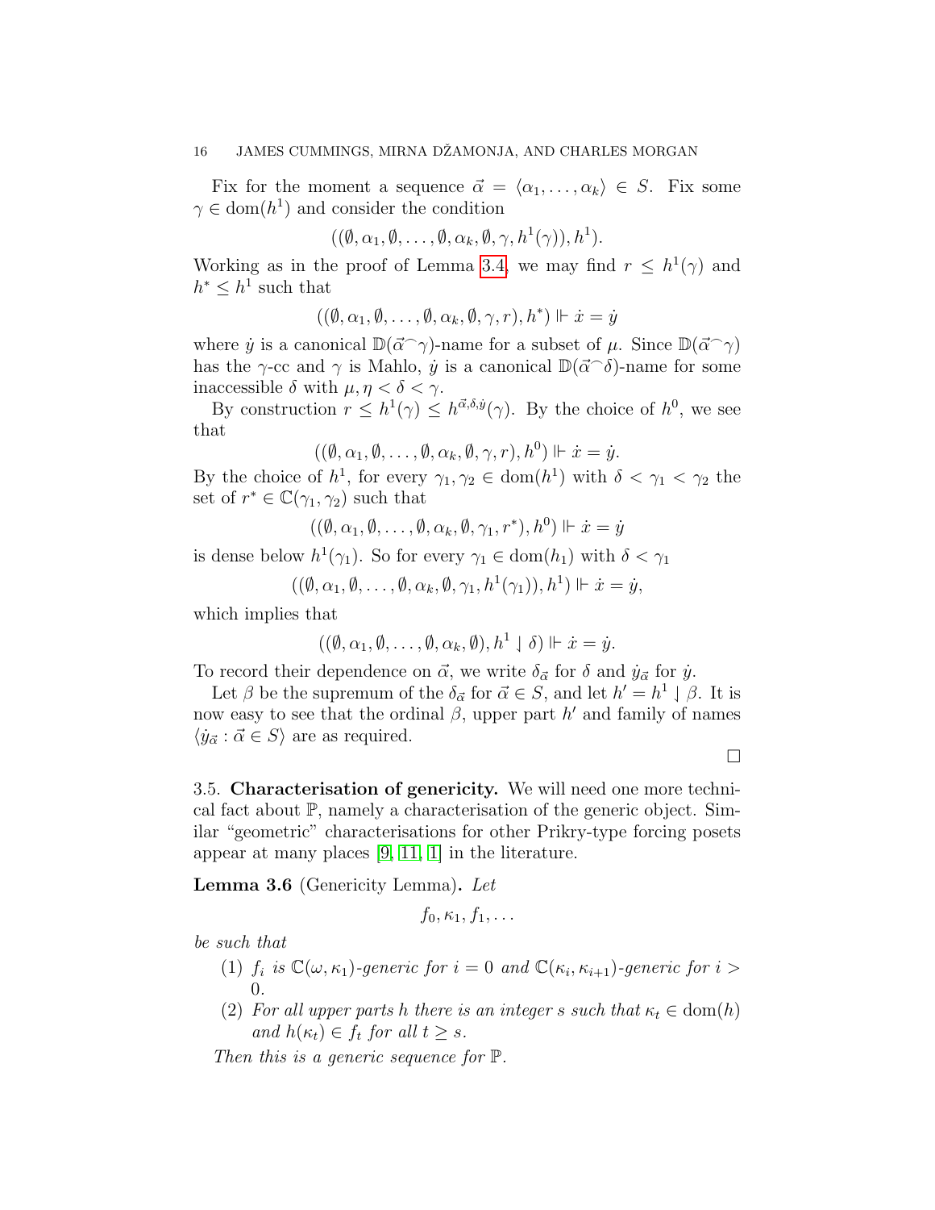Fix for the moment a sequence $\vec{\alpha} = \langle \alpha_1, \ldots, \alpha_k \rangle \in S$. Fix some $\gamma \in \mathrm{dom}(h^1)$ and consider the condition

$$((\emptyset, \alpha_1, \emptyset, \ldots, \emptyset, \alpha_k, \emptyset, \gamma, h^1(\gamma)), h^1).$$

Working as in the proof of Lemma 3.4, we may find $r \leq h^1(\gamma)$ and $h^* \leq h^1$ such that

$$((\emptyset, \alpha_1, \emptyset, \ldots, \emptyset, \alpha_k, \emptyset, \gamma, r), h^*) \Vdash \dot{x} = \dot{y}$$

where $\dot{y}$ is a canonical $\mathbb{D}(\vec{\alpha}^\frown\gamma)$-name for a subset of $\mu$. Since $\mathbb{D}(\vec{\alpha}^\frown\gamma)$ has the $\gamma$-cc and $\gamma$ is Mahlo, $\dot{y}$ is a canonical $\mathbb{D}(\vec{\alpha}^\frown\delta)$-name for some inaccessible $\delta$ with $\mu, \eta < \delta < \gamma$.

By construction $r \leq h^1(\gamma) \leq h^{\vec{\alpha},\delta,\dot{y}}(\gamma)$. By the choice of $h^0$, we see that

$$((\emptyset, \alpha_1, \emptyset, \ldots, \emptyset, \alpha_k, \emptyset, \gamma, r), h^0) \Vdash \dot{x} = \dot{y}.$$

By the choice of $h^1$, for every $\gamma_1, \gamma_2 \in \mathrm{dom}(h^1)$ with $\delta < \gamma_1 < \gamma_2$ the set of $r^* \in \mathbb{C}(\gamma_1, \gamma_2)$ such that

$$((\emptyset, \alpha_1, \emptyset, \ldots, \emptyset, \alpha_k, \emptyset, \gamma_1, r^*), h^0) \Vdash \dot{x} = \dot{y}$$

is dense below $h^1(\gamma_1)$. So for every $\gamma_1 \in \mathrm{dom}(h_1)$ with $\delta < \gamma_1$

$$((\emptyset, \alpha_1, \emptyset, \ldots, \emptyset, \alpha_k, \emptyset, \gamma_1, h^1(\gamma_1)), h^1) \Vdash \dot{x} = \dot{y},$$

which implies that

$$((\emptyset, \alpha_1, \emptyset, \ldots, \emptyset, \alpha_k, \emptyset), h^1 \downharpoonright \delta) \Vdash \dot{x} = \dot{y}.$$

To record their dependence on $\vec{\alpha}$, we write $\delta_{\vec{\alpha}}$ for $\delta$ and $\dot{y}_{\vec{\alpha}}$ for $\dot{y}$.

Let $\beta$ be the supremum of the $\delta_{\vec{\alpha}}$ for $\vec{\alpha} \in S$, and let $h' = h^1 \downharpoonright \beta$. It is now easy to see that the ordinal $\beta$, upper part $h'$ and family of names $\langle \dot{y}_{\vec{\alpha}} : \vec{\alpha} \in S \rangle$ are as required.

□

### 3.5. **Characterisation of genericity.**

We will need one more technical fact about $\mathbb{P}$, namely a characterisation of the generic object. Similar "geometric" characterisations for other Prikry-type forcing posets appear at many places [9, 11, 1] in the literature.

**Lemma 3.6** (Genericity Lemma). *Let*

$$f_0, \kappa_1, f_1, \ldots$$

*be such that*

1. *$f_i$ is $\mathbb{C}(\omega, \kappa_1)$-generic for $i = 0$ and $\mathbb{C}(\kappa_i, \kappa_{i+1})$-generic for $i > 0$.*
2. *For all upper parts $h$ there is an integer $s$ such that $\kappa_t \in \mathrm{dom}(h)$ and $h(\kappa_t) \in f_t$ for all $t \geq s$.*

*Then this is a generic sequence for $\mathbb{P}$.*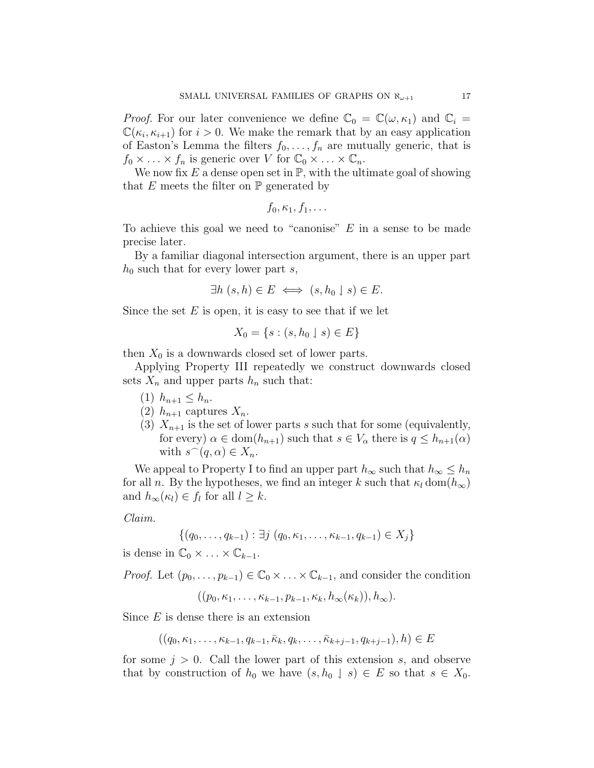*Proof.* For our later convenience we define $\mathbb{C}_0 = \mathbb{C}(\omega, \kappa_1)$ and $\mathbb{C}_i = \mathbb{C}(\kappa_i, \kappa_{i+1})$ for $i > 0$. We make the remark that by an easy application of Easton's Lemma the filters $f_0, \ldots, f_n$ are mutually generic, that is $f_0 \times \ldots \times f_n$ is generic over $V$ for $\mathbb{C}_0 \times \ldots \times \mathbb{C}_n$.

We now fix $E$ a dense open set in $\mathbb{P}$, with the ultimate goal of showing that $E$ meets the filter on $\mathbb{P}$ generated by

$$f_0, \kappa_1, f_1, \ldots$$

To achieve this goal we need to "canonise" $E$ in a sense to be made precise later.

By a familiar diagonal intersection argument, there is an upper part $h_0$ such that for every lower part $s$,

$$\exists h \; (s, h) \in E \iff (s, h_0 \downharpoonright s) \in E.$$

Since the set $E$ is open, it is easy to see that if we let

$$X_0 = \{s : (s, h_0 \downharpoonright s) \in E\}$$

then $X_0$ is a downwards closed set of lower parts.

Applying Property III repeatedly we construct downwards closed sets $X_n$ and upper parts $h_n$ such that:

1. $h_{n+1} \leq h_n$.
2. $h_{n+1}$ captures $X_n$.
3. $X_{n+1}$ is the set of lower parts $s$ such that for some (equivalently, for every) $\alpha \in \mathrm{dom}(h_{n+1})$ such that $s \in V_\alpha$ there is $q \leq h_{n+1}(\alpha)$ with $s^\frown(q, \alpha) \in X_n$.

We appeal to Property I to find an upper part $h_\infty$ such that $h_\infty \leq h_n$ for all $n$. By the hypotheses, we find an integer $k$ such that $\kappa_l \, \mathrm{dom}(h_\infty)$ and $h_\infty(\kappa_l) \in f_l$ for all $l \geq k$.

*Claim.*

$$\{(q_0, \ldots, q_{k-1}) : \exists j \; (q_0, \kappa_1, \ldots, \kappa_{k-1}, q_{k-1}) \in X_j\}$$

is dense in $\mathbb{C}_0 \times \ldots \times \mathbb{C}_{k-1}$.

*Proof.* Let $(p_0, \ldots, p_{k-1}) \in \mathbb{C}_0 \times \ldots \times \mathbb{C}_{k-1}$, and consider the condition

$$((p_0, \kappa_1, \ldots, \kappa_{k-1}, p_{k-1}, \kappa_k, h_\infty(\kappa_k)), h_\infty).$$

Since $E$ is dense there is an extension

$$((q_0, \kappa_1, \ldots, \kappa_{k-1}, q_{k-1}, \bar{\kappa}_k, q_k, \ldots, \bar{\kappa}_{k+j-1}, q_{k+j-1}), h) \in E$$

for some $j > 0$. Call the lower part of this extension $s$, and observe that by construction of $h_0$ we have $(s, h_0 \downharpoonright s) \in E$ so that $s \in X_0$.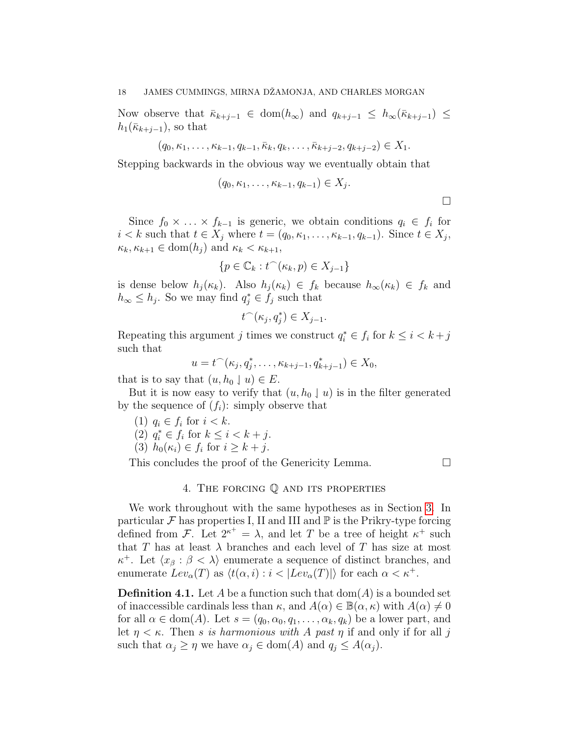Now observe that $\bar{\kappa}_{k+j-1} \in \mathrm{dom}(h_\infty)$ and $q_{k+j-1} \leq h_\infty(\bar{\kappa}_{k+j-1}) \leq h_1(\bar{\kappa}_{k+j-1})$, so that

$$(q_0, \kappa_1, \ldots, \kappa_{k-1}, q_{k-1}, \bar{\kappa}_k, q_k, \ldots, \bar{\kappa}_{k+j-2}, q_{k+j-2}) \in X_1.$$

Stepping backwards in the obvious way we eventually obtain that

$$(q_0, \kappa_1, \ldots, \kappa_{k-1}, q_{k-1}) \in X_j.$$

□

Since $f_0 \times \ldots \times f_{k-1}$ is generic, we obtain conditions $q_i \in f_i$ for $i < k$ such that $t \in X_j$ where $t = (q_0, \kappa_1, \ldots, \kappa_{k-1}, q_{k-1})$. Since $t \in X_j$, $\kappa_k, \kappa_{k+1} \in \mathrm{dom}(h_j)$ and $\kappa_k < \kappa_{k+1}$,

$$\{p \in \mathbb{C}_k : t^\frown(\kappa_k, p) \in X_{j-1}\}$$

is dense below $h_j(\kappa_k)$. Also $h_j(\kappa_k) \in f_k$ because $h_\infty(\kappa_k) \in f_k$ and $h_\infty \leq h_j$. So we may find $q^*_j \in f_j$ such that

$$t^\frown(\kappa_j, q^*_j) \in X_{j-1}.$$

Repeating this argument $j$ times we construct $q^*_i \in f_i$ for $k \leq i < k+j$ such that

$$u = t^\frown(\kappa_j, q^*_j, \ldots, \kappa_{k+j-1}, q^*_{k+j-1}) \in X_0,$$

that is to say that $(u, h_0 \downharpoonright u) \in E$.

But it is now easy to verify that $(u, h_0 \downharpoonright u)$ is in the filter generated by the sequence of $(f_i)$: simply observe that

1. $q_i \in f_i$ for $i < k$.
2. $q^*_i \in f_i$ for $k \leq i < k+j$.
3. $h_0(\kappa_i) \in f_i$ for $i \geq k+j$.

This concludes the proof of the Genericity Lemma. □

## 4. The forcing $\mathbb{Q}$ and its properties

We work throughout with the same hypotheses as in Section 3. In particular $\mathcal{F}$ has properties I, II and III and $\mathbb{P}$ is the Prikry-type forcing defined from $\mathcal{F}$. Let $2^{\kappa^+} = \lambda$, and let $T$ be a tree of height $\kappa^+$ such that $T$ has at least $\lambda$ branches and each level of $T$ has size at most $\kappa^+$. Let $\langle x_\beta : \beta < \lambda \rangle$ enumerate a sequence of distinct branches, and enumerate $Lev_\alpha(T)$ as $\langle t(\alpha, i) : i < |Lev_\alpha(T)| \rangle$ for each $\alpha < \kappa^+$.

**Definition 4.1.** Let $A$ be a function such that $\mathrm{dom}(A)$ is a bounded set of inaccessible cardinals less than $\kappa$, and $A(\alpha) \in \mathbb{B}(\alpha, \kappa)$ with $A(\alpha) \neq 0$ for all $\alpha \in \mathrm{dom}(A)$. Let $s = (q_0, \alpha_0, q_1, \ldots, \alpha_k, q_k)$ be a lower part, and let $\eta < \kappa$. Then *$s$ is harmonious with $A$ past $\eta$* if and only if for all $j$ such that $\alpha_j \geq \eta$ we have $\alpha_j \in \mathrm{dom}(A)$ and $q_j \leq A(\alpha_j)$.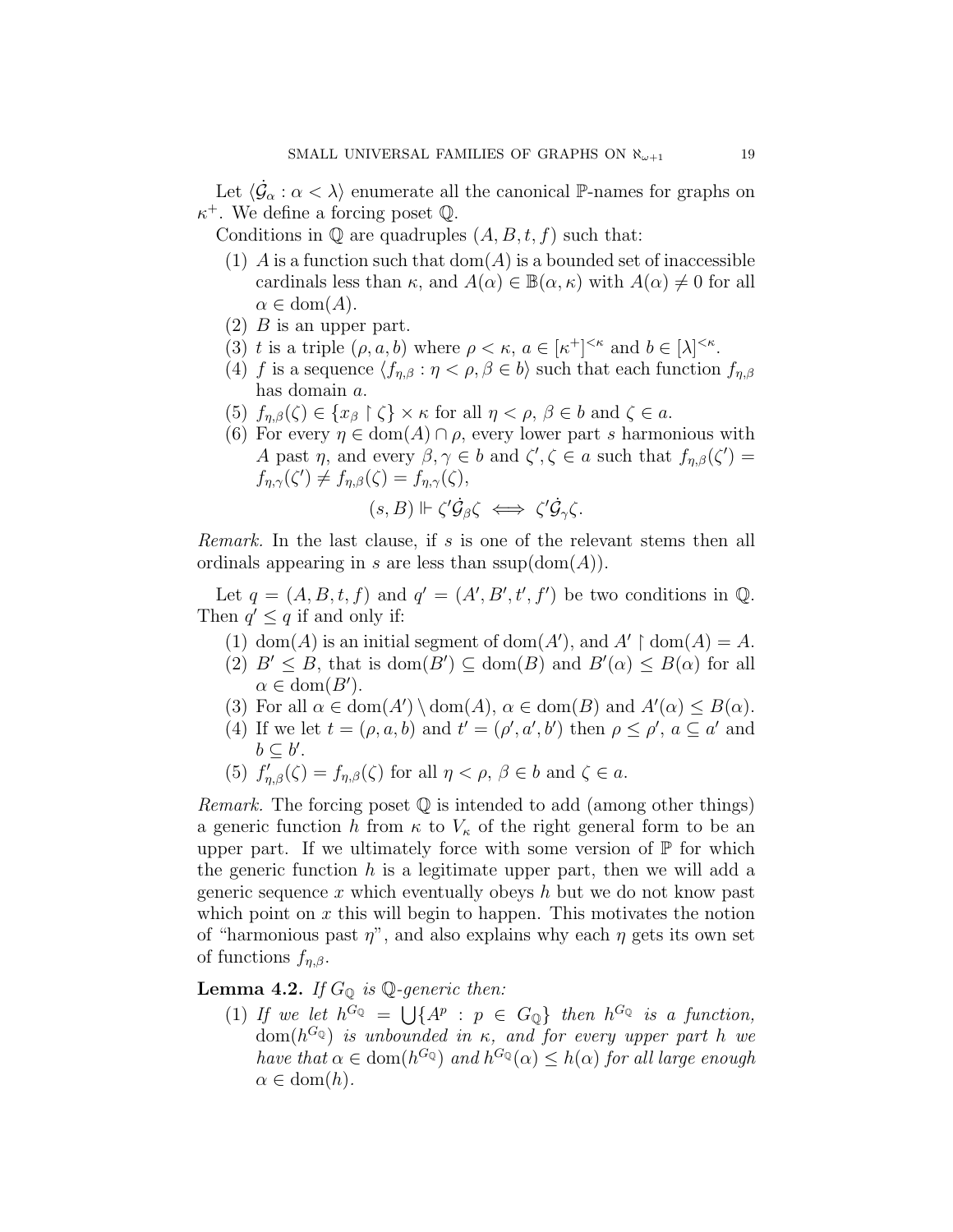Let $\langle \dot{\mathcal{G}}_\alpha : \alpha < \lambda \rangle$ enumerate all the canonical $\mathbb{P}$-names for graphs on $\kappa^+$. We define a forcing poset $\mathbb{Q}$.

Conditions in $\mathbb{Q}$ are quadruples $(A, B, t, f)$ such that:

1. $A$ is a function such that $\mathrm{dom}(A)$ is a bounded set of inaccessible cardinals less than $\kappa$, and $A(\alpha) \in \mathbb{B}(\alpha, \kappa)$ with $A(\alpha) \neq 0$ for all $\alpha \in \mathrm{dom}(A)$.
2. $B$ is an upper part.
3. $t$ is a triple $(\rho, a, b)$ where $\rho < \kappa$, $a \in [\kappa^+]^{<\kappa}$ and $b \in [\lambda]^{<\kappa}$.
4. $f$ is a sequence $\langle f_{\eta,\beta} : \eta < \rho, \beta \in b \rangle$ such that each function $f_{\eta,\beta}$ has domain $a$.
5. $f_{\eta,\beta}(\zeta) \in \{x_\beta \restriction \zeta\} \times \kappa$ for all $\eta < \rho$, $\beta \in b$ and $\zeta \in a$.
6. For every $\eta \in \mathrm{dom}(A) \cap \rho$, every lower part $s$ harmonious with $A$ past $\eta$, and every $\beta, \gamma \in b$ and $\zeta', \zeta \in a$ such that $f_{\eta,\beta}(\zeta') = f_{\eta,\gamma}(\zeta') \neq f_{\eta,\beta}(\zeta) = f_{\eta,\gamma}(\zeta)$,
$$(s, B) \Vdash \zeta' \dot{\mathcal{G}}_\beta \zeta \iff \zeta' \dot{\mathcal{G}}_\gamma \zeta.$$

*Remark.* In the last clause, if $s$ is one of the relevant stems then all ordinals appearing in $s$ are less than $\mathrm{ssup}(\mathrm{dom}(A))$.

Let $q = (A, B, t, f)$ and $q' = (A', B', t', f')$ be two conditions in $\mathbb{Q}$. Then $q' \leq q$ if and only if:

1. $\mathrm{dom}(A)$ is an initial segment of $\mathrm{dom}(A')$, and $A' \restriction \mathrm{dom}(A) = A$.
2. $B' \leq B$, that is $\mathrm{dom}(B') \subseteq \mathrm{dom}(B)$ and $B'(\alpha) \leq B(\alpha)$ for all $\alpha \in \mathrm{dom}(B')$.
3. For all $\alpha \in \mathrm{dom}(A') \setminus \mathrm{dom}(A)$, $\alpha \in \mathrm{dom}(B)$ and $A'(\alpha) \leq B(\alpha)$.
4. If we let $t = (\rho, a, b)$ and $t' = (\rho', a', b')$ then $\rho \leq \rho'$, $a \subseteq a'$ and $b \subseteq b'$.
5. $f'_{\eta,\beta}(\zeta) = f_{\eta,\beta}(\zeta)$ for all $\eta < \rho$, $\beta \in b$ and $\zeta \in a$.

*Remark.* The forcing poset $\mathbb{Q}$ is intended to add (among other things) a generic function $h$ from $\kappa$ to $V_\kappa$ of the right general form to be an upper part. If we ultimately force with some version of $\mathbb{P}$ for which the generic function $h$ is a legitimate upper part, then we will add a generic sequence $x$ which eventually obeys $h$ but we do not know past which point on $x$ this will begin to happen. This motivates the notion of "harmonious past $\eta$", and also explains why each $\eta$ gets its own set of functions $f_{\eta,\beta}$.

**Lemma 4.2.** *If $G_{\mathbb{Q}}$ is $\mathbb{Q}$-generic then:*

1. *If we let $h^{G_{\mathbb{Q}}} = \bigcup\{A^p : p \in G_{\mathbb{Q}}\}$ then $h^{G_{\mathbb{Q}}}$ is a function, $\mathrm{dom}(h^{G_{\mathbb{Q}}})$ is unbounded in $\kappa$, and for every upper part $h$ we have that $\alpha \in \mathrm{dom}(h^{G_{\mathbb{Q}}})$ and $h^{G_{\mathbb{Q}}}(\alpha) \leq h(\alpha)$ for all large enough $\alpha \in \mathrm{dom}(h)$.*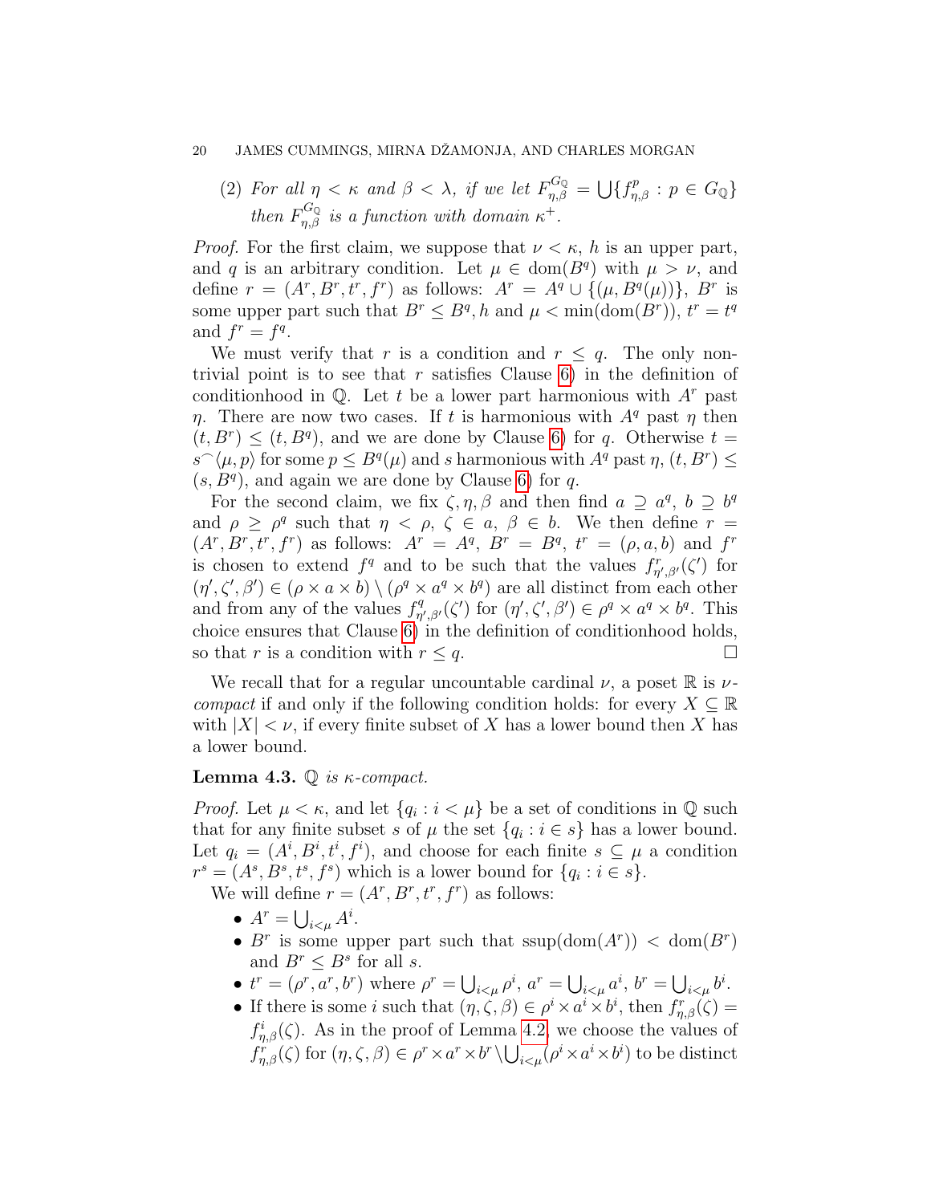(2) *For all $\eta < \kappa$ and $\beta < \lambda$, if we let $F^{G_{\mathbb{Q}}}_{\eta,\beta} = \bigcup\{f^p_{\eta,\beta} : p \in G_{\mathbb{Q}}\}$ then $F^{G_{\mathbb{Q}}}_{\eta,\beta}$ is a function with domain $\kappa^+$.*

*Proof.* For the first claim, we suppose that $\nu < \kappa$, $h$ is an upper part, and $q$ is an arbitrary condition. Let $\mu \in \mathrm{dom}(B^q)$ with $\mu > \nu$, and define $r = (A^r, B^r, t^r, f^r)$ as follows: $A^r = A^q \cup \{(\mu, B^q(\mu))\}$, $B^r$ is some upper part such that $B^r \leq B^q, h$ and $\mu < \min(\mathrm{dom}(B^r))$, $t^r = t^q$ and $f^r = f^q$.

We must verify that $r$ is a condition and $r \leq q$. The only nontrivial point is to see that $r$ satisfies Clause 6) in the definition of conditionhood in $\mathbb{Q}$. Let $t$ be a lower part harmonious with $A^r$ past $\eta$. There are now two cases. If $t$ is harmonious with $A^q$ past $\eta$ then $(t, B^r) \leq (t, B^q)$, and we are done by Clause 6) for $q$. Otherwise $t = s^\frown\langle \mu, p\rangle$ for some $p \leq B^q(\mu)$ and $s$ harmonious with $A^q$ past $\eta$, $(t, B^r) \leq (s, B^q)$, and again we are done by Clause 6) for $q$.

For the second claim, we fix $\zeta, \eta, \beta$ and then find $a \supseteq a^q$, $b \supseteq b^q$ and $\rho \geq \rho^q$ such that $\eta < \rho$, $\zeta \in a$, $\beta \in b$. We then define $r = (A^r, B^r, t^r, f^r)$ as follows: $A^r = A^q$, $B^r = B^q$, $t^r = (\rho, a, b)$ and $f^r$ is chosen to extend $f^q$ and to be such that the values $f^r_{\eta',\beta'}(\zeta')$ for $(\eta', \zeta', \beta') \in (\rho \times a \times b) \setminus (\rho^q \times a^q \times b^q)$ are all distinct from each other and from any of the values $f^q_{\eta',\beta'}(\zeta')$ for $(\eta', \zeta', \beta') \in \rho^q \times a^q \times b^q$. This choice ensures that Clause 6) in the definition of conditionhood holds, so that $r$ is a condition with $r \leq q$. $\square$

We recall that for a regular uncountable cardinal $\nu$, a poset $\mathbb{R}$ is *$\nu$-compact* if and only if the following condition holds: for every $X \subseteq \mathbb{R}$ with $|X| < \nu$, if every finite subset of $X$ has a lower bound then $X$ has a lower bound.

**Lemma 4.3.** *$\mathbb{Q}$ is $\kappa$-compact.*

*Proof.* Let $\mu < \kappa$, and let $\{q_i : i < \mu\}$ be a set of conditions in $\mathbb{Q}$ such that for any finite subset $s$ of $\mu$ the set $\{q_i : i \in s\}$ has a lower bound. Let $q_i = (A^i, B^i, t^i, f^i)$, and choose for each finite $s \subseteq \mu$ a condition $r^s = (A^s, B^s, t^s, f^s)$ which is a lower bound for $\{q_i : i \in s\}$.

We will define $r = (A^r, B^r, t^r, f^r)$ as follows:

- $A^r = \bigcup_{i<\mu} A^i$.
- $B^r$ is some upper part such that $\mathrm{ssup}(\mathrm{dom}(A^r)) < \mathrm{dom}(B^r)$ and $B^r \leq B^s$ for all $s$.
- $t^r = (\rho^r, a^r, b^r)$ where $\rho^r = \bigcup_{i<\mu} \rho^i$, $a^r = \bigcup_{i<\mu} a^i$, $b^r = \bigcup_{i<\mu} b^i$.
- If there is some $i$ such that $(\eta, \zeta, \beta) \in \rho^i \times a^i \times b^i$, then $f^r_{\eta,\beta}(\zeta) = f^i_{\eta,\beta}(\zeta)$. As in the proof of Lemma 4.2, we choose the values of $f^r_{\eta,\beta}(\zeta)$ for $(\eta, \zeta, \beta) \in \rho^r \times a^r \times b^r \setminus \bigcup_{i<\mu}(\rho^i \times a^i \times b^i)$ to be distinct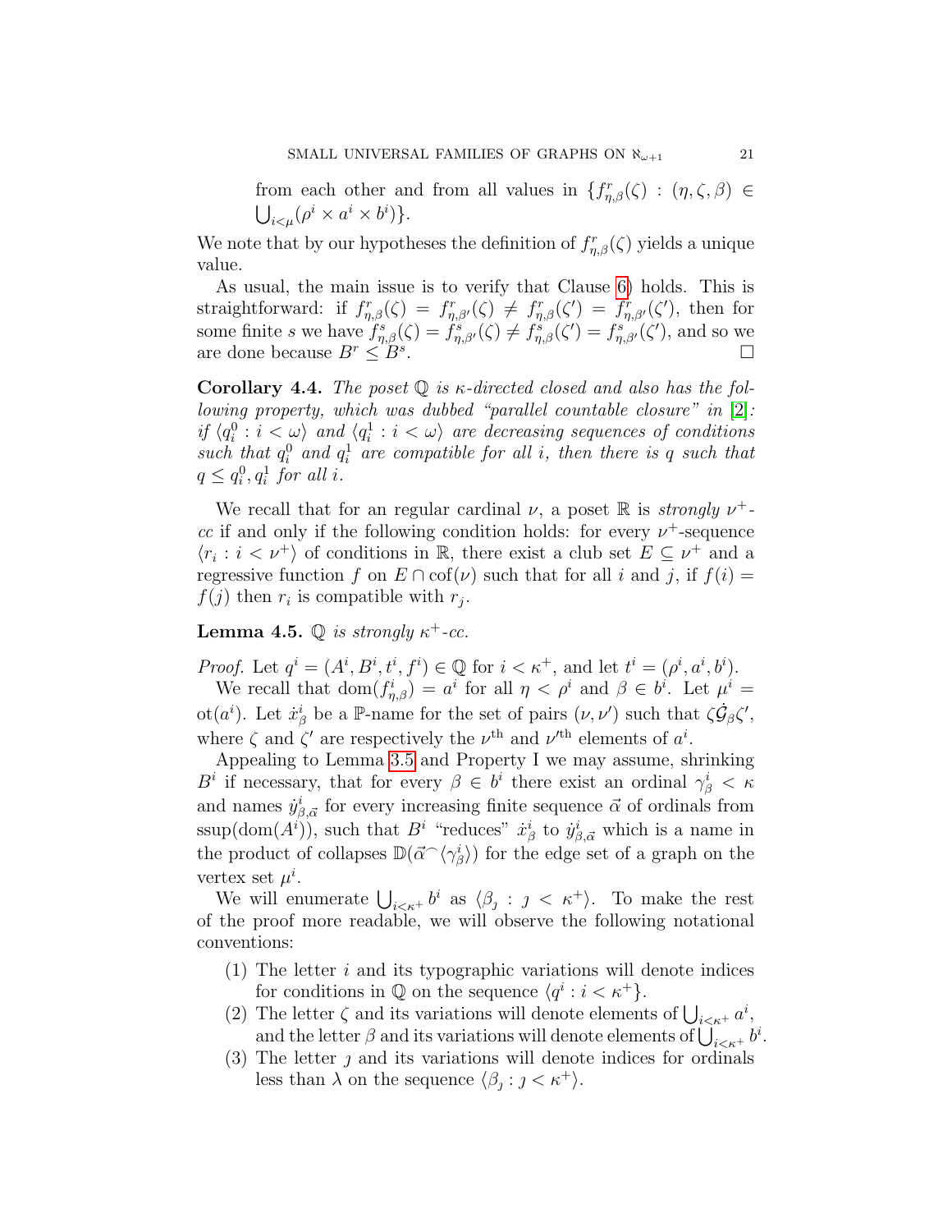from each other and from all values in $\{f^r_{\eta,\beta}(\zeta) : (\eta, \zeta, \beta) \in \bigcup_{i<\mu}(\rho^i \times a^i \times b^i)\}$.

We note that by our hypotheses the definition of $f^r_{\eta,\beta}(\zeta)$ yields a unique value.

As usual, the main issue is to verify that Clause 6) holds. This is straightforward: if $f^r_{\eta,\beta}(\zeta) = f^r_{\eta,\beta'}(\zeta) \neq f^r_{\eta,\beta}(\zeta') = f^r_{\eta,\beta'}(\zeta')$, then for some finite $s$ we have $f^s_{\eta,\beta}(\zeta) = f^s_{\eta,\beta'}(\zeta) \neq f^s_{\eta,\beta}(\zeta') = f^s_{\eta,\beta'}(\zeta')$, and so we are done because $B^r \leq B^s$. □

**Corollary 4.4.** *The poset $\mathbb{Q}$ is $\kappa$-directed closed and also has the following property, which was dubbed "parallel countable closure" in [2]: if $\langle q^0_i : i < \omega\rangle$ and $\langle q^1_i : i < \omega\rangle$ are decreasing sequences of conditions such that $q^0_i$ and $q^1_i$ are compatible for all $i$, then there is $q$ such that $q \leq q^0_i, q^1_i$ for all $i$.*

We recall that for an regular cardinal $\nu$, a poset $\mathbb{R}$ is *strongly $\nu^+$-cc* if and only if the following condition holds: for every $\nu^+$-sequence $\langle r_i : i < \nu^+\rangle$ of conditions in $\mathbb{R}$, there exist a club set $E \subseteq \nu^+$ and a regressive function $f$ on $E \cap \mathrm{cof}(\nu)$ such that for all $i$ and $j$, if $f(i) = f(j)$ then $r_i$ is compatible with $r_j$.

**Lemma 4.5.** *$\mathbb{Q}$ is strongly $\kappa^+$-cc.*

*Proof.* Let $q^i = (A^i, B^i, t^i, f^i) \in \mathbb{Q}$ for $i < \kappa^+$, and let $t^i = (\rho^i, a^i, b^i)$.

We recall that $\mathrm{dom}(f^i_{\eta,\beta}) = a^i$ for all $\eta < \rho^i$ and $\beta \in b^i$. Let $\mu^i = \mathrm{ot}(a^i)$. Let $\dot{x}^i_\beta$ be a $\mathbb{P}$-name for the set of pairs $(\nu, \nu')$ such that $\zeta \dot{\mathcal{G}}_\beta \zeta'$, where $\zeta$ and $\zeta'$ are respectively the $\nu^{\text{th}}$ and $\nu'^{\text{th}}$ elements of $a^i$.

Appealing to Lemma 3.5 and Property I we may assume, shrinking $B^i$ if necessary, that for every $\beta \in b^i$ there exist an ordinal $\gamma^i_\beta < \kappa$ and names $\dot{y}^i_{\beta,\vec{\alpha}}$ for every increasing finite sequence $\vec{\alpha}$ of ordinals from $\mathrm{ssup}(\mathrm{dom}(A^i))$, such that $B^i$ "reduces" $\dot{x}^i_\beta$ to $\dot{y}^i_{\beta,\vec{\alpha}}$ which is a name in the product of collapses $\mathbb{D}(\vec{\alpha}^\frown\langle\gamma^i_\beta\rangle)$ for the edge set of a graph on the vertex set $\mu^i$.

We will enumerate $\bigcup_{i<\kappa^+} b^i$ as $\langle \beta_\jmath : \jmath < \kappa^+\rangle$. To make the rest of the proof more readable, we will observe the following notational conventions:

1. The letter $i$ and its typographic variations will denote indices for conditions in $\mathbb{Q}$ on the sequence $\langle q^i : i < \kappa^+\}$.
2. The letter $\zeta$ and its variations will denote elements of $\bigcup_{i<\kappa^+} a^i$, and the letter $\beta$ and its variations will denote elements of $\bigcup_{i<\kappa^+} b^i$.
3. The letter $\jmath$ and its variations will denote indices for ordinals less than $\lambda$ on the sequence $\langle \beta_\jmath : \jmath < \kappa^+\rangle$.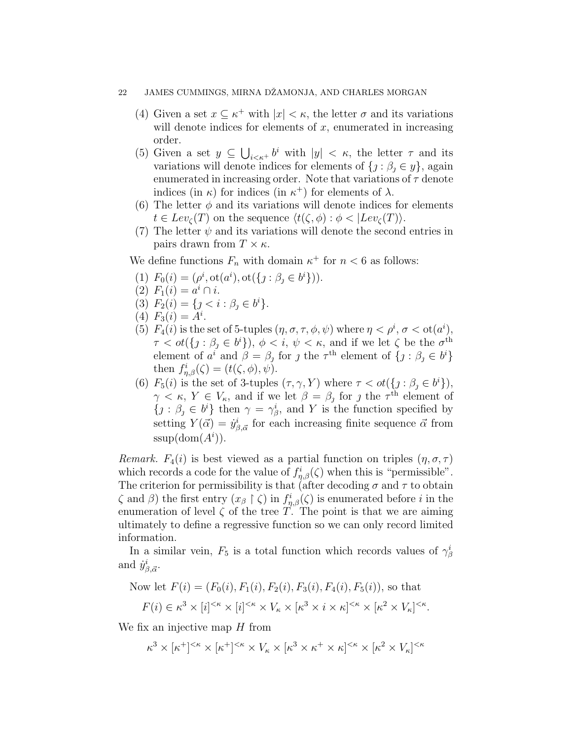(4) Given a set $x \subseteq \kappa^+$ with $|x| < \kappa$, the letter $\sigma$ and its variations will denote indices for elements of $x$, enumerated in increasing order.

(5) Given a set $y \subseteq \bigcup_{i<\kappa^+} b^i$ with $|y| < \kappa$, the letter $\tau$ and its variations will denote indices for elements of $\{\jmath : \beta_\jmath \in y\}$, again enumerated in increasing order. Note that variations of $\tau$ denote indices (in $\kappa$) for indices (in $\kappa^+$) for elements of $\lambda$.

(6) The letter $\phi$ and its variations will denote indices for elements $t \in Lev_\zeta(T)$ on the sequence $\langle t(\zeta, \phi) : \phi < |Lev_\zeta(T)\rangle$.

(7) The letter $\psi$ and its variations will denote the second entries in pairs drawn from $T \times \kappa$.

We define functions $F_n$ with domain $\kappa^+$ for $n < 6$ as follows:

1. $F_0(i) = (\rho^i, \text{ot}(a^i), \text{ot}(\{\jmath : \beta_\jmath \in b^i\}))$.
2. $F_1(i) = a^i \cap i$.
3. $F_2(i) = \{\jmath < i : \beta_\jmath \in b^i\}$.
4. $F_3(i) = A^i$.
5. $F_4(i)$ is the set of 5-tuples $(\eta, \sigma, \tau, \phi, \psi)$ where $\eta < \rho^i$, $\sigma < \text{ot}(a^i)$, $\tau < ot(\{\jmath : \beta_\jmath \in b^i\})$, $\phi < i$, $\psi < \kappa$, and if we let $\zeta$ be the $\sigma^{\text{th}}$ element of $a^i$ and $\beta = \beta_\jmath$ for $\jmath$ the $\tau^{\text{th}}$ element of $\{\jmath : \beta_\jmath \in b^i\}$ then $f^i_{\eta,\beta}(\zeta) = (t(\zeta, \phi), \psi)$.
6. $F_5(i)$ is the set of 3-tuples $(\tau, \gamma, Y)$ where $\tau < ot(\{\jmath : \beta_\jmath \in b^i\})$, $\gamma < \kappa$, $Y \in V_\kappa$, and if we let $\beta = \beta_\jmath$ for $\jmath$ the $\tau^{\text{th}}$ element of $\{\jmath : \beta_\jmath \in b^i\}$ then $\gamma = \gamma^i_\beta$, and $Y$ is the function specified by setting $Y(\vec{\alpha}) = \dot{y}^i_{\beta,\vec{\alpha}}$ for each increasing finite sequence $\vec{\alpha}$ from $\text{ssup}(\text{dom}(A^i))$.

*Remark.* $F_4(i)$ is best viewed as a partial function on triples $(\eta, \sigma, \tau)$ which records a code for the value of $f^i_{\eta,\beta}(\zeta)$ when this is "permissible". The criterion for permissibility is that (after decoding $\sigma$ and $\tau$ to obtain $\zeta$ and $\beta$) the first entry $(x_\beta \restriction \zeta)$ in $f^i_{\eta,\beta}(\zeta)$ is enumerated before $i$ in the enumeration of level $\zeta$ of the tree $T$. The point is that we are aiming ultimately to define a regressive function so we can only record limited information.

In a similar vein, $F_5$ is a total function which records values of $\gamma^i_\beta$ and $\dot{y}^i_{\beta,\vec{\alpha}}$.

Now let $F(i) = (F_0(i), F_1(i), F_2(i), F_3(i), F_4(i), F_5(i))$, so that

$$F(i) \in \kappa^3 \times [i]^{<\kappa} \times [i]^{<\kappa} \times V_\kappa \times [\kappa^3 \times i \times \kappa]^{<\kappa} \times [\kappa^2 \times V_\kappa]^{<\kappa}.$$

We fix an injective map $H$ from

$$\kappa^3 \times [\kappa^+]^{<\kappa} \times [\kappa^+]^{<\kappa} \times V_\kappa \times [\kappa^3 \times \kappa^+ \times \kappa]^{<\kappa} \times [\kappa^2 \times V_\kappa]^{<\kappa}$$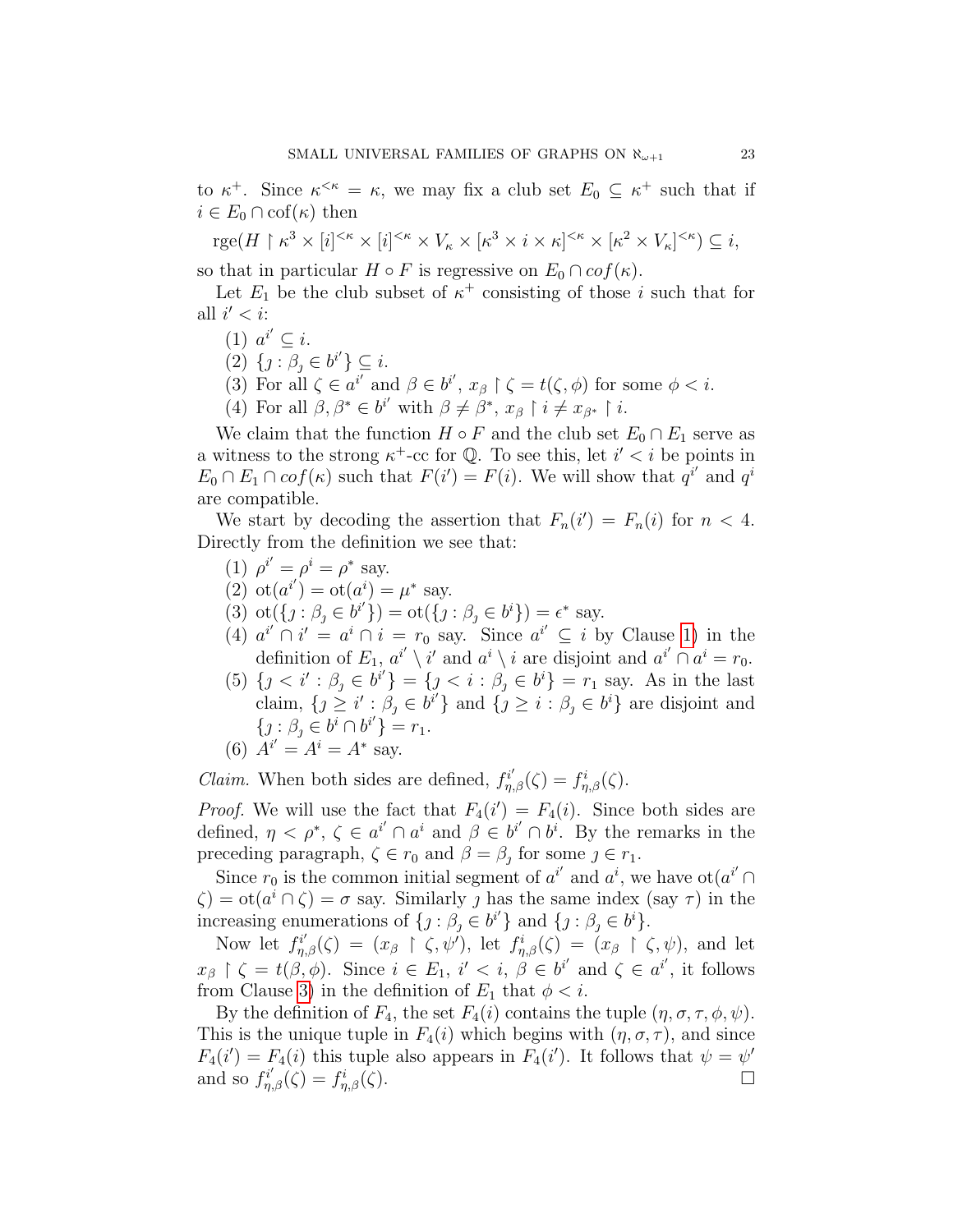to $\kappa^+$. Since $\kappa^{<\kappa} = \kappa$, we may fix a club set $E_0 \subseteq \kappa^+$ such that if $i \in E_0 \cap \mathrm{cof}(\kappa)$ then

$$\mathrm{rge}(H \restriction \kappa^3 \times [i]^{<\kappa} \times [i]^{<\kappa} \times V_\kappa \times [\kappa^3 \times i \times \kappa]^{<\kappa} \times [\kappa^2 \times V_\kappa]^{<\kappa}) \subseteq i,$$

so that in particular $H \circ F$ is regressive on $E_0 \cap cof(\kappa)$.

Let $E_1$ be the club subset of $\kappa^+$ consisting of those $i$ such that for all $i' < i$:

1. $a^{i'} \subseteq i$.
2. $\{\jmath : \beta_\jmath \in b^{i'}\} \subseteq i$.
3. For all $\zeta \in a^{i'}$ and $\beta \in b^{i'}$, $x_\beta \restriction \zeta = t(\zeta, \phi)$ for some $\phi < i$.
4. For all $\beta, \beta^* \in b^{i'}$ with $\beta \neq \beta^*$, $x_\beta \restriction i \neq x_{\beta^*} \restriction i$.

We claim that the function $H \circ F$ and the club set $E_0 \cap E_1$ serve as a witness to the strong $\kappa^+$-cc for $\mathbb{Q}$. To see this, let $i' < i$ be points in $E_0 \cap E_1 \cap cof(\kappa)$ such that $F(i') = F(i)$. We will show that $q^{i'}$ and $q^i$ are compatible.

We start by decoding the assertion that $F_n(i') = F_n(i)$ for $n < 4$. Directly from the definition we see that:

1. $\rho^{i'} = \rho^i = \rho^*$ say.
2. $\mathrm{ot}(a^{i'}) = \mathrm{ot}(a^i) = \mu^*$ say.
3. $\mathrm{ot}(\{\jmath : \beta_\jmath \in b^{i'}\}) = \mathrm{ot}(\{\jmath : \beta_\jmath \in b^i\}) = \epsilon^*$ say.
4. $a^{i'} \cap i' = a^i \cap i = r_0$ say. Since $a^{i'} \subseteq i$ by Clause 1) in the definition of $E_1$, $a^{i'} \setminus i'$ and $a^i \setminus i$ are disjoint and $a^{i'} \cap a^i = r_0$.
5. $\{\jmath < i' : \beta_\jmath \in b^{i'}\} = \{\jmath < i : \beta_\jmath \in b^i\} = r_1$ say. As in the last claim, $\{\jmath \geq i' : \beta_\jmath \in b^{i'}\}$ and $\{\jmath \geq i : \beta_\jmath \in b^i\}$ are disjoint and $\{\jmath : \beta_\jmath \in b^i \cap b^{i'}\} = r_1$.
6. $A^{i'} = A^i = A^*$ say.

*Claim.* When both sides are defined, $f^{i'}_{\eta,\beta}(\zeta) = f^i_{\eta,\beta}(\zeta)$.

*Proof.* We will use the fact that $F_4(i') = F_4(i)$. Since both sides are defined, $\eta < \rho^*$, $\zeta \in a^{i'} \cap a^i$ and $\beta \in b^{i'} \cap b^i$. By the remarks in the preceding paragraph, $\zeta \in r_0$ and $\beta = \beta_\jmath$ for some $\jmath \in r_1$.

Since $r_0$ is the common initial segment of $a^{i'}$ and $a^i$, we have $\mathrm{ot}(a^{i'} \cap \zeta) = \mathrm{ot}(a^i \cap \zeta) = \sigma$ say. Similarly $\jmath$ has the same index (say $\tau$) in the increasing enumerations of $\{\jmath : \beta_\jmath \in b^{i'}\}$ and $\{\jmath : \beta_\jmath \in b^i\}$.

Now let $f^{i'}_{\eta,\beta}(\zeta) = (x_\beta \restriction \zeta, \psi')$, let $f^i_{\eta,\beta}(\zeta) = (x_\beta \restriction \zeta, \psi)$, and let $x_\beta \restriction \zeta = t(\beta, \phi)$. Since $i \in E_1$, $i' < i$, $\beta \in b^{i'}$ and $\zeta \in a^{i'}$, it follows from Clause 3) in the definition of $E_1$ that $\phi < i$.

By the definition of $F_4$, the set $F_4(i)$ contains the tuple $(\eta, \sigma, \tau, \phi, \psi)$. This is the unique tuple in $F_4(i)$ which begins with $(\eta, \sigma, \tau)$, and since $F_4(i') = F_4(i)$ this tuple also appears in $F_4(i')$. It follows that $\psi = \psi'$ and so $f^{i'}_{\eta,\beta}(\zeta) = f^i_{\eta,\beta}(\zeta)$. □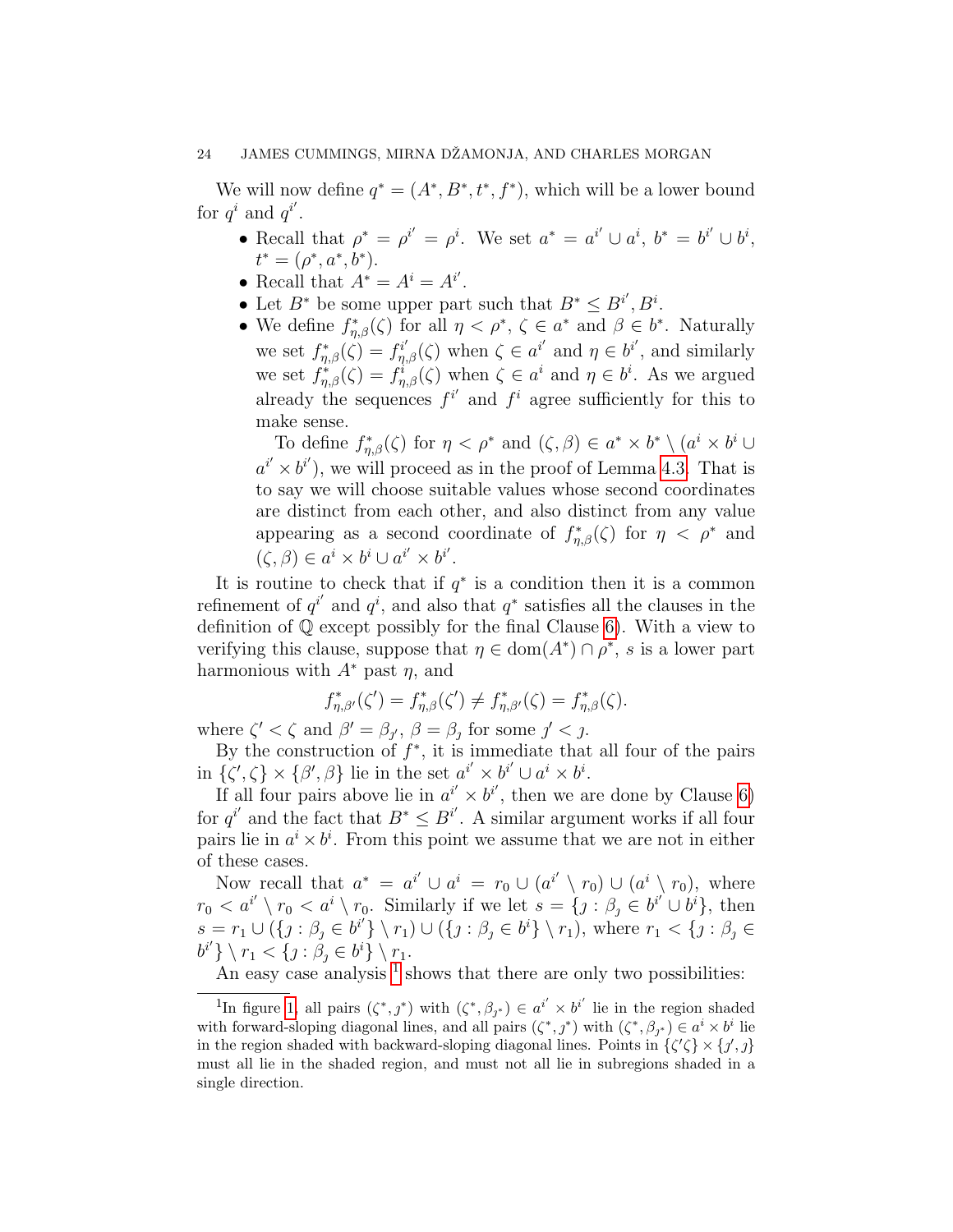We will now define $q^* = (A^*, B^*, t^*, f^*)$, which will be a lower bound for $q^i$ and $q^{i'}$.

- Recall that $\rho^* = \rho^{i'} = \rho^i$. We set $a^* = a^{i'} \cup a^i$, $b^* = b^{i'} \cup b^i$, $t^* = (\rho^*, a^*, b^*)$.
- Recall that $A^* = A^i = A^{i'}$.
- Let $B^*$ be some upper part such that $B^* \leq B^{i'}, B^i$.
- We define $f^*_{\eta,\beta}(\zeta)$ for all $\eta < \rho^*$, $\zeta \in a^*$ and $\beta \in b^*$. Naturally we set $f^*_{\eta,\beta}(\zeta) = f^{i'}_{\eta,\beta}(\zeta)$ when $\zeta \in a^{i'}$ and $\eta \in b^{i'}$, and similarly we set $f^*_{\eta,\beta}(\zeta) = f^i_{\eta,\beta}(\zeta)$ when $\zeta \in a^i$ and $\eta \in b^i$. As we argued already the sequences $f^{i'}$ and $f^i$ agree sufficiently for this to make sense.

  To define $f^*_{\eta,\beta}(\zeta)$ for $\eta < \rho^*$ and $(\zeta, \beta) \in a^* \times b^* \setminus (a^i \times b^i \cup a^{i'} \times b^{i'})$, we will proceed as in the proof of Lemma 4.3. That is to say we will choose suitable values whose second coordinates are distinct from each other, and also distinct from any value appearing as a second coordinate of $f^*_{\eta,\beta}(\zeta)$ for $\eta < \rho^*$ and $(\zeta, \beta) \in a^i \times b^i \cup a^{i'} \times b^{i'}$.

It is routine to check that if $q^*$ is a condition then it is a common refinement of $q^{i'}$ and $q^i$, and also that $q^*$ satisfies all the clauses in the definition of $\mathbb{Q}$ except possibly for the final Clause 6). With a view to verifying this clause, suppose that $\eta \in \mathrm{dom}(A^*) \cap \rho^*$, $s$ is a lower part harmonious with $A^*$ past $\eta$, and

$$f^*_{\eta,\beta'}(\zeta') = f^*_{\eta,\beta}(\zeta') \neq f^*_{\eta,\beta'}(\zeta) = f^*_{\eta,\beta}(\zeta).$$

where $\zeta' < \zeta$ and $\beta' = \beta_{\jmath'}$, $\beta = \beta_\jmath$ for some $\jmath' < \jmath$.

By the construction of $f^*$, it is immediate that all four of the pairs in $\{\zeta', \zeta\} \times \{\beta', \beta\}$ lie in the set $a^{i'} \times b^{i'} \cup a^i \times b^i$.

If all four pairs above lie in $a^{i'} \times b^{i'}$, then we are done by Clause 6) for $q^{i'}$ and the fact that $B^* \leq B^{i'}$. A similar argument works if all four pairs lie in $a^i \times b^i$. From this point we assume that we are not in either of these cases.

Now recall that $a^* = a^{i'} \cup a^i = r_0 \cup (a^{i'} \setminus r_0) \cup (a^i \setminus r_0)$, where $r_0 < a^{i'} \setminus r_0 < a^i \setminus r_0$. Similarly if we let $s = \{\jmath : \beta_\jmath \in b^{i'} \cup b^i\}$, then $s = r_1 \cup (\{\jmath : \beta_\jmath \in b^{i'}\} \setminus r_1) \cup (\{\jmath : \beta_\jmath \in b^i\} \setminus r_1)$, where $r_1 < \{\jmath : \beta_\jmath \in b^{i'}\} \setminus r_1 < \{\jmath : \beta_\jmath \in b^i\} \setminus r_1$.

An easy case analysis [1] shows that there are only two possibilities:

[1] In figure 1, all pairs $(\zeta^*, \jmath^*)$ with $(\zeta^*, \beta_{\jmath^*}) \in a^{i'} \times b^{i'}$ lie in the region shaded with forward-sloping diagonal lines, and all pairs $(\zeta^*, \jmath^*)$ with $(\zeta^*, \beta_{\jmath^*}) \in a^i \times b^i$ lie in the region shaded with backward-sloping diagonal lines. Points in $\{\zeta'\zeta\} \times \{\jmath', \jmath\}$ must all lie in the shaded region, and must not all lie in subregions shaded in a single direction.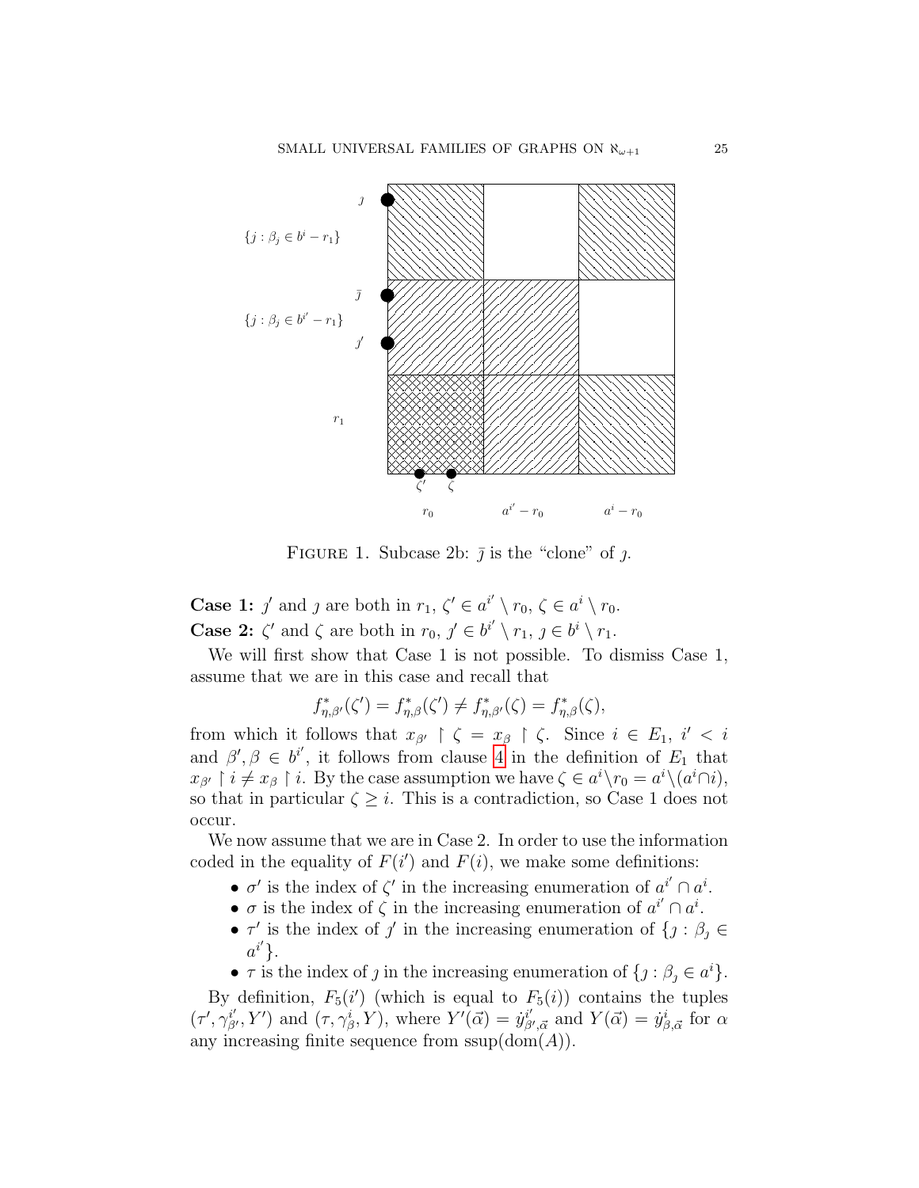FIGURE 1. Subcase 2b: $\bar{\jmath}$ is the "clone" of $\jmath$.

**Case 1:** $\jmath'$ and $\jmath$ are both in $r_1$, $\zeta' \in a^{i'} \setminus r_0$, $\zeta \in a^i \setminus r_0$.

**Case 2:** $\zeta'$ and $\zeta$ are both in $r_0$, $\jmath' \in b^{i'} \setminus r_1$, $\jmath \in b^i \setminus r_1$.

We will first show that Case 1 is not possible. To dismiss Case 1, assume that we are in this case and recall that

$$f^*_{\eta,\beta'}(\zeta') = f^*_{\eta,\beta}(\zeta') \neq f^*_{\eta,\beta'}(\zeta) = f^*_{\eta,\beta}(\zeta),$$

from which it follows that $x_{\beta'} \restriction \zeta = x_\beta \restriction \zeta$. Since $i \in E_1$, $i' < i$ and $\beta', \beta \in b^{i'}$, it follows from clause 4 in the definition of $E_1$ that $x_{\beta'} \restriction i \neq x_\beta \restriction i$. By the case assumption we have $\zeta \in a^i \setminus r_0 = a^i \setminus (a^i \cap i)$, so that in particular $\zeta \geq i$. This is a contradiction, so Case 1 does not occur.

We now assume that we are in Case 2. In order to use the information coded in the equality of $F(i')$ and $F(i)$, we make some definitions:

- $\sigma'$ is the index of $\zeta'$ in the increasing enumeration of $a^{i'} \cap a^i$.
- $\sigma$ is the index of $\zeta$ in the increasing enumeration of $a^{i'} \cap a^i$.
- $\tau'$ is the index of $\jmath'$ in the increasing enumeration of $\{\jmath : \beta_\jmath \in a^{i'}\}$.
- $\tau$ is the index of $\jmath$ in the increasing enumeration of $\{\jmath : \beta_\jmath \in a^i\}$.

By definition, $F_5(i')$ (which is equal to $F_5(i)$) contains the tuples $(\tau', \gamma^{i'}_{\beta'}, Y')$ and $(\tau, \gamma^i_\beta, Y)$, where $Y'(\vec{\alpha}) = \dot{y}^{i'}_{\beta',\vec{\alpha}}$ and $Y(\vec{\alpha}) = \dot{y}^i_{\beta,\vec{\alpha}}$ for $\alpha$ any increasing finite sequence from $\mathrm{ssup}(\mathrm{dom}(A))$.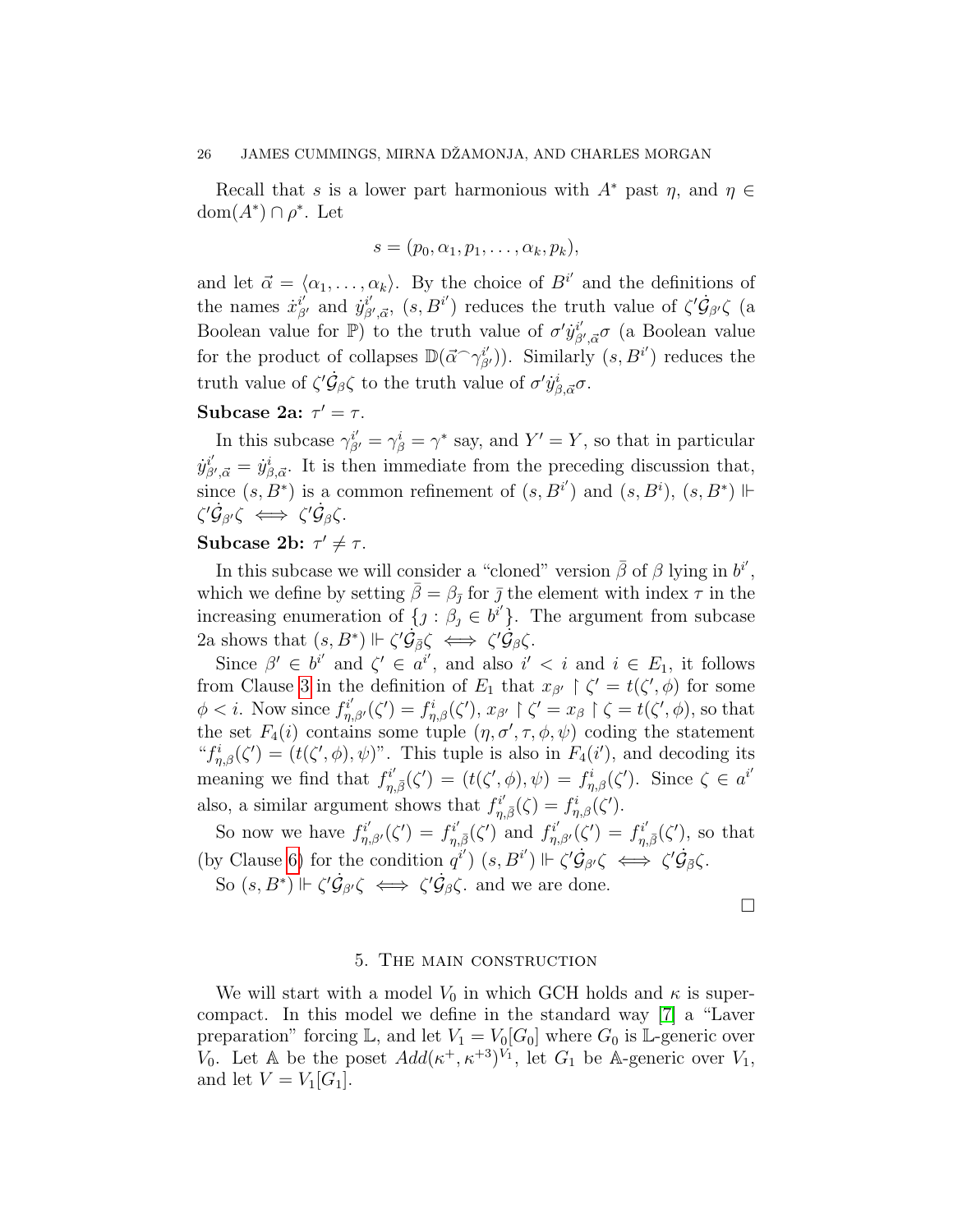Recall that $s$ is a lower part harmonious with $A^*$ past $\eta$, and $\eta \in \mathrm{dom}(A^*) \cap \rho^*$. Let

$$s = (p_0, \alpha_1, p_1, \ldots, \alpha_k, p_k),$$

and let $\vec{\alpha} = \langle \alpha_1, \ldots, \alpha_k \rangle$. By the choice of $B^{i'}$ and the definitions of the names $\dot{x}^{i'}_{\beta'}$ and $\dot{y}^{i'}_{\beta', \vec{\alpha}}$, $(s, B^{i'})$ reduces the truth value of $\zeta' \dot{\mathcal{G}}_{\beta'} \zeta$ (a Boolean value for $\mathbb{P}$) to the truth value of $\sigma' \dot{y}^{i'}_{\beta', \vec{\alpha}} \sigma$ (a Boolean value for the product of collapses $\mathbb{D}(\vec{\alpha}^\frown \gamma^{i'}_{\beta'})$). Similarly $(s, B^{i'})$ reduces the truth value of $\zeta' \dot{\mathcal{G}}_{\beta} \zeta$ to the truth value of $\sigma' \dot{y}^{i}_{\beta, \vec{\alpha}} \sigma$.

**Subcase 2a:** $\tau' = \tau$.

In this subcase $\gamma^{i'}_{\beta'} = \gamma^{i}_{\beta} = \gamma^*$ say, and $Y' = Y$, so that in particular $\dot{y}^{i'}_{\beta', \vec{\alpha}} = \dot{y}^{i}_{\beta, \vec{\alpha}}$. It is then immediate from the preceding discussion that, since $(s, B^*)$ is a common refinement of $(s, B^{i'})$ and $(s, B^{i})$, $(s, B^*) \Vdash \zeta' \dot{\mathcal{G}}_{\beta'} \zeta \iff \zeta' \dot{\mathcal{G}}_{\beta} \zeta$.

**Subcase 2b:** $\tau' \neq \tau$.

In this subcase we will consider a "cloned" version $\bar{\beta}$ of $\beta$ lying in $b^{i'}$, which we define by setting $\bar{\beta} = \beta_{\bar{\jmath}}$ for $\bar{\jmath}$ the element with index $\tau$ in the increasing enumeration of $\{\jmath : \beta_\jmath \in b^{i'}\}$. The argument from subcase 2a shows that $(s, B^*) \Vdash \zeta' \dot{\mathcal{G}}_{\bar{\beta}} \zeta \iff \zeta' \dot{\mathcal{G}}_{\beta} \zeta$.

Since $\beta' \in b^{i'}$ and $\zeta' \in a^{i'}$, and also $i' < i$ and $i \in E_1$, it follows from Clause 3 in the definition of $E_1$ that $x_{\beta'} \restriction \zeta' = t(\zeta', \phi)$ for some $\phi < i$. Now since $f^{i'}_{\eta, \beta'}(\zeta') = f^{i}_{\eta, \beta}(\zeta')$, $x_{\beta'} \restriction \zeta' = x_{\beta} \restriction \zeta = t(\zeta', \phi)$, so that the set $F_4(i)$ contains some tuple $(\eta, \sigma', \tau, \phi, \psi)$ coding the statement "$f^{i}_{\eta, \beta}(\zeta') = (t(\zeta', \phi), \psi)$". This tuple is also in $F_4(i')$, and decoding its meaning we find that $f^{i'}_{\eta, \bar{\beta}}(\zeta') = (t(\zeta', \phi), \psi) = f^{i}_{\eta, \beta}(\zeta')$. Since $\zeta \in a^{i'}$ also, a similar argument shows that $f^{i'}_{\eta, \bar{\beta}}(\zeta) = f^{i}_{\eta, \beta}(\zeta')$.

So now we have $f^{i'}_{\eta, \beta'}(\zeta') = f^{i'}_{\eta, \bar{\beta}}(\zeta')$ and $f^{i'}_{\eta, \beta'}(\zeta') = f^{i'}_{\eta, \bar{\beta}}(\zeta')$, so that (by Clause 6) for the condition $q^{i'}$) $(s, B^{i'}) \Vdash \zeta' \dot{\mathcal{G}}_{\beta'} \zeta \iff \zeta' \dot{\mathcal{G}}_{\bar{\beta}} \zeta$.

So $(s, B^*) \Vdash \zeta' \dot{\mathcal{G}}_{\beta'} \zeta \iff \zeta' \dot{\mathcal{G}}_{\beta} \zeta$. and we are done.

□

## 5. The main construction

We will start with a model $V_0$ in which GCH holds and $\kappa$ is supercompact. In this model we define in the standard way [7] a "Laver preparation" forcing $\mathbb{L}$, and let $V_1 = V_0[G_0]$ where $G_0$ is $\mathbb{L}$-generic over $V_0$. Let $\mathbb{A}$ be the poset $Add(\kappa^+, \kappa^{+3})^{V_1}$, let $G_1$ be $\mathbb{A}$-generic over $V_1$, and let $V = V_1[G_1]$.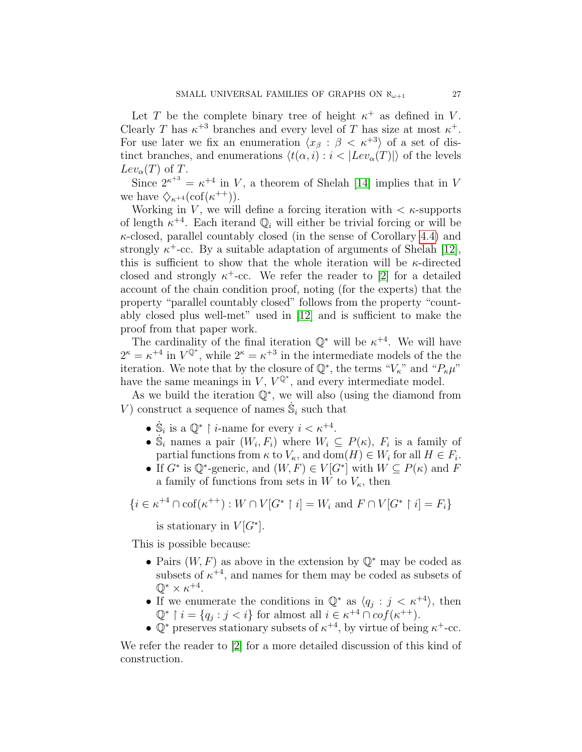Let $T$ be the complete binary tree of height $\kappa^+$ as defined in $V$. Clearly $T$ has $\kappa^{+3}$ branches and every level of $T$ has size at most $\kappa^+$. For use later we fix an enumeration $\langle x_\beta : \beta < \kappa^{+3} \rangle$ of a set of distinct branches, and enumerations $\langle t(\alpha, i) : i < |Lev_\alpha(T)| \rangle$ of the levels $Lev_\alpha(T)$ of $T$.

Since $2^{\kappa^{+3}} = \kappa^{+4}$ in $V$, a theorem of Shelah [14] implies that in $V$ we have $\diamondsuit_{\kappa^{+4}}(\mathrm{cof}(\kappa^{++}))$.

Working in $V$, we will define a forcing iteration with $< \kappa$-supports of length $\kappa^{+4}$. Each iterand $\mathbb{Q}_i$ will either be trivial forcing or will be $\kappa$-closed, parallel countably closed (in the sense of Corollary 4.4) and strongly $\kappa^+$-cc. By a suitable adaptation of arguments of Shelah [12], this is sufficient to show that the whole iteration will be $\kappa$-directed closed and strongly $\kappa^+$-cc. We refer the reader to [2] for a detailed account of the chain condition proof, noting (for the experts) that the property "parallel countably closed" follows from the property "countably closed plus well-met" used in [12] and is sufficient to make the proof from that paper work.

The cardinality of the final iteration $\mathbb{Q}^*$ will be $\kappa^{+4}$. We will have $2^\kappa = \kappa^{+4}$ in $V^{\mathbb{Q}^*}$, while $2^\kappa = \kappa^{+3}$ in the intermediate models of the the iteration. We note that by the closure of $\mathbb{Q}^*$, the terms "$V_\kappa$" and "$P_\kappa \mu$" have the same meanings in $V$, $V^{\mathbb{Q}^*}$, and every intermediate model.

As we build the iteration $\mathbb{Q}^*$, we will also (using the diamond from $V$) construct a sequence of names $\dot{\mathbb{S}}_i$ such that

- $\dot{\mathbb{S}}_i$ is a $\mathbb{Q}^* \restriction i$-name for every $i < \kappa^{+4}$.
- $\dot{\mathbb{S}}_i$ names a pair $(W_i, F_i)$ where $W_i \subseteq P(\kappa)$, $F_i$ is a family of partial functions from $\kappa$ to $V_\kappa$, and $\mathrm{dom}(H) \in W_i$ for all $H \in F_i$.
- If $G^*$ is $\mathbb{Q}^*$-generic, and $(W, F) \in V[G^*]$ with $W \subseteq P(\kappa)$ and $F$ a family of functions from sets in $W$ to $V_\kappa$, then

$$\{i \in \kappa^{+4} \cap \mathrm{cof}(\kappa^{++}) : W \cap V[G^* \restriction i] = W_i \text{ and } F \cap V[G^* \restriction i] = F_i\}$$

  is stationary in $V[G^*]$.

This is possible because:

- Pairs $(W, F)$ as above in the extension by $\mathbb{Q}^*$ may be coded as subsets of $\kappa^{+4}$, and names for them may be coded as subsets of $\mathbb{Q}^* \times \kappa^{+4}$.
- If we enumerate the conditions in $\mathbb{Q}^*$ as $\langle q_j : j < \kappa^{+4} \rangle$, then $\mathbb{Q}^* \restriction i = \{q_j : j < i\}$ for almost all $i \in \kappa^{+4} \cap cof(\kappa^{++})$.
- $\mathbb{Q}^*$ preserves stationary subsets of $\kappa^{+4}$, by virtue of being $\kappa^+$-cc.

We refer the reader to [2] for a more detailed discussion of this kind of construction.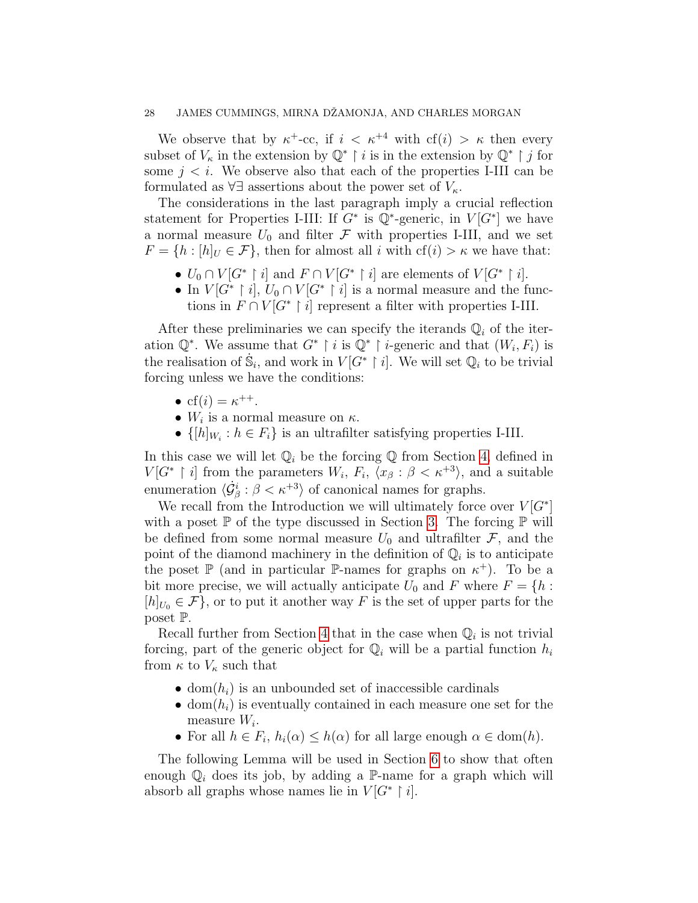We observe that by $\kappa^+$-cc, if $i < \kappa^{+4}$ with $\mathrm{cf}(i) > \kappa$ then every subset of $V_\kappa$ in the extension by $\mathbb{Q}^* \restriction i$ is in the extension by $\mathbb{Q}^* \restriction j$ for some $j < i$. We observe also that each of the properties I-III can be formulated as $\forall\exists$ assertions about the power set of $V_\kappa$.

The considerations in the last paragraph imply a crucial reflection statement for Properties I-III: If $G^*$ is $\mathbb{Q}^*$-generic, in $V[G^*]$ we have a normal measure $U_0$ and filter $\mathcal{F}$ with properties I-III, and we set $F = \{h : [h]_U \in \mathcal{F}\}$, then for almost all $i$ with $\mathrm{cf}(i) > \kappa$ we have that:

- $U_0 \cap V[G^* \restriction i]$ and $F \cap V[G^* \restriction i]$ are elements of $V[G^* \restriction i]$.
- In $V[G^* \restriction i]$, $U_0 \cap V[G^* \restriction i]$ is a normal measure and the functions in $F \cap V[G^* \restriction i]$ represent a filter with properties I-III.

After these preliminaries we can specify the iterands $\mathbb{Q}_i$ of the iteration $\mathbb{Q}^*$. We assume that $G^* \restriction i$ is $\mathbb{Q}^* \restriction i$-generic and that $(W_i, F_i)$ is the realisation of $\dot{\mathbb{S}}_i$, and work in $V[G^* \restriction i]$. We will set $\mathbb{Q}_i$ to be trivial forcing unless we have the conditions:

- $\mathrm{cf}(i) = \kappa^{++}$.
- $W_i$ is a normal measure on $\kappa$.
- $\{[h]_{W_i} : h \in F_i\}$ is an ultrafilter satisfying properties I-III.

In this case we will let $\mathbb{Q}_i$ be the forcing $\mathbb{Q}$ from Section 4, defined in $V[G^* \restriction i]$ from the parameters $W_i$, $F_i$, $\langle x_\beta : \beta < \kappa^{+3}\rangle$, and a suitable enumeration $\langle \dot{\mathcal{G}}^i_\beta : \beta < \kappa^{+3}\rangle$ of canonical names for graphs.

We recall from the Introduction we will ultimately force over $V[G^*]$ with a poset $\mathbb{P}$ of the type discussed in Section 3. The forcing $\mathbb{P}$ will be defined from some normal measure $U_0$ and ultrafilter $\mathcal{F}$, and the point of the diamond machinery in the definition of $\mathbb{Q}_i$ is to anticipate the poset $\mathbb{P}$ (and in particular $\mathbb{P}$-names for graphs on $\kappa^+$). To be a bit more precise, we will actually anticipate $U_0$ and $F$ where $F = \{h : [h]_{U_0} \in \mathcal{F}\}$, or to put it another way $F$ is the set of upper parts for the poset $\mathbb{P}$.

Recall further from Section 4 that in the case when $\mathbb{Q}_i$ is not trivial forcing, part of the generic object for $\mathbb{Q}_i$ will be a partial function $h_i$ from $\kappa$ to $V_\kappa$ such that

- $\mathrm{dom}(h_i)$ is an unbounded set of inaccessible cardinals
- $\mathrm{dom}(h_i)$ is eventually contained in each measure one set for the measure $W_i$.
- For all $h \in F_i$, $h_i(\alpha) \leq h(\alpha)$ for all large enough $\alpha \in \mathrm{dom}(h)$.

The following Lemma will be used in Section 6 to show that often enough $\mathbb{Q}_i$ does its job, by adding a $\mathbb{P}$-name for a graph which will absorb all graphs whose names lie in $V[G^* \restriction i]$.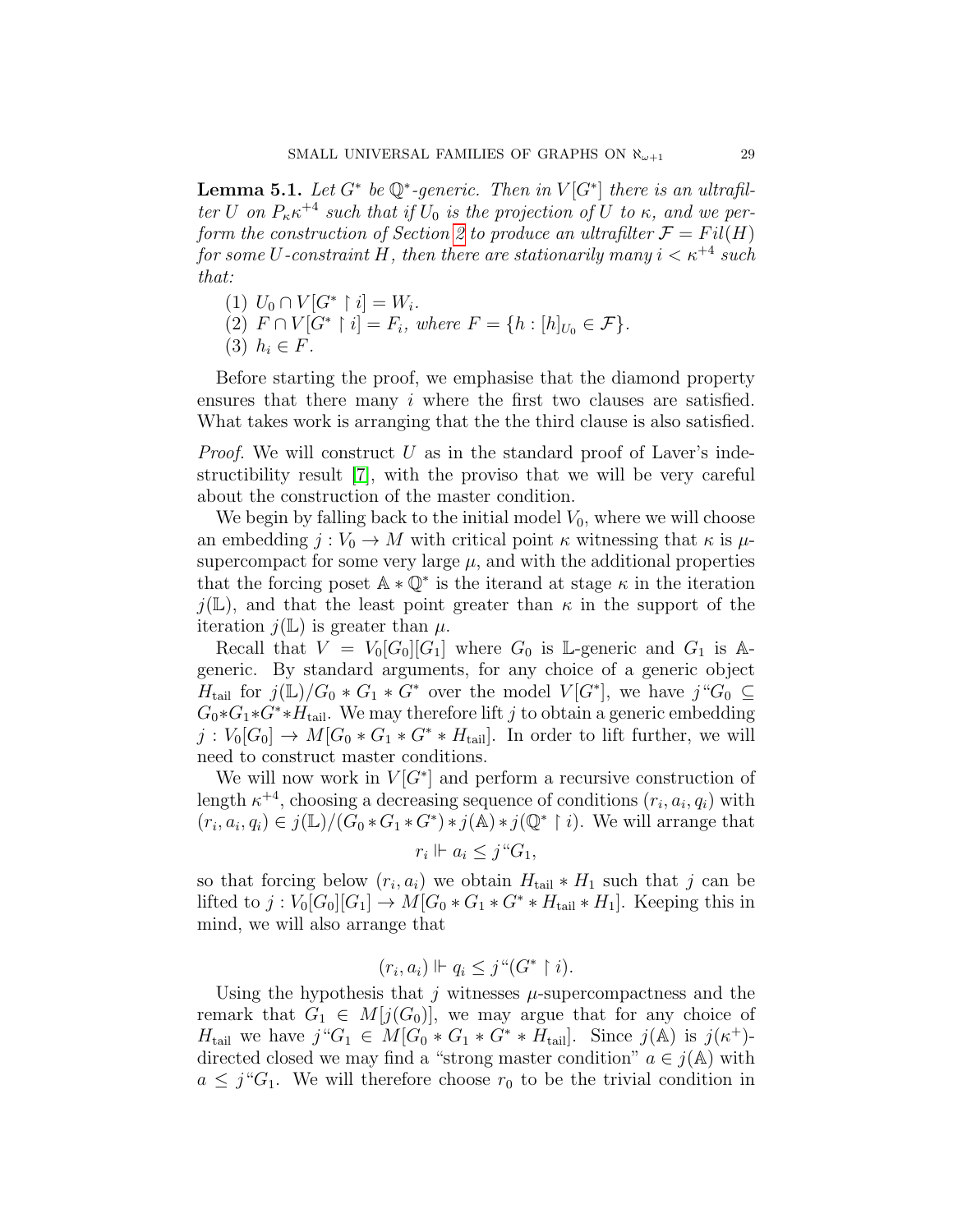**Lemma 5.1.** *Let $G^*$ be $\mathbb{Q}^*$-generic. Then in $V[G^*]$ there is an ultrafilter $U$ on $P_\kappa \kappa^{+4}$ such that if $U_0$ is the projection of $U$ to $\kappa$, and we perform the construction of Section 2 to produce an ultrafilter $\mathcal{F} = Fil(H)$ for some $U$-constraint $H$, then there are stationarily many $i < \kappa^{+4}$ such that:*

1. *$U_0 \cap V[G^* \restriction i] = W_i$.*
2. *$F \cap V[G^* \restriction i] = F_i$, where $F = \{h : [h]_{U_0} \in \mathcal{F}\}$.*
3. *$h_i \in F$.*

Before starting the proof, we emphasise that the diamond property ensures that there many $i$ where the first two clauses are satisfied. What takes work is arranging that the the third clause is also satisfied.

*Proof.* We will construct $U$ as in the standard proof of Laver's indestructibility result [7], with the proviso that we will be very careful about the construction of the master condition.

We begin by falling back to the initial model $V_0$, where we will choose an embedding $j : V_0 \to M$ with critical point $\kappa$ witnessing that $\kappa$ is $\mu$-supercompact for some very large $\mu$, and with the additional properties that the forcing poset $\mathbb{A} * \mathbb{Q}^*$ is the iterand at stage $\kappa$ in the iteration $j(\mathbb{L})$, and that the least point greater than $\kappa$ in the support of the iteration $j(\mathbb{L})$ is greater than $\mu$.

Recall that $V = V_0[G_0][G_1]$ where $G_0$ is $\mathbb{L}$-generic and $G_1$ is $\mathbb{A}$-generic. By standard arguments, for any choice of a generic object $H_{\text{tail}}$ for $j(\mathbb{L})/G_0 * G_1 * G^*$ over the model $V[G^*]$, we have $j``G_0 \subseteq G_0 * G_1 * G^* * H_{\text{tail}}$. We may therefore lift $j$ to obtain a generic embedding $j : V_0[G_0] \to M[G_0 * G_1 * G^* * H_{\text{tail}}]$. In order to lift further, we will need to construct master conditions.

We will now work in $V[G^*]$ and perform a recursive construction of length $\kappa^{+4}$, choosing a decreasing sequence of conditions $(r_i, a_i, q_i)$ with $(r_i, a_i, q_i) \in j(\mathbb{L})/(G_0 * G_1 * G^*) * j(\mathbb{A}) * j(\mathbb{Q}^* \restriction i)$. We will arrange that

$$r_i \Vdash a_i \leq j``G_1,$$

so that forcing below $(r_i, a_i)$ we obtain $H_{\text{tail}} * H_1$ such that $j$ can be lifted to $j : V_0[G_0][G_1] \to M[G_0 * G_1 * G^* * H_{\text{tail}} * H_1]$. Keeping this in mind, we will also arrange that

$$(r_i, a_i) \Vdash q_i \leq j``(G^* \restriction i).$$

Using the hypothesis that $j$ witnesses $\mu$-supercompactness and the remark that $G_1 \in M[j(G_0)]$, we may argue that for any choice of $H_{\text{tail}}$ we have $j``G_1 \in M[G_0 * G_1 * G^* * H_{\text{tail}}]$. Since $j(\mathbb{A})$ is $j(\kappa^+)$-directed closed we may find a "strong master condition" $a \in j(\mathbb{A})$ with $a \leq j``G_1$. We will therefore choose $r_0$ to be the trivial condition in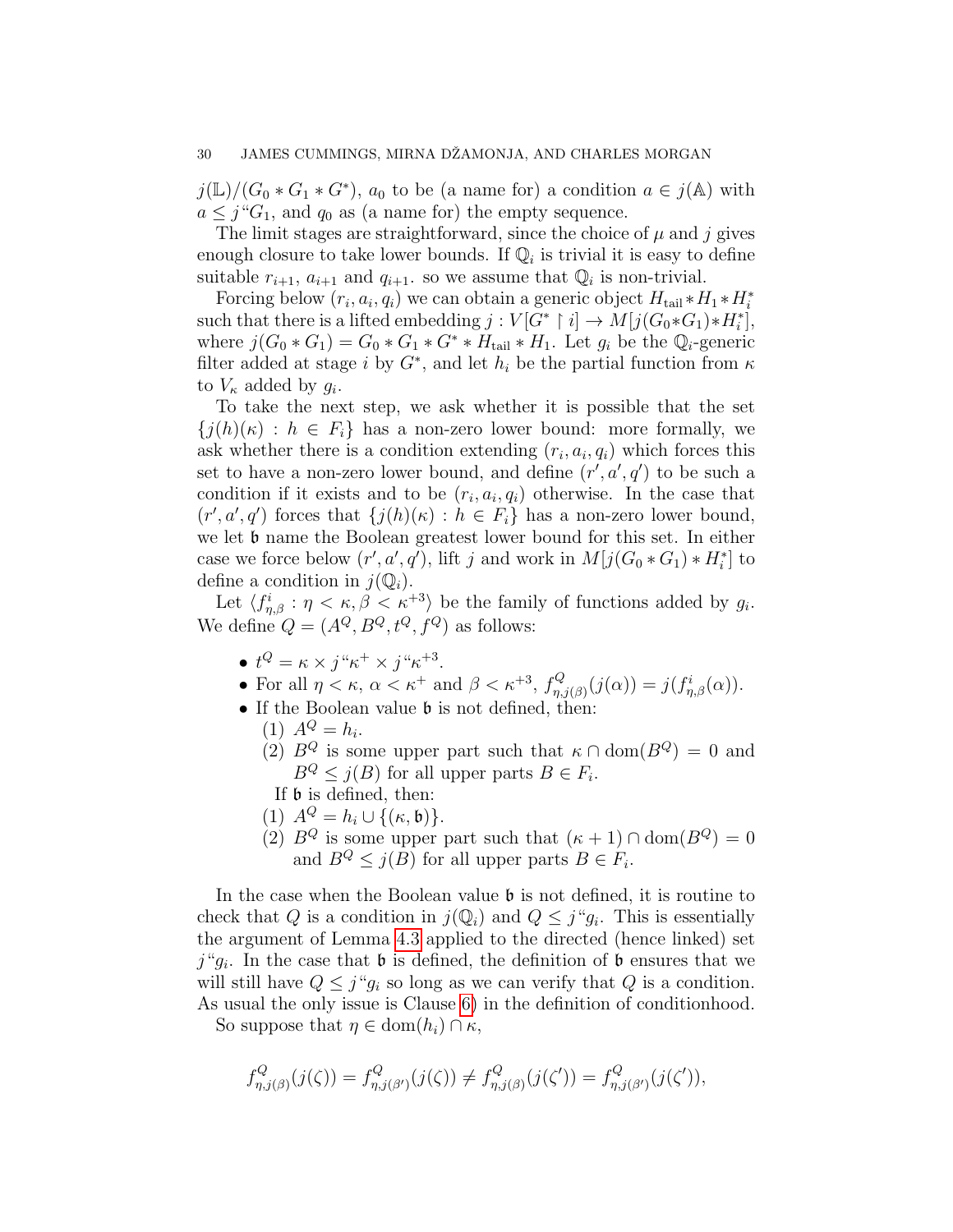$j(\mathbb{L})/(G_0 * G_1 * G^*)$, $a_0$ to be (a name for) a condition $a \in j(\mathbb{A})$ with $a \le j``G_1$, and $q_0$ as (a name for) the empty sequence.

The limit stages are straightforward, since the choice of $\mu$ and $j$ gives enough closure to take lower bounds. If $\mathbb{Q}_i$ is trivial it is easy to define suitable $r_{i+1}$, $a_{i+1}$ and $q_{i+1}$. so we assume that $\mathbb{Q}_i$ is non-trivial.

Forcing below $(r_i, a_i, q_i)$ we can obtain a generic object $H_{\text{tail}} * H_1 * H_i^*$ such that there is a lifted embedding $j : V[G^* \restriction i] \to M[j(G_0 * G_1) * H_i^*]$, where $j(G_0 * G_1) = G_0 * G_1 * G^* * H_{\text{tail}} * H_1$. Let $g_i$ be the $\mathbb{Q}_i$-generic filter added at stage $i$ by $G^*$, and let $h_i$ be the partial function from $\kappa$ to $V_\kappa$ added by $g_i$.

To take the next step, we ask whether it is possible that the set $\{j(h)(\kappa) : h \in F_i\}$ has a non-zero lower bound: more formally, we ask whether there is a condition extending $(r_i, a_i, q_i)$ which forces this set to have a non-zero lower bound, and define $(r', a', q')$ to be such a condition if it exists and to be $(r_i, a_i, q_i)$ otherwise. In the case that $(r', a', q')$ forces that $\{j(h)(\kappa) : h \in F_i\}$ has a non-zero lower bound, we let $\mathfrak{b}$ name the Boolean greatest lower bound for this set. In either case we force below $(r', a', q')$, lift $j$ and work in $M[j(G_0 * G_1) * H_i^*]$ to define a condition in $j(\mathbb{Q}_i)$.

Let $\langle f^i_{\eta,\beta} : \eta < \kappa, \beta < \kappa^{+3} \rangle$ be the family of functions added by $g_i$. We define $Q = (A^Q, B^Q, t^Q, f^Q)$ as follows:

- $t^Q = \kappa \times j``\kappa^+ \times j``\kappa^{+3}$.
- For all $\eta < \kappa$, $\alpha < \kappa^+$ and $\beta < \kappa^{+3}$, $f^Q_{\eta, j(\beta)}(j(\alpha)) = j(f^i_{\eta,\beta}(\alpha))$.
- If the Boolean value $\mathfrak{b}$ is not defined, then:
  (1) $A^Q = h_i$.
  (2) $B^Q$ is some upper part such that $\kappa \cap \operatorname{dom}(B^Q) = 0$ and $B^Q \le j(B)$ for all upper parts $B \in F_i$.

  If $\mathfrak{b}$ is defined, then:
  (1) $A^Q = h_i \cup \{(\kappa, \mathfrak{b})\}$.
  (2) $B^Q$ is some upper part such that $(\kappa + 1) \cap \operatorname{dom}(B^Q) = 0$ and $B^Q \le j(B)$ for all upper parts $B \in F_i$.

In the case when the Boolean value $\mathfrak{b}$ is not defined, it is routine to check that $Q$ is a condition in $j(\mathbb{Q}_i)$ and $Q \le j``g_i$. This is essentially the argument of Lemma 4.3 applied to the directed (hence linked) set $j``g_i$. In the case that $\mathfrak{b}$ is defined, the definition of $\mathfrak{b}$ ensures that we will still have $Q \le j``g_i$ so long as we can verify that $Q$ is a condition. As usual the only issue is Clause 6) in the definition of conditionhood.

So suppose that $\eta \in \operatorname{dom}(h_i) \cap \kappa$,

$$f^Q_{\eta, j(\beta)}(j(\zeta)) = f^Q_{\eta, j(\beta')}(j(\zeta)) \neq f^Q_{\eta, j(\beta)}(j(\zeta')) = f^Q_{\eta, j(\beta')}(j(\zeta')),$$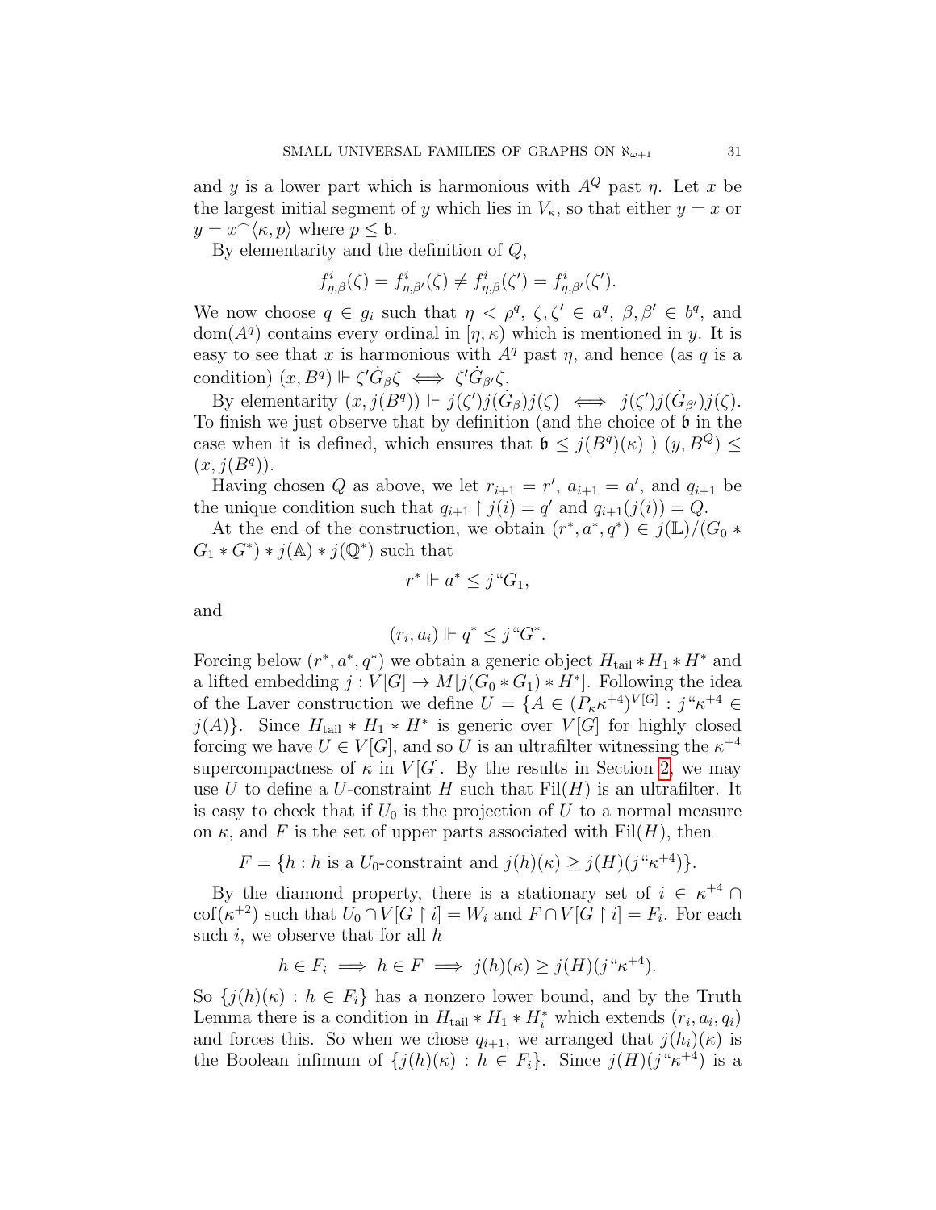and $y$ is a lower part which is harmonious with $A^Q$ past $\eta$. Let $x$ be the largest initial segment of $y$ which lies in $V_\kappa$, so that either $y = x$ or $y = x^\frown\langle \kappa, p\rangle$ where $p \leq \mathfrak{b}$.

By elementarity and the definition of $Q$,

$$f^i_{\eta,\beta}(\zeta) = f^i_{\eta,\beta'}(\zeta) \neq f^i_{\eta,\beta}(\zeta') = f^i_{\eta,\beta'}(\zeta').$$

We now choose $q \in g_i$ such that $\eta < \rho^q$, $\zeta, \zeta' \in a^q$, $\beta, \beta' \in b^q$, and $\mathrm{dom}(A^q)$ contains every ordinal in $[\eta, \kappa)$ which is mentioned in $y$. It is easy to see that $x$ is harmonious with $A^q$ past $\eta$, and hence (as $q$ is a condition) $(x, B^q) \Vdash \zeta' \dot{G}_\beta \zeta \iff \zeta' \dot{G}_{\beta'} \zeta$.

By elementarity $(x, j(B^q)) \Vdash j(\zeta') j(\dot{G}_\beta) j(\zeta) \iff j(\zeta') j(\dot{G}_{\beta'}) j(\zeta)$. To finish we just observe that by definition (and the choice of $\mathfrak{b}$ in the case when it is defined, which ensures that $\mathfrak{b} \leq j(B^q)(\kappa)$ ) $(y, B^Q) \leq (x, j(B^q))$.

Having chosen $Q$ as above, we let $r_{i+1} = r'$, $a_{i+1} = a'$, and $q_{i+1}$ be the unique condition such that $q_{i+1} \restriction j(i) = q'$ and $q_{i+1}(j(i)) = Q$.

At the end of the construction, we obtain $(r^*, a^*, q^*) \in j(\mathbb{L})/(G_0 * G_1 * G^*) * j(\mathbb{A}) * j(\mathbb{Q}^*)$ such that

$$r^* \Vdash a^* \leq j``G_1,$$

and

$$(r_i, a_i) \Vdash q^* \leq j``G^*.$$

Forcing below $(r^*, a^*, q^*)$ we obtain a generic object $H_{\mathrm{tail}} * H_1 * H^*$ and a lifted embedding $j : V[G] \to M[j(G_0 * G_1) * H^*]$. Following the idea of the Laver construction we define $U = \{A \in (P_\kappa \kappa^{+4})^{V[G]} : j``\kappa^{+4} \in j(A)\}$. Since $H_{\mathrm{tail}} * H_1 * H^*$ is generic over $V[G]$ for highly closed forcing we have $U \in V[G]$, and so $U$ is an ultrafilter witnessing the $\kappa^{+4}$ supercompactness of $\kappa$ in $V[G]$. By the results in Section 2, we may use $U$ to define a $U$-constraint $H$ such that $\mathrm{Fil}(H)$ is an ultrafilter. It is easy to check that if $U_0$ is the projection of $U$ to a normal measure on $\kappa$, and $F$ is the set of upper parts associated with $\mathrm{Fil}(H)$, then

$$F = \{h : h \text{ is a } U_0\text{-constraint and } j(h)(\kappa) \geq j(H)(j``\kappa^{+4})\}.$$

By the diamond property, there is a stationary set of $i \in \kappa^{+4} \cap \mathrm{cof}(\kappa^{+2})$ such that $U_0 \cap V[G \restriction i] = W_i$ and $F \cap V[G \restriction i] = F_i$. For each such $i$, we observe that for all $h$

$$h \in F_i \implies h \in F \implies j(h)(\kappa) \geq j(H)(j``\kappa^{+4}).$$

So $\{j(h)(\kappa) : h \in F_i\}$ has a nonzero lower bound, and by the Truth Lemma there is a condition in $H_{\mathrm{tail}} * H_1 * H^*_i$ which extends $(r_i, a_i, q_i)$ and forces this. So when we chose $q_{i+1}$, we arranged that $j(h_i)(\kappa)$ is the Boolean infimum of $\{j(h)(\kappa) : h \in F_i\}$. Since $j(H)(j``\kappa^{+4})$ is a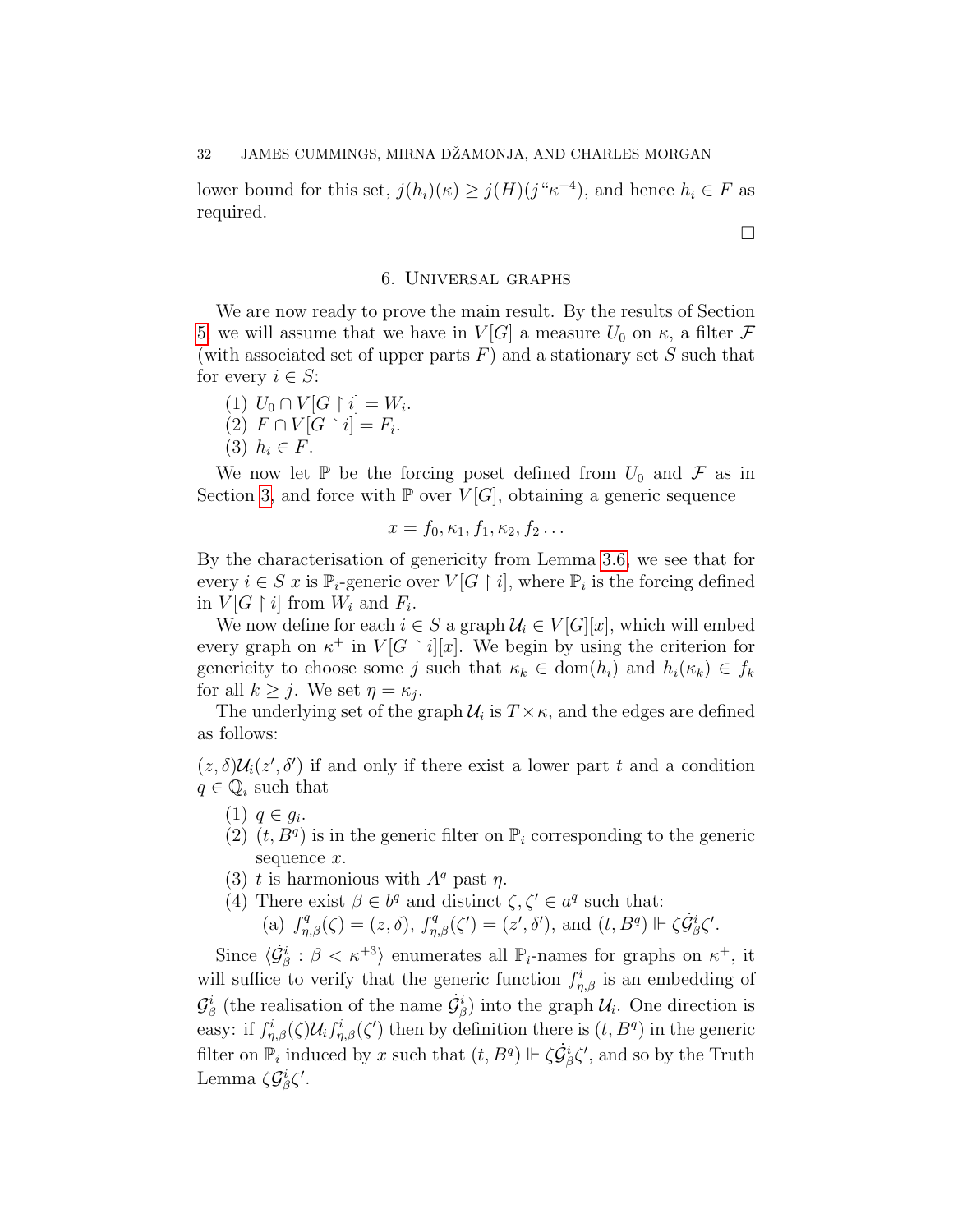lower bound for this set, $j(h_i)(\kappa) \geq j(H)(j``\kappa^{+4})$, and hence $h_i \in F$ as required.

□

## 6. Universal graphs

We are now ready to prove the main result. By the results of Section 5, we will assume that we have in $V[G]$ a measure $U_0$ on $\kappa$, a filter $\mathcal{F}$ (with associated set of upper parts $F$) and a stationary set $S$ such that for every $i \in S$:

1. $U_0 \cap V[G \restriction i] = W_i$.
2. $F \cap V[G \restriction i] = F_i$.
3. $h_i \in F$.

We now let $\mathbb{P}$ be the forcing poset defined from $U_0$ and $\mathcal{F}$ as in Section 3, and force with $\mathbb{P}$ over $V[G]$, obtaining a generic sequence

$$x = f_0, \kappa_1, f_1, \kappa_2, f_2 \ldots$$

By the characterisation of genericity from Lemma 3.6, we see that for every $i \in S$ $x$ is $\mathbb{P}_i$-generic over $V[G \restriction i]$, where $\mathbb{P}_i$ is the forcing defined in $V[G \restriction i]$ from $W_i$ and $F_i$.

We now define for each $i \in S$ a graph $\mathcal{U}_i \in V[G][x]$, which will embed every graph on $\kappa^+$ in $V[G \restriction i][x]$. We begin by using the criterion for genericity to choose some $j$ such that $\kappa_k \in \mathrm{dom}(h_i)$ and $h_i(\kappa_k) \in f_k$ for all $k \geq j$. We set $\eta = \kappa_j$.

The underlying set of the graph $\mathcal{U}_i$ is $T \times \kappa$, and the edges are defined as follows:

$(z, \delta)\mathcal{U}_i(z', \delta')$ if and only if there exist a lower part $t$ and a condition $q \in \mathbb{Q}_i$ such that

1. $q \in g_i$.
2. $(t, B^q)$ is in the generic filter on $\mathbb{P}_i$ corresponding to the generic sequence $x$.
3. $t$ is harmonious with $A^q$ past $\eta$.
4. There exist $\beta \in b^q$ and distinct $\zeta, \zeta' \in a^q$ such that:
   (a) $f^q_{\eta,\beta}(\zeta) = (z, \delta)$, $f^q_{\eta,\beta}(\zeta') = (z', \delta')$, and $(t, B^q) \Vdash \zeta \dot{\mathcal{G}}^i_\beta \zeta'$.

Since $\langle \dot{\mathcal{G}}^i_\beta : \beta < \kappa^{+3} \rangle$ enumerates all $\mathbb{P}_i$-names for graphs on $\kappa^+$, it will suffice to verify that the generic function $f^i_{\eta,\beta}$ is an embedding of $\mathcal{G}^i_\beta$ (the realisation of the name $\dot{\mathcal{G}}^i_\beta$) into the graph $\mathcal{U}_i$. One direction is easy: if $f^i_{\eta,\beta}(\zeta)\mathcal{U}_i f^i_{\eta,\beta}(\zeta')$ then by definition there is $(t, B^q)$ in the generic filter on $\mathbb{P}_i$ induced by $x$ such that $(t, B^q) \Vdash \zeta \dot{\mathcal{G}}^i_\beta \zeta'$, and so by the Truth Lemma $\zeta \mathcal{G}^i_\beta \zeta'$.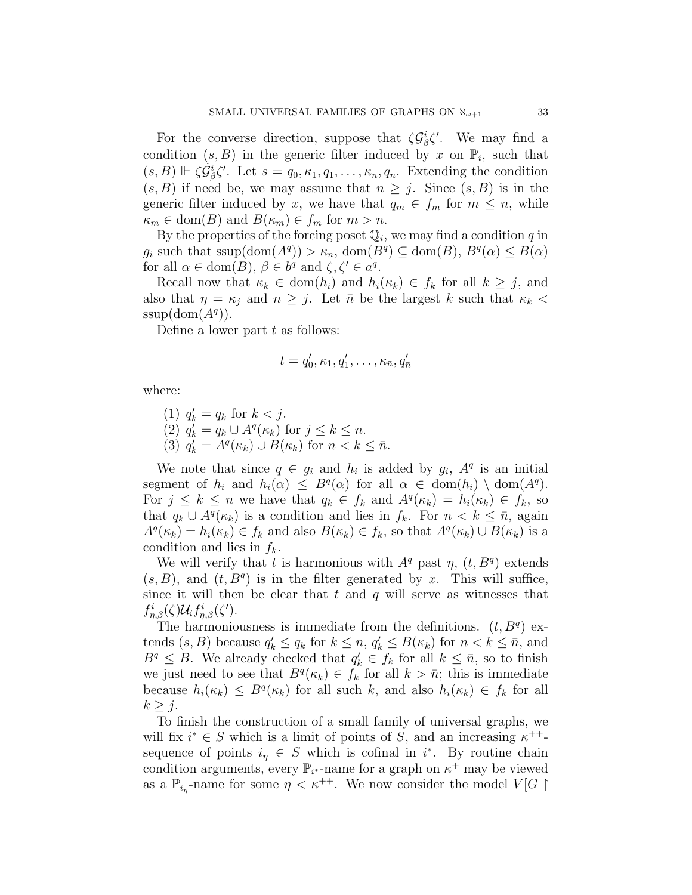For the converse direction, suppose that $\zeta \mathcal{G}^i_\beta \zeta'$. We may find a condition $(s, B)$ in the generic filter induced by $x$ on $\mathbb{P}_i$, such that $(s, B) \Vdash \zeta \dot{\mathcal{G}}^i_\beta \zeta'$. Let $s = q_0, \kappa_1, q_1, \ldots, \kappa_n, q_n$. Extending the condition $(s, B)$ if need be, we may assume that $n \geq j$. Since $(s, B)$ is in the generic filter induced by $x$, we have that $q_m \in f_m$ for $m \leq n$, while $\kappa_m \in \mathrm{dom}(B)$ and $B(\kappa_m) \in f_m$ for $m > n$.

By the properties of the forcing poset $\mathbb{Q}_i$, we may find a condition $q$ in $g_i$ such that $\mathrm{ssup}(\mathrm{dom}(A^q)) > \kappa_n$, $\mathrm{dom}(B^q) \subseteq \mathrm{dom}(B)$, $B^q(\alpha) \leq B(\alpha)$ for all $\alpha \in \mathrm{dom}(B)$, $\beta \in b^q$ and $\zeta, \zeta' \in a^q$.

Recall now that $\kappa_k \in \mathrm{dom}(h_i)$ and $h_i(\kappa_k) \in f_k$ for all $k \geq j$, and also that $\eta = \kappa_j$ and $n \geq j$. Let $\bar{n}$ be the largest $k$ such that $\kappa_k < \mathrm{ssup}(\mathrm{dom}(A^q))$.

Define a lower part $t$ as follows:

$$t = q'_0, \kappa_1, q'_1, \ldots, \kappa_{\bar{n}}, q'_{\bar{n}}$$

where:

(1) $q'_k = q_k$ for $k < j$.
(2) $q'_k = q_k \cup A^q(\kappa_k)$ for $j \leq k \leq n$.
(3) $q'_k = A^q(\kappa_k) \cup B(\kappa_k)$ for $n < k \leq \bar{n}$.

We note that since $q \in g_i$ and $h_i$ is added by $g_i$, $A^q$ is an initial segment of $h_i$ and $h_i(\alpha) \leq B^q(\alpha)$ for all $\alpha \in \mathrm{dom}(h_i) \setminus \mathrm{dom}(A^q)$. For $j \leq k \leq n$ we have that $q_k \in f_k$ and $A^q(\kappa_k) = h_i(\kappa_k) \in f_k$, so that $q_k \cup A^q(\kappa_k)$ is a condition and lies in $f_k$. For $n < k \leq \bar{n}$, again $A^q(\kappa_k) = h_i(\kappa_k) \in f_k$ and also $B(\kappa_k) \in f_k$, so that $A^q(\kappa_k) \cup B(\kappa_k)$ is a condition and lies in $f_k$.

We will verify that $t$ is harmonious with $A^q$ past $\eta$, $(t, B^q)$ extends $(s, B)$, and $(t, B^q)$ is in the filter generated by $x$. This will suffice, since it will then be clear that $t$ and $q$ will serve as witnesses that $f^i_{\eta,\beta}(\zeta) \mathcal{U}_i f^i_{\eta,\beta}(\zeta')$.

The harmoniousness is immediate from the definitions. $(t, B^q)$ extends $(s, B)$ because $q'_k \leq q_k$ for $k \leq n$, $q'_k \leq B(\kappa_k)$ for $n < k \leq \bar{n}$, and $B^q \leq B$. We already checked that $q'_k \in f_k$ for all $k \leq \bar{n}$, so to finish we just need to see that $B^q(\kappa_k) \in f_k$ for all $k > \bar{n}$; this is immediate because $h_i(\kappa_k) \leq B^q(\kappa_k)$ for all such $k$, and also $h_i(\kappa_k) \in f_k$ for all $k \geq j$.

To finish the construction of a small family of universal graphs, we will fix $i^* \in S$ which is a limit of points of $S$, and an increasing $\kappa^{++}$-sequence of points $i_\eta \in S$ which is cofinal in $i^*$. By routine chain condition arguments, every $\mathbb{P}_{i^*}$-name for a graph on $\kappa^+$ may be viewed as a $\mathbb{P}_{i_\eta}$-name for some $\eta < \kappa^{++}$. We now consider the model $V[G \restriction$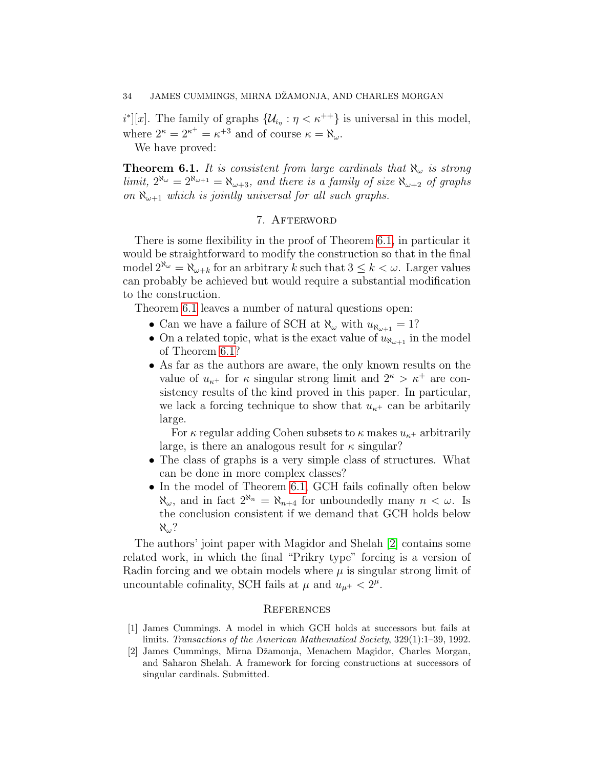$i^*][x]$. The family of graphs $\{\mathcal{U}_{i_\eta} : \eta < \kappa^{++}\}$ is universal in this model, where $2^\kappa = 2^{\kappa^+} = \kappa^{+3}$ and of course $\kappa = \aleph_\omega$.

We have proved:

**Theorem 6.1.** *It is consistent from large cardinals that $\aleph_\omega$ is strong limit, $2^{\aleph_\omega} = 2^{\aleph_{\omega+1}} = \aleph_{\omega+3}$, and there is a family of size $\aleph_{\omega+2}$ of graphs on $\aleph_{\omega+1}$ which is jointly universal for all such graphs.*

## 7. Afterword

There is some flexibility in the proof of Theorem 6.1, in particular it would be straightforward to modify the construction so that in the final model $2^{\aleph_\omega} = \aleph_{\omega+k}$ for an arbitrary $k$ such that $3 \leq k < \omega$. Larger values can probably be achieved but would require a substantial modification to the construction.

Theorem 6.1 leaves a number of natural questions open:

- Can we have a failure of SCH at $\aleph_\omega$ with $u_{\aleph_{\omega+1}} = 1$?
- On a related topic, what is the exact value of $u_{\aleph_{\omega+1}}$ in the model of Theorem 6.1?
- As far as the authors are aware, the only known results on the value of $u_{\kappa^+}$ for $\kappa$ singular strong limit and $2^\kappa > \kappa^+$ are consistency results of the kind proved in this paper. In particular, we lack a forcing technique to show that $u_{\kappa^+}$ can be arbitarily large.

  For $\kappa$ regular adding Cohen subsets to $\kappa$ makes $u_{\kappa^+}$ arbitrarily large, is there an analogous result for $\kappa$ singular?
- The class of graphs is a very simple class of structures. What can be done in more complex classes?
- In the model of Theorem 6.1, GCH fails cofinally often below $\aleph_\omega$, and in fact $2^{\aleph_n} = \aleph_{n+4}$ for unboundedly many $n < \omega$. Is the conclusion consistent if we demand that GCH holds below $\aleph_\omega$?

The authors' joint paper with Magidor and Shelah [2] contains some related work, in which the final "Prikry type" forcing is a version of Radin forcing and we obtain models where $\mu$ is singular strong limit of uncountable cofinality, SCH fails at $\mu$ and $u_{\mu^+} < 2^\mu$.

## References

[1] James Cummings. A model in which GCH holds at successors but fails at limits. *Transactions of the American Mathematical Society*, 329(1):1–39, 1992.

[2] James Cummings, Mirna Džamonja, Menachem Magidor, Charles Morgan, and Saharon Shelah. A framework for forcing constructions at successors of singular cardinals. Submitted.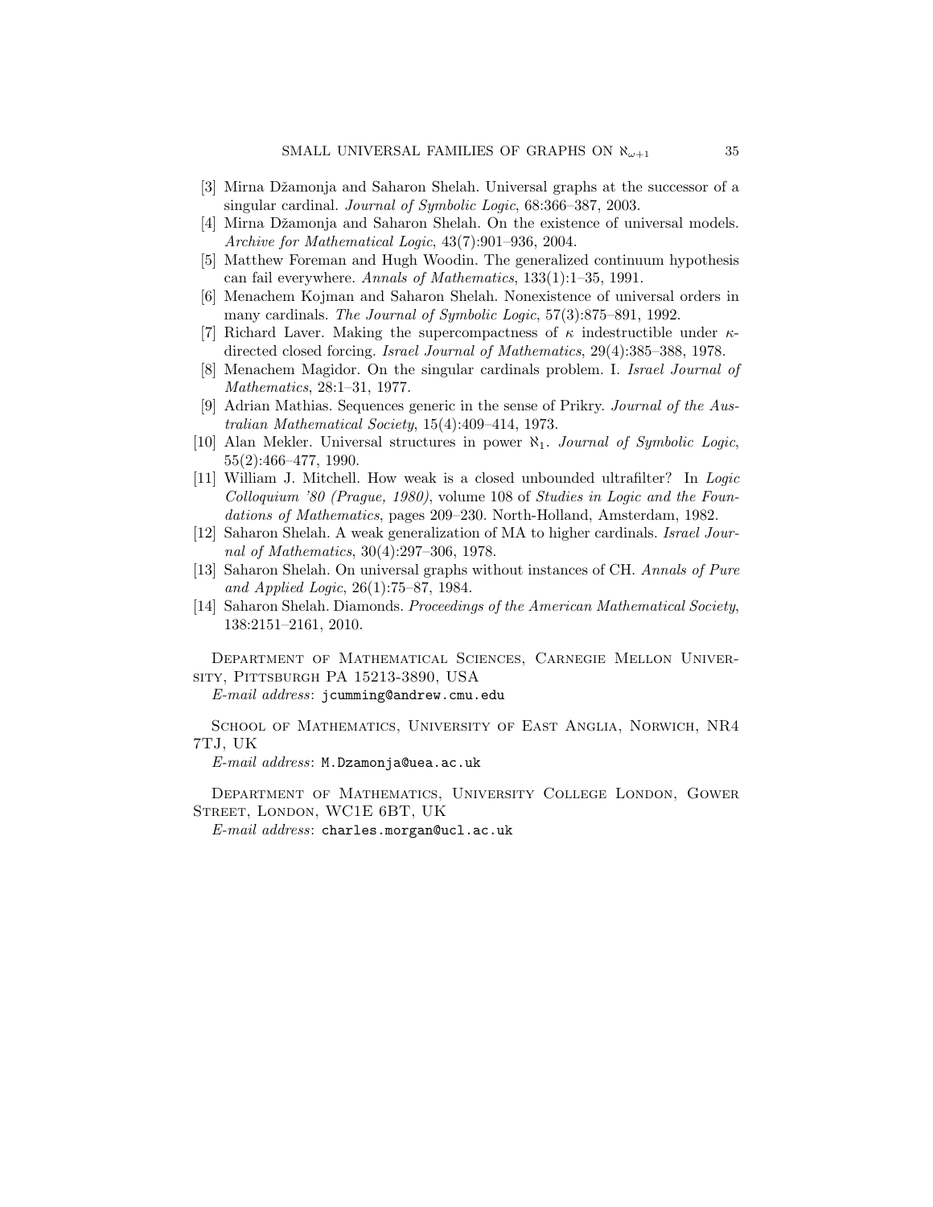[3] Mirna Džamonja and Saharon Shelah. Universal graphs at the successor of a singular cardinal. *Journal of Symbolic Logic*, 68:366–387, 2003.

[4] Mirna Džamonja and Saharon Shelah. On the existence of universal models. *Archive for Mathematical Logic*, 43(7):901–936, 2004.

[5] Matthew Foreman and Hugh Woodin. The generalized continuum hypothesis can fail everywhere. *Annals of Mathematics*, 133(1):1–35, 1991.

[6] Menachem Kojman and Saharon Shelah. Nonexistence of universal orders in many cardinals. *The Journal of Symbolic Logic*, 57(3):875–891, 1992.

[7] Richard Laver. Making the supercompactness of $\kappa$ indestructible under $\kappa$-directed closed forcing. *Israel Journal of Mathematics*, 29(4):385–388, 1978.

[8] Menachem Magidor. On the singular cardinals problem. I. *Israel Journal of Mathematics*, 28:1–31, 1977.

[9] Adrian Mathias. Sequences generic in the sense of Prikry. *Journal of the Australian Mathematical Society*, 15(4):409–414, 1973.

[10] Alan Mekler. Universal structures in power $\aleph_1$. *Journal of Symbolic Logic*, 55(2):466–477, 1990.

[11] William J. Mitchell. How weak is a closed unbounded ultrafilter? In *Logic Colloquium '80 (Prague, 1980)*, volume 108 of *Studies in Logic and the Foundations of Mathematics*, pages 209–230. North-Holland, Amsterdam, 1982.

[12] Saharon Shelah. A weak generalization of MA to higher cardinals. *Israel Journal of Mathematics*, 30(4):297–306, 1978.

[13] Saharon Shelah. On universal graphs without instances of CH. *Annals of Pure and Applied Logic*, 26(1):75–87, 1984.

[14] Saharon Shelah. Diamonds. *Proceedings of the American Mathematical Society*, 138:2151–2161, 2010.

Department of Mathematical Sciences, Carnegie Mellon University, Pittsburgh PA 15213-3890, USA

*E-mail address*: jcumming@andrew.cmu.edu

School of Mathematics, University of East Anglia, Norwich, NR4 7TJ, UK

*E-mail address*: M.Dzamonja@uea.ac.uk

Department of Mathematics, University College London, Gower Street, London, WC1E 6BT, UK

*E-mail address*: charles.morgan@ucl.ac.uk